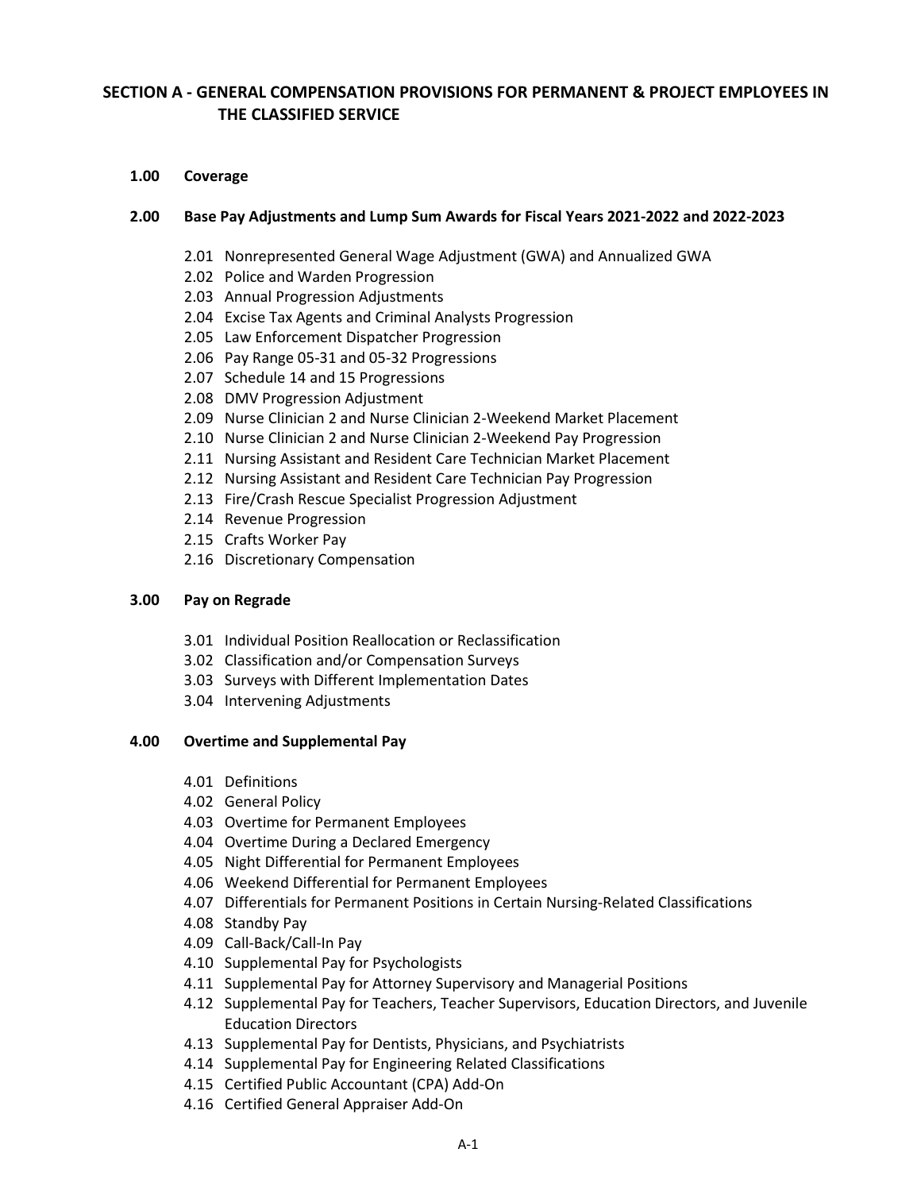# SECTION A - GENERAL COMPENSATION PROVISIONS FOR PERMANENT & PROJECT EMPLOYEES IN THE CLASSIFIED SERVICE

**1.00 Coverage**

**2.00 Base Pay Adjustments and Lump Sum Awards for Fiscal Years 2021-2022 and 2022-2023**

- 2.01 Nonrepresented General Wage Adjustment (GWA) and Annualized GWA
- 2.02 Police and Warden Progression
- 2.03 Annual Progression Adjustments
- 2.04 Excise Tax Agents and Criminal Analysts Progression
- 2.05 Law Enforcement Dispatcher Progression
- 2.06 Pay Range 05-31 and 05-32 Progressions
- 2.07 Schedule 14 and 15 Progressions
- 2.08 DMV Progression Adjustment
- 2.09 Nurse Clinician 2 and Nurse Clinician 2-Weekend Market Placement
- 2.10 Nurse Clinician 2 and Nurse Clinician 2-Weekend Pay Progression
- 2.11 Nursing Assistant and Resident Care Technician Market Placement
- 2.12 Nursing Assistant and Resident Care Technician Pay Progression
- 2.13 Fire/Crash Rescue Specialist Progression Adjustment
- 2.14 Revenue Progression
- 2.15 Crafts Worker Pay
- 2.16 Discretionary Compensation

**3.00 Pay on Regrade**

- 3.01 Individual Position Reallocation or Reclassification
- 3.02 Classification and/or Compensation Surveys
- 3.03 Surveys with Different Implementation Dates
- 3.04 Intervening Adjustments

**4.00 Overtime and Supplemental Pay**

- 4.01 Definitions
- 4.02 General Policy
- 4.03 Overtime for Permanent Employees
- 4.04 Overtime During a Declared Emergency
- 4.05 Night Differential for Permanent Employees
- 4.06 Weekend Differential for Permanent Employees
- 4.07 Differentials for Permanent Positions in Certain Nursing-Related Classifications
- 4.08 Standby Pay
- 4.09 Call-Back/Call-In Pay
- 4.10 Supplemental Pay for Psychologists
- 4.11 Supplemental Pay for Attorney Supervisory and Managerial Positions
- 4.12 Supplemental Pay for Teachers, Teacher Supervisors, Education Directors, and Juvenile Education Directors
- 4.13 Supplemental Pay for Dentists, Physicians, and Psychiatrists
- 4.14 Supplemental Pay for Engineering Related Classifications
- 4.15 Certified Public Accountant (CPA) Add-On
- 4.16 Certified General Appraiser Add-On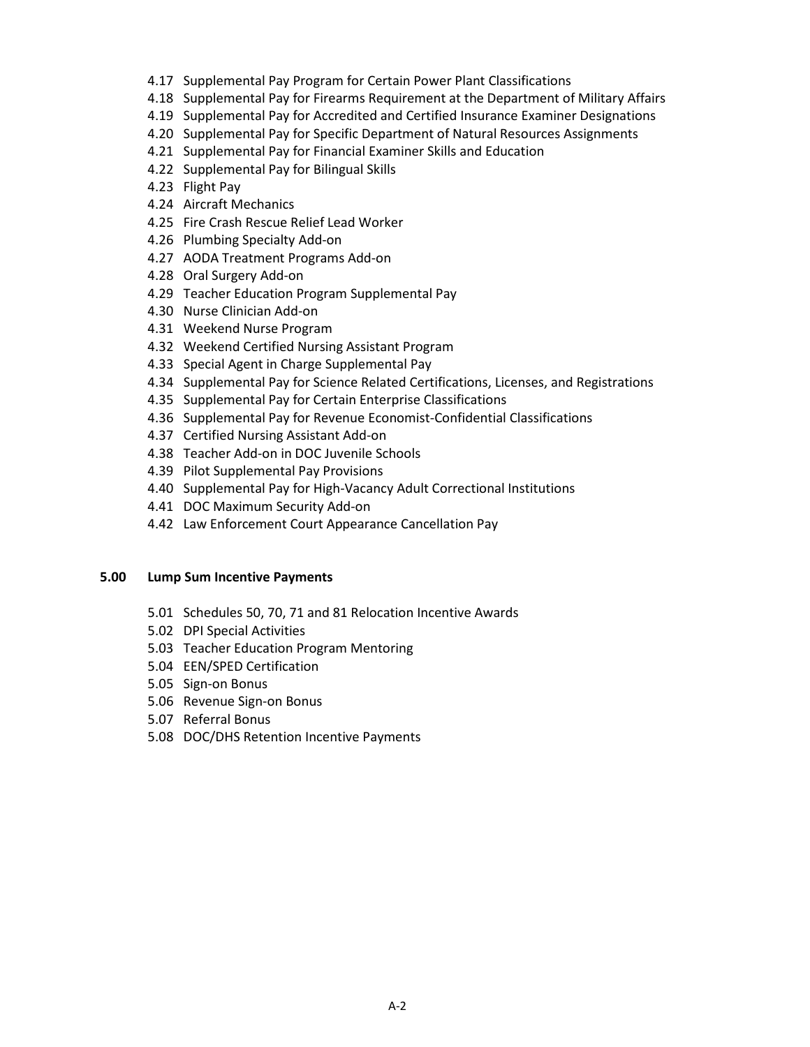4.17 Supplemental Pay Program for Certain Power Plant Classifications
4.18 Supplemental Pay for Firearms Requirement at the Department of Military Affairs
4.19 Supplemental Pay for Accredited and Certified Insurance Examiner Designations
4.20 Supplemental Pay for Specific Department of Natural Resources Assignments
4.21 Supplemental Pay for Financial Examiner Skills and Education
4.22 Supplemental Pay for Bilingual Skills
4.23 Flight Pay
4.24 Aircraft Mechanics
4.25 Fire Crash Rescue Relief Lead Worker
4.26 Plumbing Specialty Add-on
4.27 AODA Treatment Programs Add-on
4.28 Oral Surgery Add-on
4.29 Teacher Education Program Supplemental Pay
4.30 Nurse Clinician Add-on
4.31 Weekend Nurse Program
4.32 Weekend Certified Nursing Assistant Program
4.33 Special Agent in Charge Supplemental Pay
4.34 Supplemental Pay for Science Related Certifications, Licenses, and Registrations
4.35 Supplemental Pay for Certain Enterprise Classifications
4.36 Supplemental Pay for Revenue Economist-Confidential Classifications
4.37 Certified Nursing Assistant Add-on
4.38 Teacher Add-on in DOC Juvenile Schools
4.39 Pilot Supplemental Pay Provisions
4.40 Supplemental Pay for High-Vacancy Adult Correctional Institutions
4.41 DOC Maximum Security Add-on
4.42 Law Enforcement Court Appearance Cancellation Pay

**5.00 Lump Sum Incentive Payments**

5.01 Schedules 50, 70, 71 and 81 Relocation Incentive Awards
5.02 DPI Special Activities
5.03 Teacher Education Program Mentoring
5.04 EEN/SPED Certification
5.05 Sign-on Bonus
5.06 Revenue Sign-on Bonus
5.07 Referral Bonus
5.08 DOC/DHS Retention Incentive Payments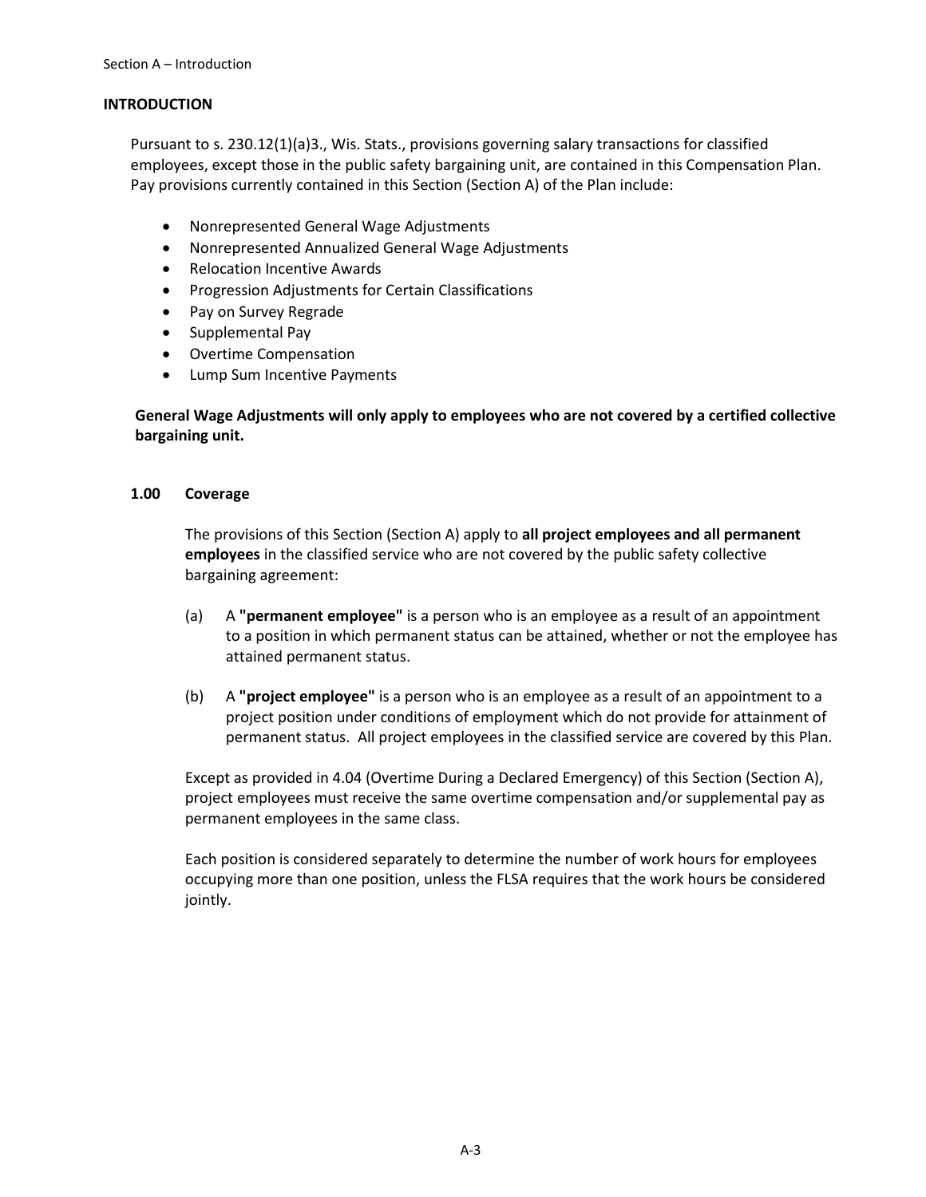## INTRODUCTION

Pursuant to s. 230.12(1)(a)3., Wis. Stats., provisions governing salary transactions for classified employees, except those in the public safety bargaining unit, are contained in this Compensation Plan. Pay provisions currently contained in this Section (Section A) of the Plan include:

- Nonrepresented General Wage Adjustments
- Nonrepresented Annualized General Wage Adjustments
- Relocation Incentive Awards
- Progression Adjustments for Certain Classifications
- Pay on Survey Regrade
- Supplemental Pay
- Overtime Compensation
- Lump Sum Incentive Payments

**General Wage Adjustments will only apply to employees who are not covered by a certified collective bargaining unit.**

### 1.00 Coverage

The provisions of this Section (Section A) apply to **all project employees and all permanent employees** in the classified service who are not covered by the public safety collective bargaining agreement:

(a) A **"permanent employee"** is a person who is an employee as a result of an appointment to a position in which permanent status can be attained, whether or not the employee has attained permanent status.

(b) A **"project employee"** is a person who is an employee as a result of an appointment to a project position under conditions of employment which do not provide for attainment of permanent status. All project employees in the classified service are covered by this Plan.

Except as provided in 4.04 (Overtime During a Declared Emergency) of this Section (Section A), project employees must receive the same overtime compensation and/or supplemental pay as permanent employees in the same class.

Each position is considered separately to determine the number of work hours for employees occupying more than one position, unless the FLSA requires that the work hours be considered jointly.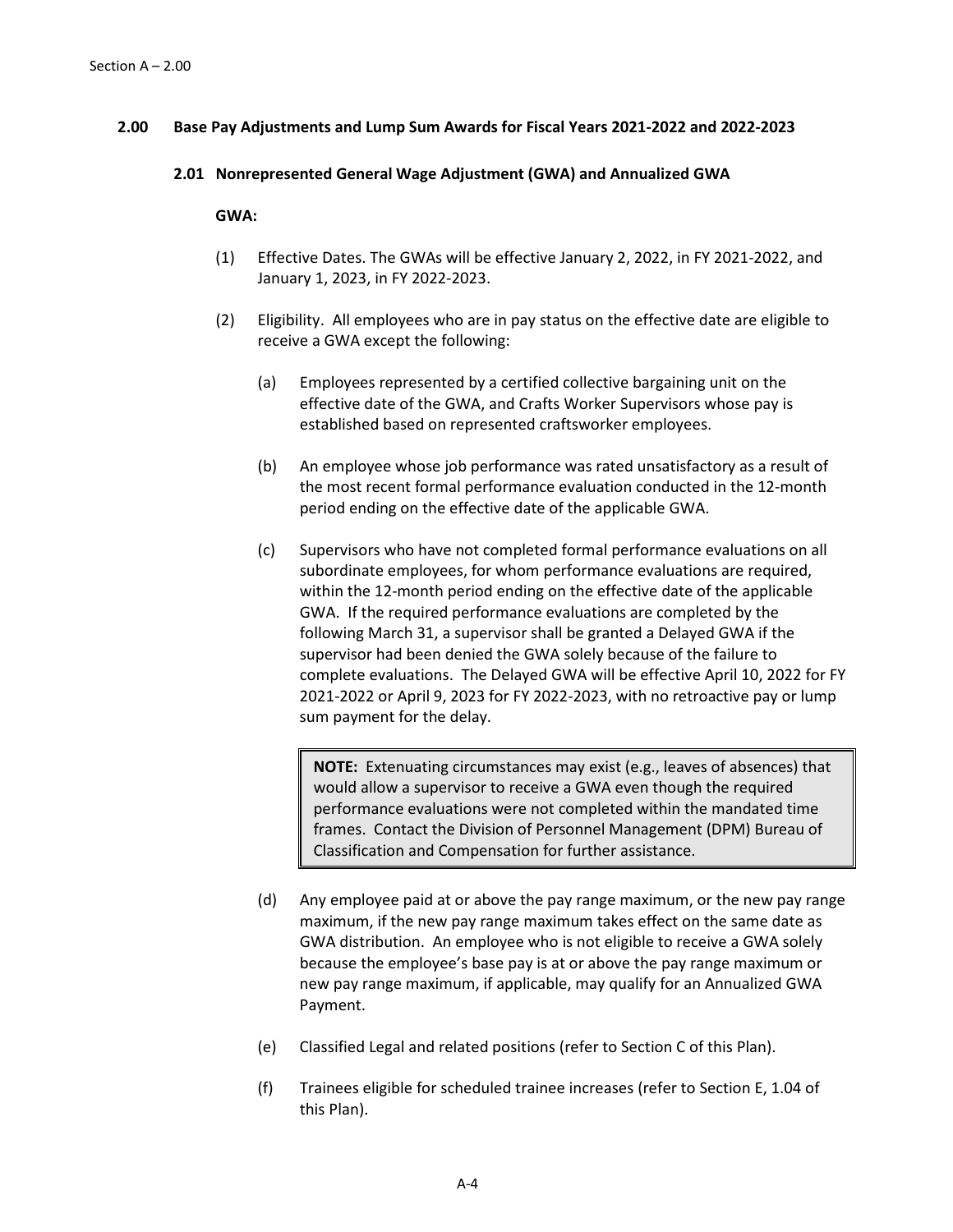## 2.00 Base Pay Adjustments and Lump Sum Awards for Fiscal Years 2021-2022 and 2022-2023

### 2.01 Nonrepresented General Wage Adjustment (GWA) and Annualized GWA

**GWA:**

(1) Effective Dates. The GWAs will be effective January 2, 2022, in FY 2021-2022, and January 1, 2023, in FY 2022-2023.

(2) Eligibility. All employees who are in pay status on the effective date are eligible to receive a GWA except the following:

(a) Employees represented by a certified collective bargaining unit on the effective date of the GWA, and Crafts Worker Supervisors whose pay is established based on represented craftsworker employees.

(b) An employee whose job performance was rated unsatisfactory as a result of the most recent formal performance evaluation conducted in the 12-month period ending on the effective date of the applicable GWA.

(c) Supervisors who have not completed formal performance evaluations on all subordinate employees, for whom performance evaluations are required, within the 12-month period ending on the effective date of the applicable GWA. If the required performance evaluations are completed by the following March 31, a supervisor shall be granted a Delayed GWA if the supervisor had been denied the GWA solely because of the failure to complete evaluations. The Delayed GWA will be effective April 10, 2022 for FY 2021-2022 or April 9, 2023 for FY 2022-2023, with no retroactive pay or lump sum payment for the delay.

> **NOTE:** Extenuating circumstances may exist (e.g., leaves of absences) that would allow a supervisor to receive a GWA even though the required performance evaluations were not completed within the mandated time frames. Contact the Division of Personnel Management (DPM) Bureau of Classification and Compensation for further assistance.

(d) Any employee paid at or above the pay range maximum, or the new pay range maximum, if the new pay range maximum takes effect on the same date as GWA distribution. An employee who is not eligible to receive a GWA solely because the employee's base pay is at or above the pay range maximum or new pay range maximum, if applicable, may qualify for an Annualized GWA Payment.

(e) Classified Legal and related positions (refer to Section C of this Plan).

(f) Trainees eligible for scheduled trainee increases (refer to Section E, 1.04 of this Plan).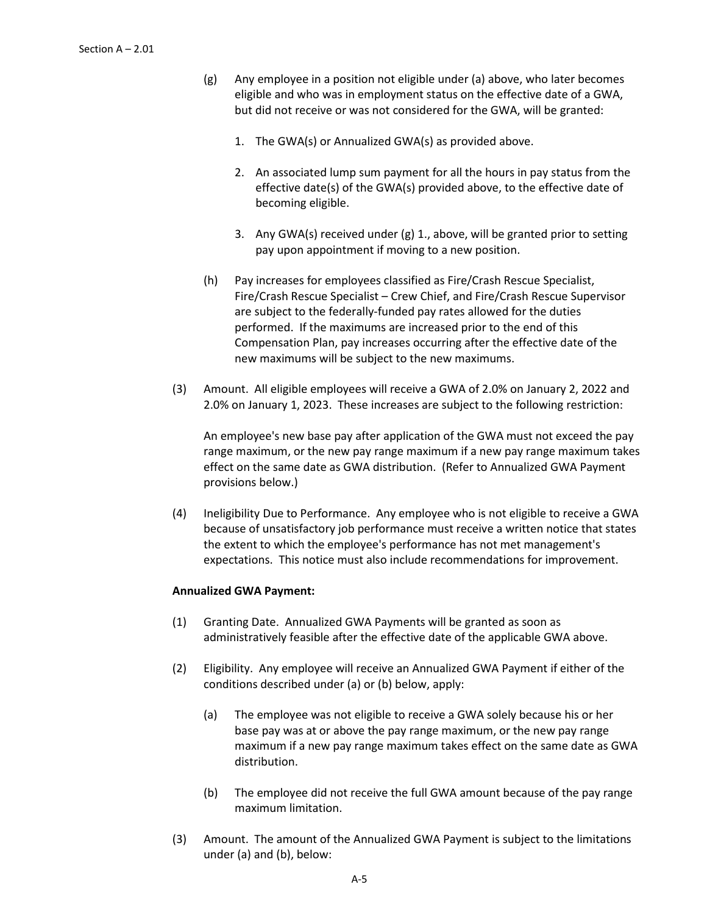(g) Any employee in a position not eligible under (a) above, who later becomes eligible and who was in employment status on the effective date of a GWA, but did not receive or was not considered for the GWA, will be granted:

1. The GWA(s) or Annualized GWA(s) as provided above.

2. An associated lump sum payment for all the hours in pay status from the effective date(s) of the GWA(s) provided above, to the effective date of becoming eligible.

3. Any GWA(s) received under (g) 1., above, will be granted prior to setting pay upon appointment if moving to a new position.

(h) Pay increases for employees classified as Fire/Crash Rescue Specialist, Fire/Crash Rescue Specialist – Crew Chief, and Fire/Crash Rescue Supervisor are subject to the federally-funded pay rates allowed for the duties performed. If the maximums are increased prior to the end of this Compensation Plan, pay increases occurring after the effective date of the new maximums will be subject to the new maximums.

(3) Amount. All eligible employees will receive a GWA of 2.0% on January 2, 2022 and 2.0% on January 1, 2023. These increases are subject to the following restriction:

An employee's new base pay after application of the GWA must not exceed the pay range maximum, or the new pay range maximum if a new pay range maximum takes effect on the same date as GWA distribution. (Refer to Annualized GWA Payment provisions below.)

(4) Ineligibility Due to Performance. Any employee who is not eligible to receive a GWA because of unsatisfactory job performance must receive a written notice that states the extent to which the employee's performance has not met management's expectations. This notice must also include recommendations for improvement.

**Annualized GWA Payment:**

(1) Granting Date. Annualized GWA Payments will be granted as soon as administratively feasible after the effective date of the applicable GWA above.

(2) Eligibility. Any employee will receive an Annualized GWA Payment if either of the conditions described under (a) or (b) below, apply:

(a) The employee was not eligible to receive a GWA solely because his or her base pay was at or above the pay range maximum, or the new pay range maximum if a new pay range maximum takes effect on the same date as GWA distribution.

(b) The employee did not receive the full GWA amount because of the pay range maximum limitation.

(3) Amount. The amount of the Annualized GWA Payment is subject to the limitations under (a) and (b), below: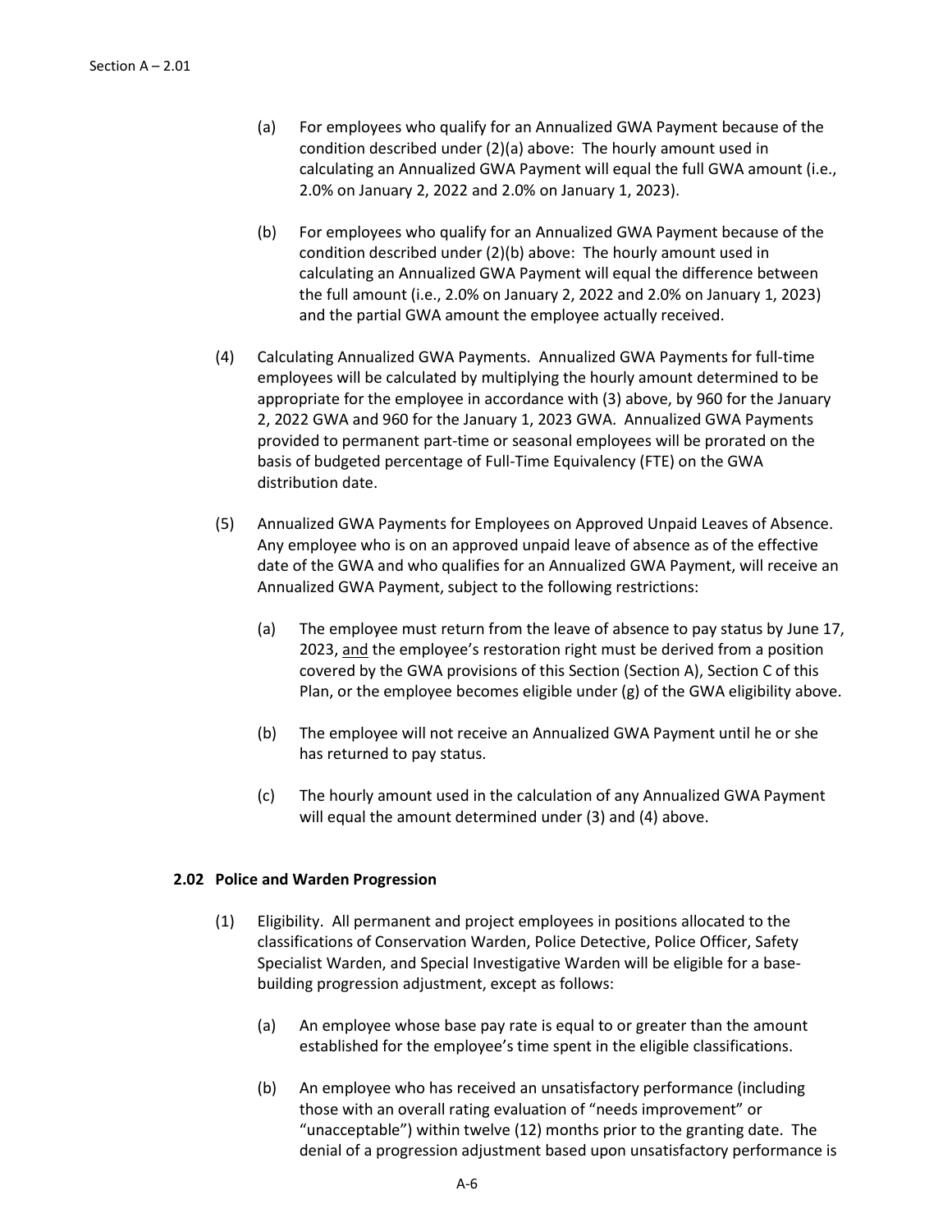(a) For employees who qualify for an Annualized GWA Payment because of the condition described under (2)(a) above: The hourly amount used in calculating an Annualized GWA Payment will equal the full GWA amount (i.e., 2.0% on January 2, 2022 and 2.0% on January 1, 2023).

(b) For employees who qualify for an Annualized GWA Payment because of the condition described under (2)(b) above: The hourly amount used in calculating an Annualized GWA Payment will equal the difference between the full amount (i.e., 2.0% on January 2, 2022 and 2.0% on January 1, 2023) and the partial GWA amount the employee actually received.

(4) Calculating Annualized GWA Payments. Annualized GWA Payments for full-time employees will be calculated by multiplying the hourly amount determined to be appropriate for the employee in accordance with (3) above, by 960 for the January 2, 2022 GWA and 960 for the January 1, 2023 GWA. Annualized GWA Payments provided to permanent part-time or seasonal employees will be prorated on the basis of budgeted percentage of Full-Time Equivalency (FTE) on the GWA distribution date.

(5) Annualized GWA Payments for Employees on Approved Unpaid Leaves of Absence. Any employee who is on an approved unpaid leave of absence as of the effective date of the GWA and who qualifies for an Annualized GWA Payment, will receive an Annualized GWA Payment, subject to the following restrictions:

(a) The employee must return from the leave of absence to pay status by June 17, 2023, <u>and</u> the employee's restoration right must be derived from a position covered by the GWA provisions of this Section (Section A), Section C of this Plan, or the employee becomes eligible under (g) of the GWA eligibility above.

(b) The employee will not receive an Annualized GWA Payment until he or she has returned to pay status.

(c) The hourly amount used in the calculation of any Annualized GWA Payment will equal the amount determined under (3) and (4) above.

### 2.02 Police and Warden Progression

(1) Eligibility. All permanent and project employees in positions allocated to the classifications of Conservation Warden, Police Detective, Police Officer, Safety Specialist Warden, and Special Investigative Warden will be eligible for a base-building progression adjustment, except as follows:

(a) An employee whose base pay rate is equal to or greater than the amount established for the employee's time spent in the eligible classifications.

(b) An employee who has received an unsatisfactory performance (including those with an overall rating evaluation of "needs improvement" or "unacceptable") within twelve (12) months prior to the granting date. The denial of a progression adjustment based upon unsatisfactory performance is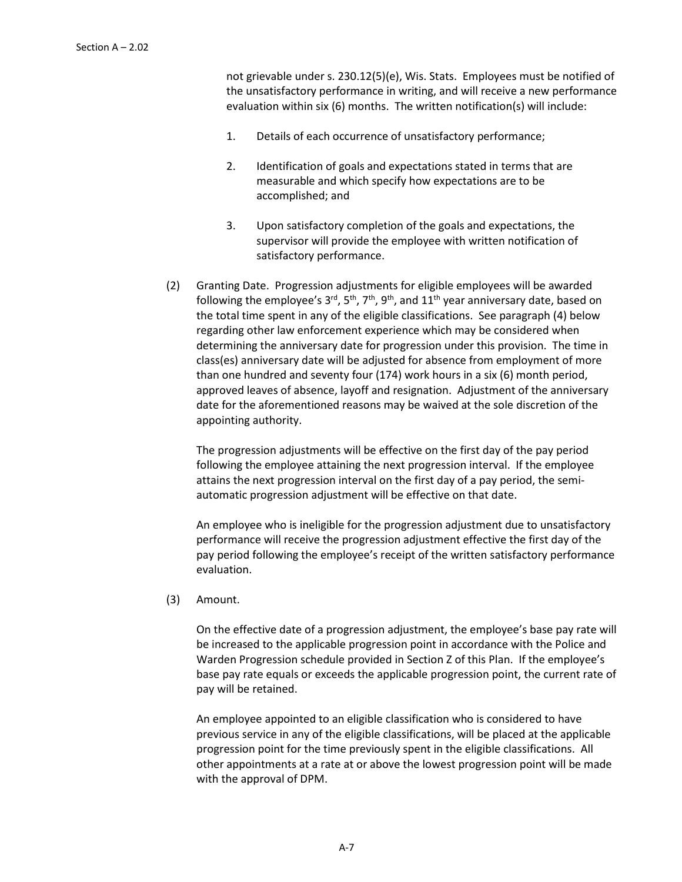not grievable under s. 230.12(5)(e), Wis. Stats. Employees must be notified of the unsatisfactory performance in writing, and will receive a new performance evaluation within six (6) months. The written notification(s) will include:

1. Details of each occurrence of unsatisfactory performance;

2. Identification of goals and expectations stated in terms that are measurable and which specify how expectations are to be accomplished; and

3. Upon satisfactory completion of the goals and expectations, the supervisor will provide the employee with written notification of satisfactory performance.

(2) Granting Date. Progression adjustments for eligible employees will be awarded following the employee's 3rd, 5th, 7th, 9th, and 11th year anniversary date, based on the total time spent in any of the eligible classifications. See paragraph (4) below regarding other law enforcement experience which may be considered when determining the anniversary date for progression under this provision. The time in class(es) anniversary date will be adjusted for absence from employment of more than one hundred and seventy four (174) work hours in a six (6) month period, approved leaves of absence, layoff and resignation. Adjustment of the anniversary date for the aforementioned reasons may be waived at the sole discretion of the appointing authority.

The progression adjustments will be effective on the first day of the pay period following the employee attaining the next progression interval. If the employee attains the next progression interval on the first day of a pay period, the semi-automatic progression adjustment will be effective on that date.

An employee who is ineligible for the progression adjustment due to unsatisfactory performance will receive the progression adjustment effective the first day of the pay period following the employee's receipt of the written satisfactory performance evaluation.

(3) Amount.

On the effective date of a progression adjustment, the employee's base pay rate will be increased to the applicable progression point in accordance with the Police and Warden Progression schedule provided in Section Z of this Plan. If the employee's base pay rate equals or exceeds the applicable progression point, the current rate of pay will be retained.

An employee appointed to an eligible classification who is considered to have previous service in any of the eligible classifications, will be placed at the applicable progression point for the time previously spent in the eligible classifications. All other appointments at a rate at or above the lowest progression point will be made with the approval of DPM.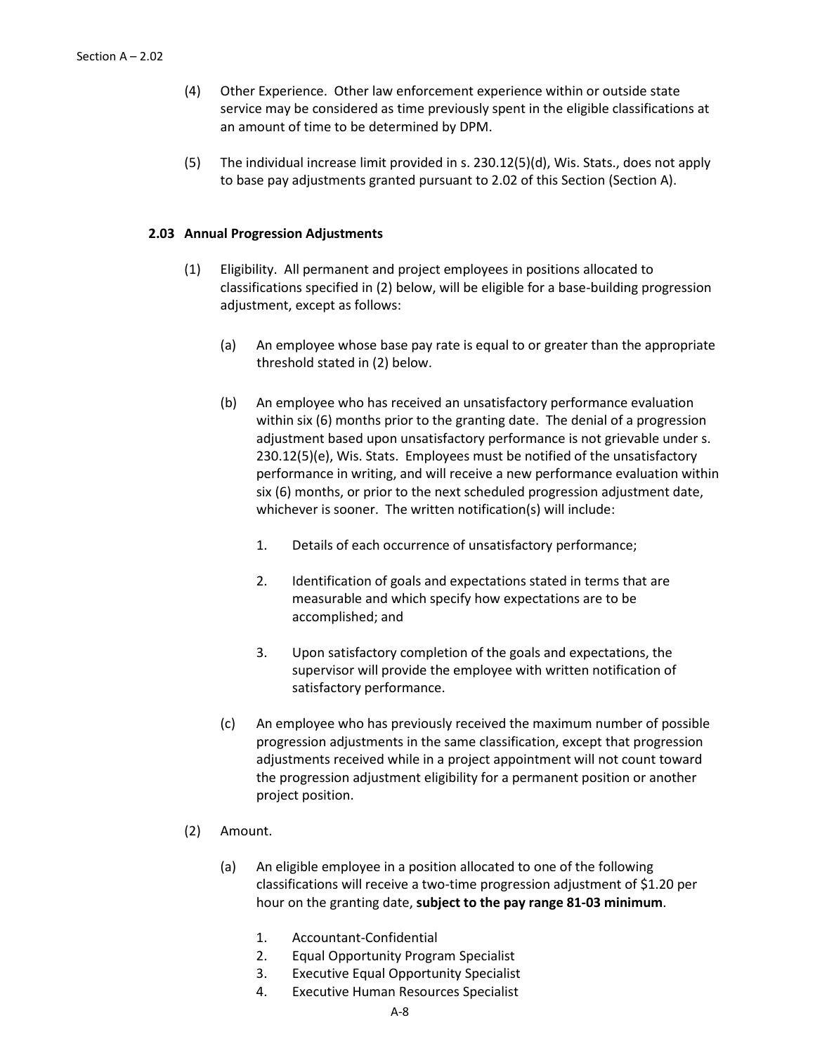(4) Other Experience. Other law enforcement experience within or outside state service may be considered as time previously spent in the eligible classifications at an amount of time to be determined by DPM.

(5) The individual increase limit provided in s. 230.12(5)(d), Wis. Stats., does not apply to base pay adjustments granted pursuant to 2.02 of this Section (Section A).

### 2.03 Annual Progression Adjustments

(1) Eligibility. All permanent and project employees in positions allocated to classifications specified in (2) below, will be eligible for a base-building progression adjustment, except as follows:

(a) An employee whose base pay rate is equal to or greater than the appropriate threshold stated in (2) below.

(b) An employee who has received an unsatisfactory performance evaluation within six (6) months prior to the granting date. The denial of a progression adjustment based upon unsatisfactory performance is not grievable under s. 230.12(5)(e), Wis. Stats. Employees must be notified of the unsatisfactory performance in writing, and will receive a new performance evaluation within six (6) months, or prior to the next scheduled progression adjustment date, whichever is sooner. The written notification(s) will include:

1. Details of each occurrence of unsatisfactory performance;

2. Identification of goals and expectations stated in terms that are measurable and which specify how expectations are to be accomplished; and

3. Upon satisfactory completion of the goals and expectations, the supervisor will provide the employee with written notification of satisfactory performance.

(c) An employee who has previously received the maximum number of possible progression adjustments in the same classification, except that progression adjustments received while in a project appointment will not count toward the progression adjustment eligibility for a permanent position or another project position.

(2) Amount.

(a) An eligible employee in a position allocated to one of the following classifications will receive a two-time progression adjustment of $1.20 per hour on the granting date, **subject to the pay range 81-03 minimum**.

1. Accountant-Confidential
2. Equal Opportunity Program Specialist
3. Executive Equal Opportunity Specialist
4. Executive Human Resources Specialist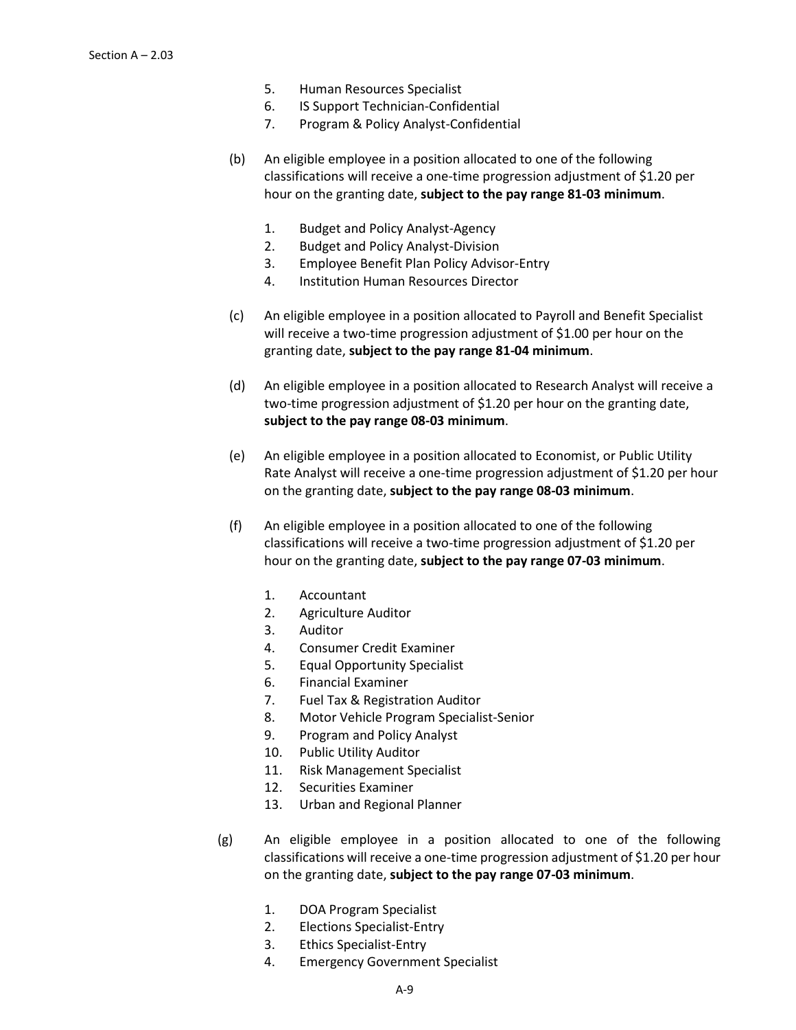5. Human Resources Specialist
6. IS Support Technician-Confidential
7. Program & Policy Analyst-Confidential

(b) An eligible employee in a position allocated to one of the following classifications will receive a one-time progression adjustment of $1.20 per hour on the granting date, **subject to the pay range 81-03 minimum**.

1. Budget and Policy Analyst-Agency
2. Budget and Policy Analyst-Division
3. Employee Benefit Plan Policy Advisor-Entry
4. Institution Human Resources Director

(c) An eligible employee in a position allocated to Payroll and Benefit Specialist will receive a two-time progression adjustment of $1.00 per hour on the granting date, **subject to the pay range 81-04 minimum**.

(d) An eligible employee in a position allocated to Research Analyst will receive a two-time progression adjustment of $1.20 per hour on the granting date, **subject to the pay range 08-03 minimum**.

(e) An eligible employee in a position allocated to Economist, or Public Utility Rate Analyst will receive a one-time progression adjustment of $1.20 per hour on the granting date, **subject to the pay range 08-03 minimum**.

(f) An eligible employee in a position allocated to one of the following classifications will receive a two-time progression adjustment of $1.20 per hour on the granting date, **subject to the pay range 07-03 minimum**.

1. Accountant
2. Agriculture Auditor
3. Auditor
4. Consumer Credit Examiner
5. Equal Opportunity Specialist
6. Financial Examiner
7. Fuel Tax & Registration Auditor
8. Motor Vehicle Program Specialist-Senior
9. Program and Policy Analyst
10. Public Utility Auditor
11. Risk Management Specialist
12. Securities Examiner
13. Urban and Regional Planner

(g) An eligible employee in a position allocated to one of the following classifications will receive a one-time progression adjustment of $1.20 per hour on the granting date, **subject to the pay range 07-03 minimum**.

1. DOA Program Specialist
2. Elections Specialist-Entry
3. Ethics Specialist-Entry
4. Emergency Government Specialist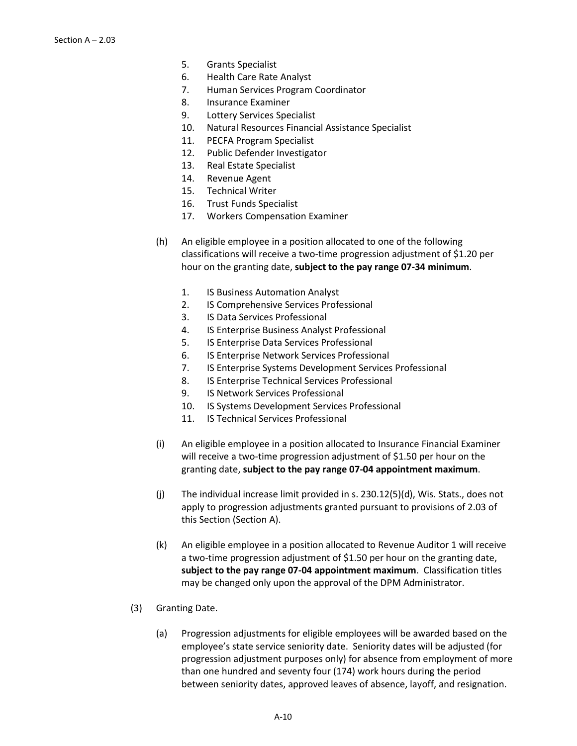5. Grants Specialist
6. Health Care Rate Analyst
7. Human Services Program Coordinator
8. Insurance Examiner
9. Lottery Services Specialist
10. Natural Resources Financial Assistance Specialist
11. PECFA Program Specialist
12. Public Defender Investigator
13. Real Estate Specialist
14. Revenue Agent
15. Technical Writer
16. Trust Funds Specialist
17. Workers Compensation Examiner

(h) An eligible employee in a position allocated to one of the following classifications will receive a two-time progression adjustment of $1.20 per hour on the granting date, **subject to the pay range 07-34 minimum**.

1. IS Business Automation Analyst
2. IS Comprehensive Services Professional
3. IS Data Services Professional
4. IS Enterprise Business Analyst Professional
5. IS Enterprise Data Services Professional
6. IS Enterprise Network Services Professional
7. IS Enterprise Systems Development Services Professional
8. IS Enterprise Technical Services Professional
9. IS Network Services Professional
10. IS Systems Development Services Professional
11. IS Technical Services Professional

(i) An eligible employee in a position allocated to Insurance Financial Examiner will receive a two-time progression adjustment of $1.50 per hour on the granting date, **subject to the pay range 07-04 appointment maximum**.

(j) The individual increase limit provided in s. 230.12(5)(d), Wis. Stats., does not apply to progression adjustments granted pursuant to provisions of 2.03 of this Section (Section A).

(k) An eligible employee in a position allocated to Revenue Auditor 1 will receive a two-time progression adjustment of $1.50 per hour on the granting date, **subject to the pay range 07-04 appointment maximum**. Classification titles may be changed only upon the approval of the DPM Administrator.

(3) Granting Date.

(a) Progression adjustments for eligible employees will be awarded based on the employee's state service seniority date. Seniority dates will be adjusted (for progression adjustment purposes only) for absence from employment of more than one hundred and seventy four (174) work hours during the period between seniority dates, approved leaves of absence, layoff, and resignation.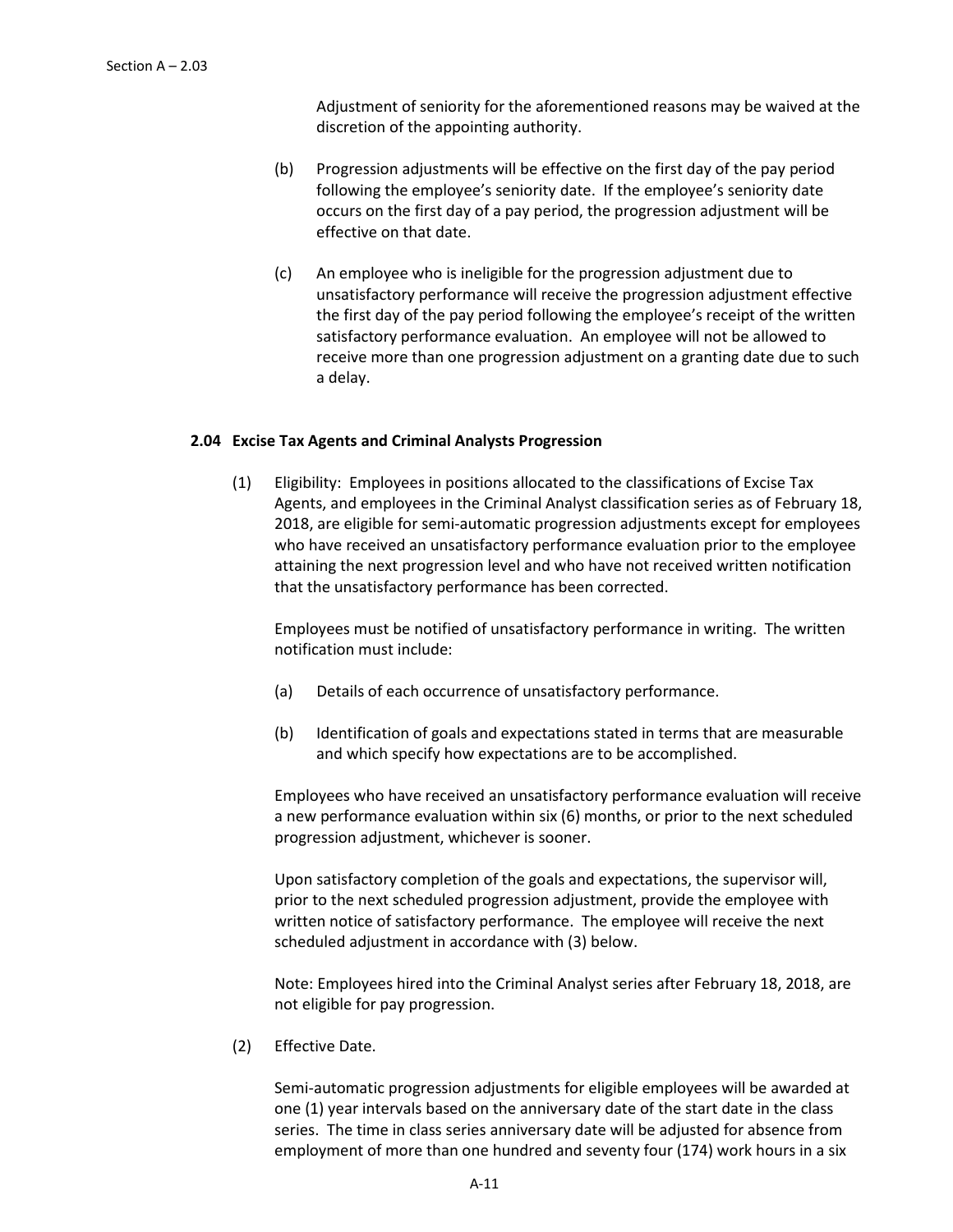Adjustment of seniority for the aforementioned reasons may be waived at the discretion of the appointing authority.

(b) Progression adjustments will be effective on the first day of the pay period following the employee's seniority date. If the employee's seniority date occurs on the first day of a pay period, the progression adjustment will be effective on that date.

(c) An employee who is ineligible for the progression adjustment due to unsatisfactory performance will receive the progression adjustment effective the first day of the pay period following the employee's receipt of the written satisfactory performance evaluation. An employee will not be allowed to receive more than one progression adjustment on a granting date due to such a delay.

### 2.04 Excise Tax Agents and Criminal Analysts Progression

(1) Eligibility: Employees in positions allocated to the classifications of Excise Tax Agents, and employees in the Criminal Analyst classification series as of February 18, 2018, are eligible for semi-automatic progression adjustments except for employees who have received an unsatisfactory performance evaluation prior to the employee attaining the next progression level and who have not received written notification that the unsatisfactory performance has been corrected.

Employees must be notified of unsatisfactory performance in writing. The written notification must include:

(a) Details of each occurrence of unsatisfactory performance.

(b) Identification of goals and expectations stated in terms that are measurable and which specify how expectations are to be accomplished.

Employees who have received an unsatisfactory performance evaluation will receive a new performance evaluation within six (6) months, or prior to the next scheduled progression adjustment, whichever is sooner.

Upon satisfactory completion of the goals and expectations, the supervisor will, prior to the next scheduled progression adjustment, provide the employee with written notice of satisfactory performance. The employee will receive the next scheduled adjustment in accordance with (3) below.

Note: Employees hired into the Criminal Analyst series after February 18, 2018, are not eligible for pay progression.

(2) Effective Date.

Semi-automatic progression adjustments for eligible employees will be awarded at one (1) year intervals based on the anniversary date of the start date in the class series. The time in class series anniversary date will be adjusted for absence from employment of more than one hundred and seventy four (174) work hours in a six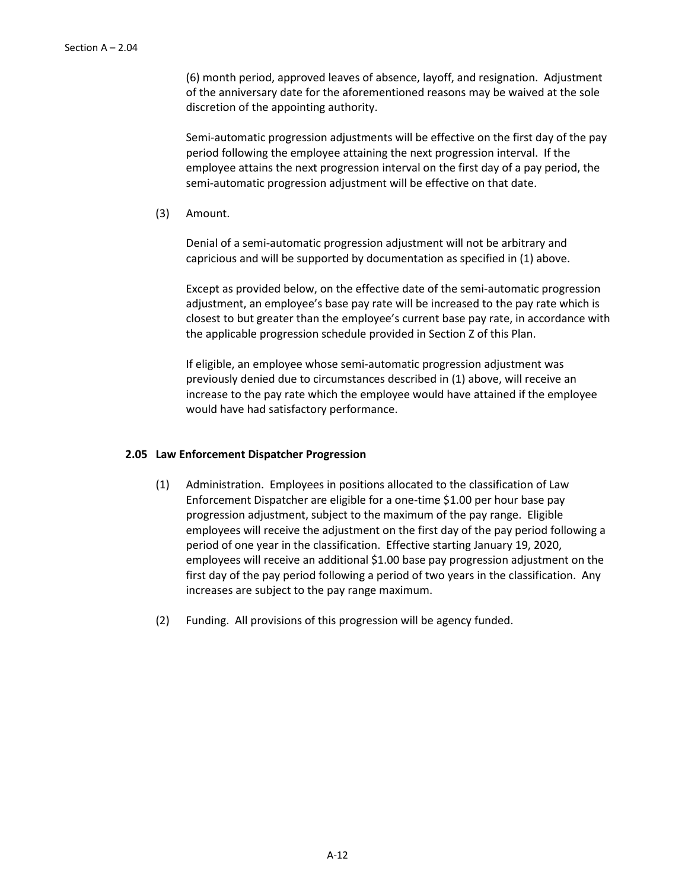(6) month period, approved leaves of absence, layoff, and resignation. Adjustment of the anniversary date for the aforementioned reasons may be waived at the sole discretion of the appointing authority.

Semi-automatic progression adjustments will be effective on the first day of the pay period following the employee attaining the next progression interval. If the employee attains the next progression interval on the first day of a pay period, the semi-automatic progression adjustment will be effective on that date.

(3) Amount.

Denial of a semi-automatic progression adjustment will not be arbitrary and capricious and will be supported by documentation as specified in (1) above.

Except as provided below, on the effective date of the semi-automatic progression adjustment, an employee's base pay rate will be increased to the pay rate which is closest to but greater than the employee's current base pay rate, in accordance with the applicable progression schedule provided in Section Z of this Plan.

If eligible, an employee whose semi-automatic progression adjustment was previously denied due to circumstances described in (1) above, will receive an increase to the pay rate which the employee would have attained if the employee would have had satisfactory performance.

### 2.05 Law Enforcement Dispatcher Progression

(1) Administration. Employees in positions allocated to the classification of Law Enforcement Dispatcher are eligible for a one-time $1.00 per hour base pay progression adjustment, subject to the maximum of the pay range. Eligible employees will receive the adjustment on the first day of the pay period following a period of one year in the classification. Effective starting January 19, 2020, employees will receive an additional $1.00 base pay progression adjustment on the first day of the pay period following a period of two years in the classification. Any increases are subject to the pay range maximum.

(2) Funding. All provisions of this progression will be agency funded.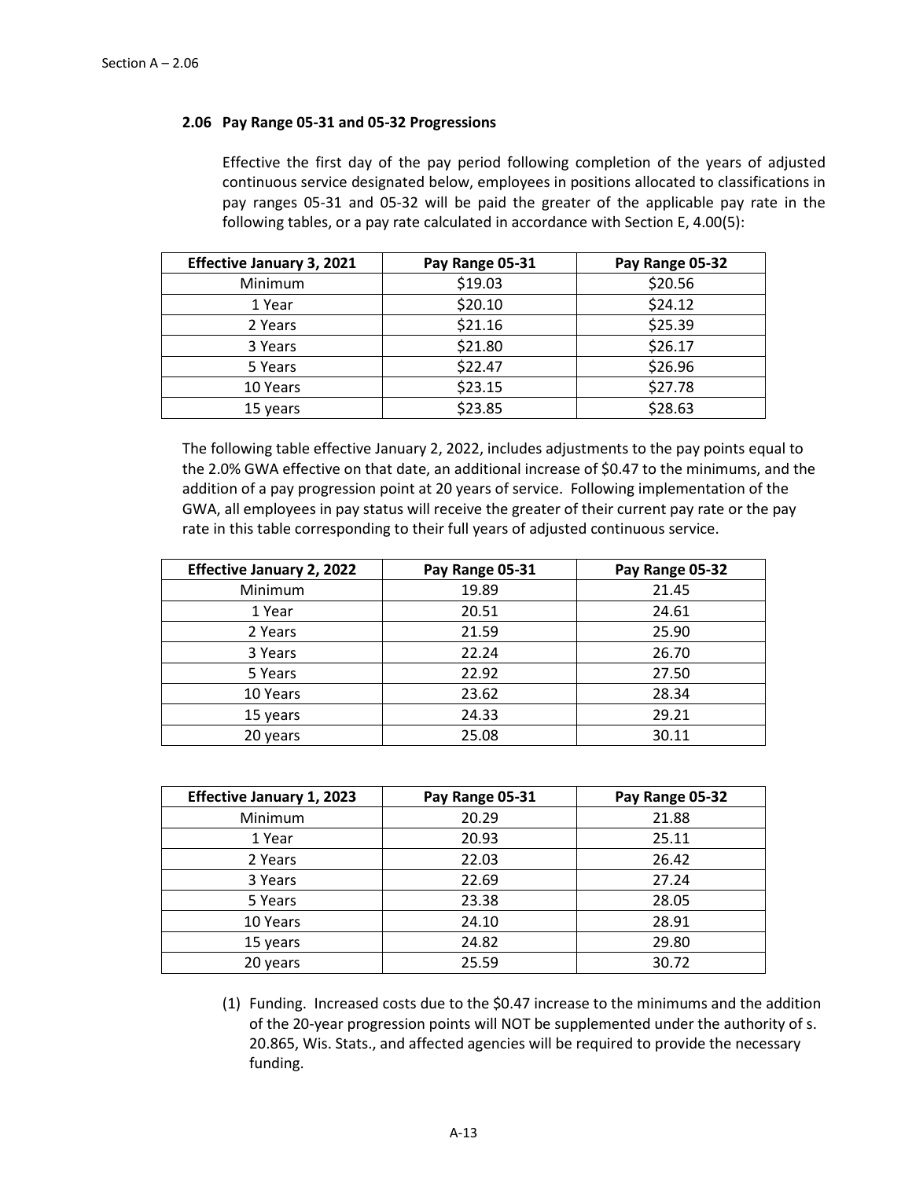### 2.06 Pay Range 05-31 and 05-32 Progressions

Effective the first day of the pay period following completion of the years of adjusted continuous service designated below, employees in positions allocated to classifications in pay ranges 05-31 and 05-32 will be paid the greater of the applicable pay rate in the following tables, or a pay rate calculated in accordance with Section E, 4.00(5):

| Effective January 3, 2021 | Pay Range 05-31 | Pay Range 05-32 |
|---|---|---|
| Minimum | $19.03 | $20.56 |
| 1 Year | $20.10 | $24.12 |
| 2 Years | $21.16 | $25.39 |
| 3 Years | $21.80 | $26.17 |
| 5 Years | $22.47 | $26.96 |
| 10 Years | $23.15 | $27.78 |
| 15 years | $23.85 | $28.63 |

The following table effective January 2, 2022, includes adjustments to the pay points equal to the 2.0% GWA effective on that date, an additional increase of $0.47 to the minimums, and the addition of a pay progression point at 20 years of service. Following implementation of the GWA, all employees in pay status will receive the greater of their current pay rate or the pay rate in this table corresponding to their full years of adjusted continuous service.

| Effective January 2, 2022 | Pay Range 05-31 | Pay Range 05-32 |
|---|---|---|
| Minimum | 19.89 | 21.45 |
| 1 Year | 20.51 | 24.61 |
| 2 Years | 21.59 | 25.90 |
| 3 Years | 22.24 | 26.70 |
| 5 Years | 22.92 | 27.50 |
| 10 Years | 23.62 | 28.34 |
| 15 years | 24.33 | 29.21 |
| 20 years | 25.08 | 30.11 |

| Effective January 1, 2023 | Pay Range 05-31 | Pay Range 05-32 |
|---|---|---|
| Minimum | 20.29 | 21.88 |
| 1 Year | 20.93 | 25.11 |
| 2 Years | 22.03 | 26.42 |
| 3 Years | 22.69 | 27.24 |
| 5 Years | 23.38 | 28.05 |
| 10 Years | 24.10 | 28.91 |
| 15 years | 24.82 | 29.80 |
| 20 years | 25.59 | 30.72 |

(1) Funding. Increased costs due to the $0.47 increase to the minimums and the addition of the 20-year progression points will NOT be supplemented under the authority of s. 20.865, Wis. Stats., and affected agencies will be required to provide the necessary funding.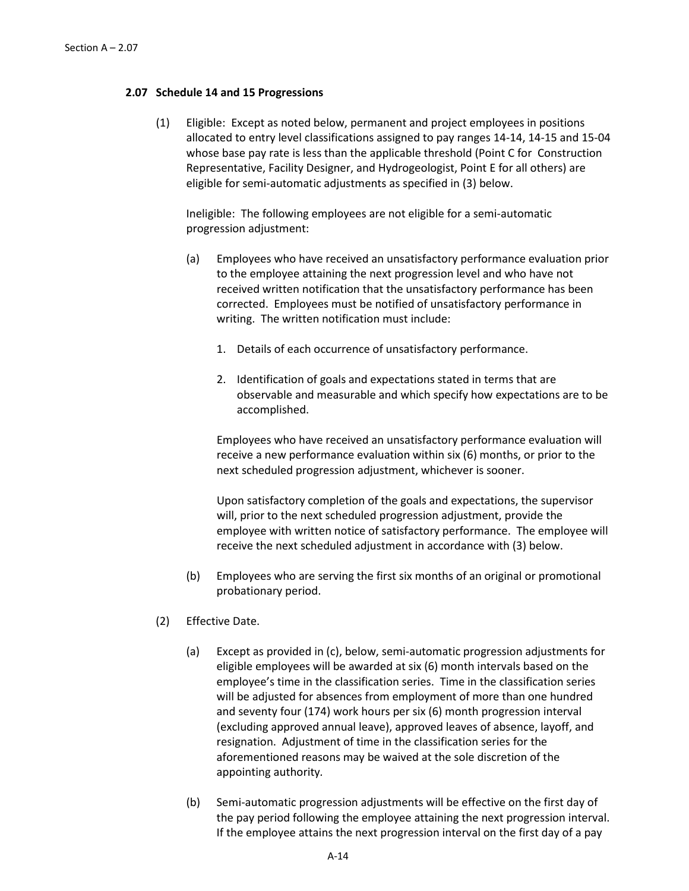### 2.07 Schedule 14 and 15 Progressions

(1) Eligible: Except as noted below, permanent and project employees in positions allocated to entry level classifications assigned to pay ranges 14-14, 14-15 and 15-04 whose base pay rate is less than the applicable threshold (Point C for Construction Representative, Facility Designer, and Hydrogeologist, Point E for all others) are eligible for semi-automatic adjustments as specified in (3) below.

Ineligible: The following employees are not eligible for a semi-automatic progression adjustment:

(a) Employees who have received an unsatisfactory performance evaluation prior to the employee attaining the next progression level and who have not received written notification that the unsatisfactory performance has been corrected. Employees must be notified of unsatisfactory performance in writing. The written notification must include:

1. Details of each occurrence of unsatisfactory performance.

2. Identification of goals and expectations stated in terms that are observable and measurable and which specify how expectations are to be accomplished.

Employees who have received an unsatisfactory performance evaluation will receive a new performance evaluation within six (6) months, or prior to the next scheduled progression adjustment, whichever is sooner.

Upon satisfactory completion of the goals and expectations, the supervisor will, prior to the next scheduled progression adjustment, provide the employee with written notice of satisfactory performance. The employee will receive the next scheduled adjustment in accordance with (3) below.

(b) Employees who are serving the first six months of an original or promotional probationary period.

(2) Effective Date.

(a) Except as provided in (c), below, semi-automatic progression adjustments for eligible employees will be awarded at six (6) month intervals based on the employee's time in the classification series. Time in the classification series will be adjusted for absences from employment of more than one hundred and seventy four (174) work hours per six (6) month progression interval (excluding approved annual leave), approved leaves of absence, layoff, and resignation. Adjustment of time in the classification series for the aforementioned reasons may be waived at the sole discretion of the appointing authority.

(b) Semi-automatic progression adjustments will be effective on the first day of the pay period following the employee attaining the next progression interval. If the employee attains the next progression interval on the first day of a pay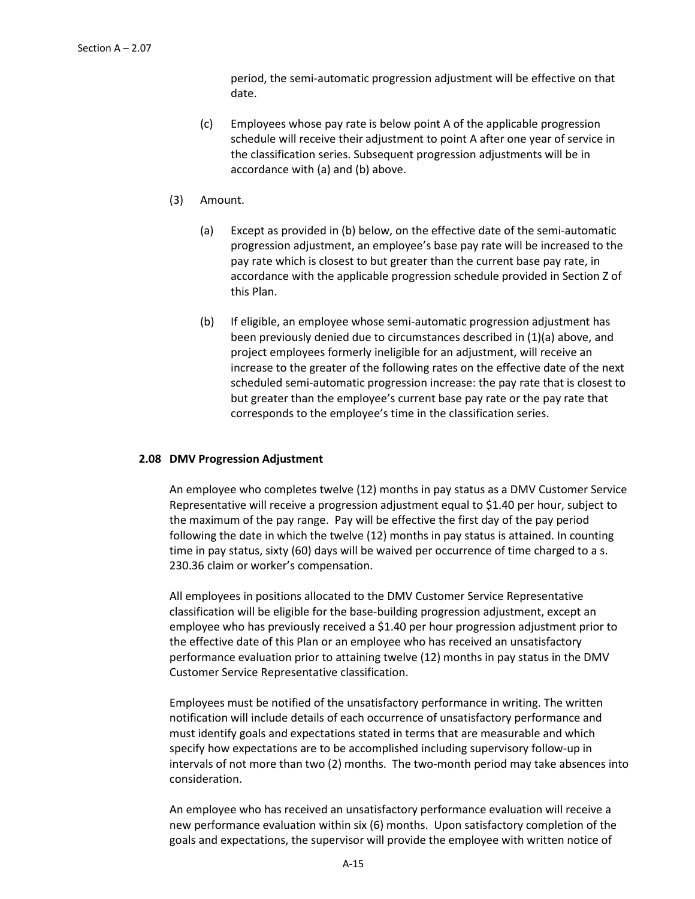period, the semi-automatic progression adjustment will be effective on that date.

(c) Employees whose pay rate is below point A of the applicable progression schedule will receive their adjustment to point A after one year of service in the classification series. Subsequent progression adjustments will be in accordance with (a) and (b) above.

(3) Amount.

(a) Except as provided in (b) below, on the effective date of the semi-automatic progression adjustment, an employee's base pay rate will be increased to the pay rate which is closest to but greater than the current base pay rate, in accordance with the applicable progression schedule provided in Section Z of this Plan.

(b) If eligible, an employee whose semi-automatic progression adjustment has been previously denied due to circumstances described in (1)(a) above, and project employees formerly ineligible for an adjustment, will receive an increase to the greater of the following rates on the effective date of the next scheduled semi-automatic progression increase: the pay rate that is closest to but greater than the employee's current base pay rate or the pay rate that corresponds to the employee's time in the classification series.

### 2.08 DMV Progression Adjustment

An employee who completes twelve (12) months in pay status as a DMV Customer Service Representative will receive a progression adjustment equal to $1.40 per hour, subject to the maximum of the pay range. Pay will be effective the first day of the pay period following the date in which the twelve (12) months in pay status is attained. In counting time in pay status, sixty (60) days will be waived per occurrence of time charged to a s. 230.36 claim or worker's compensation.

All employees in positions allocated to the DMV Customer Service Representative classification will be eligible for the base-building progression adjustment, except an employee who has previously received a $1.40 per hour progression adjustment prior to the effective date of this Plan or an employee who has received an unsatisfactory performance evaluation prior to attaining twelve (12) months in pay status in the DMV Customer Service Representative classification.

Employees must be notified of the unsatisfactory performance in writing. The written notification will include details of each occurrence of unsatisfactory performance and must identify goals and expectations stated in terms that are measurable and which specify how expectations are to be accomplished including supervisory follow-up in intervals of not more than two (2) months. The two-month period may take absences into consideration.

An employee who has received an unsatisfactory performance evaluation will receive a new performance evaluation within six (6) months. Upon satisfactory completion of the goals and expectations, the supervisor will provide the employee with written notice of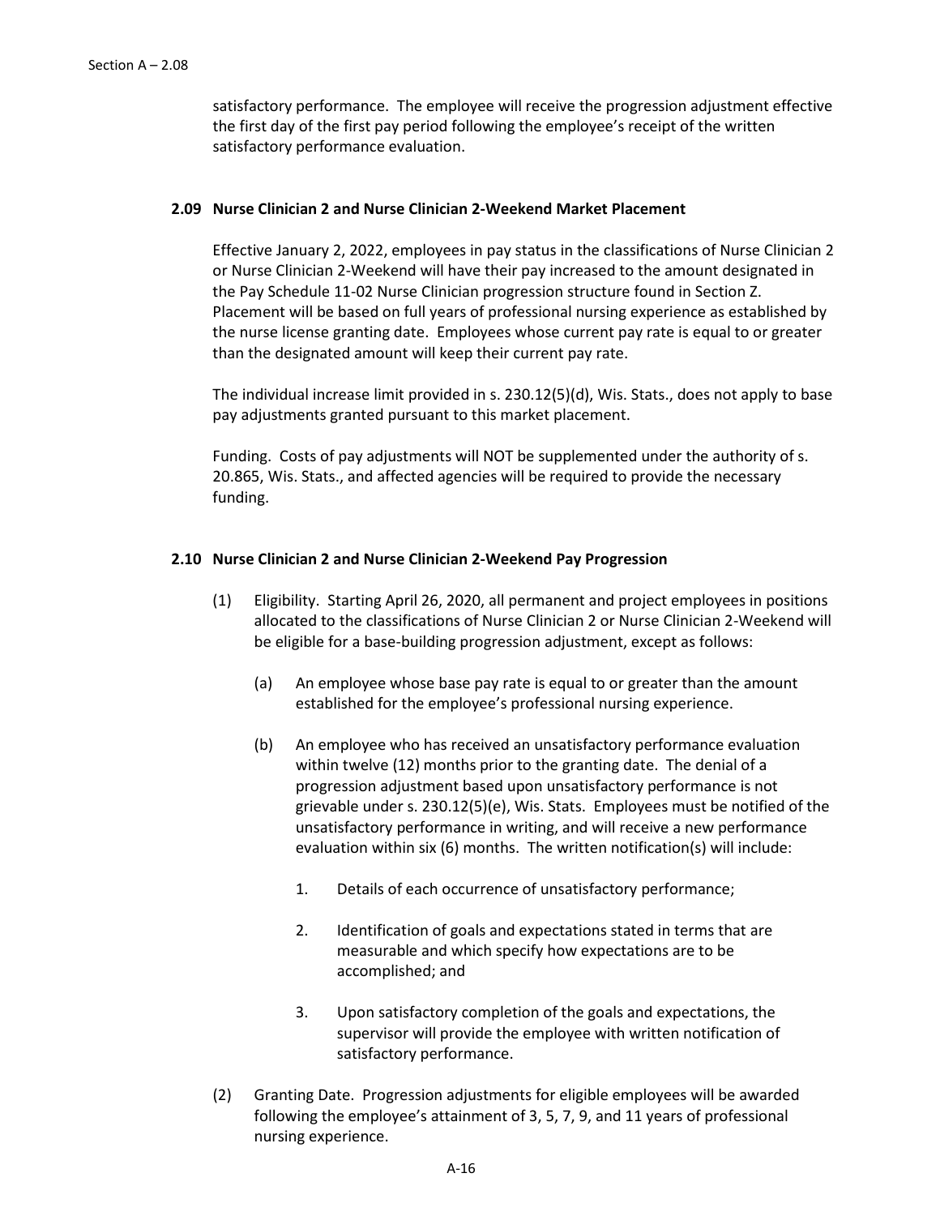satisfactory performance. The employee will receive the progression adjustment effective the first day of the first pay period following the employee's receipt of the written satisfactory performance evaluation.

### 2.09 Nurse Clinician 2 and Nurse Clinician 2-Weekend Market Placement

Effective January 2, 2022, employees in pay status in the classifications of Nurse Clinician 2 or Nurse Clinician 2-Weekend will have their pay increased to the amount designated in the Pay Schedule 11-02 Nurse Clinician progression structure found in Section Z. Placement will be based on full years of professional nursing experience as established by the nurse license granting date. Employees whose current pay rate is equal to or greater than the designated amount will keep their current pay rate.

The individual increase limit provided in s. 230.12(5)(d), Wis. Stats., does not apply to base pay adjustments granted pursuant to this market placement.

Funding. Costs of pay adjustments will NOT be supplemented under the authority of s. 20.865, Wis. Stats., and affected agencies will be required to provide the necessary funding.

### 2.10 Nurse Clinician 2 and Nurse Clinician 2-Weekend Pay Progression

(1) Eligibility. Starting April 26, 2020, all permanent and project employees in positions allocated to the classifications of Nurse Clinician 2 or Nurse Clinician 2-Weekend will be eligible for a base-building progression adjustment, except as follows:

   (a) An employee whose base pay rate is equal to or greater than the amount established for the employee's professional nursing experience.

   (b) An employee who has received an unsatisfactory performance evaluation within twelve (12) months prior to the granting date. The denial of a progression adjustment based upon unsatisfactory performance is not grievable under s. 230.12(5)(e), Wis. Stats. Employees must be notified of the unsatisfactory performance in writing, and will receive a new performance evaluation within six (6) months. The written notification(s) will include:

      1. Details of each occurrence of unsatisfactory performance;

      2. Identification of goals and expectations stated in terms that are measurable and which specify how expectations are to be accomplished; and

      3. Upon satisfactory completion of the goals and expectations, the supervisor will provide the employee with written notification of satisfactory performance.

(2) Granting Date. Progression adjustments for eligible employees will be awarded following the employee's attainment of 3, 5, 7, 9, and 11 years of professional nursing experience.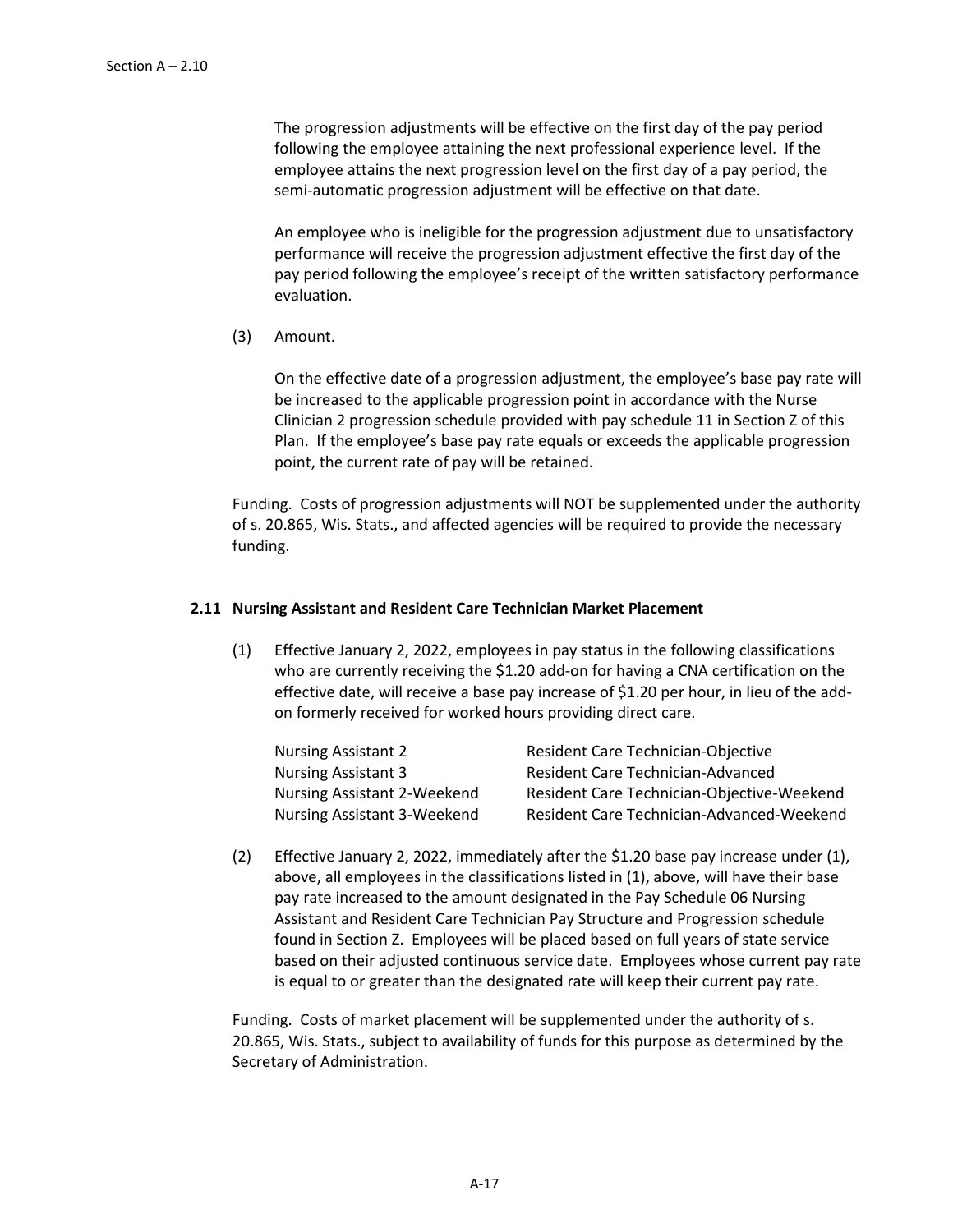The progression adjustments will be effective on the first day of the pay period following the employee attaining the next professional experience level. If the employee attains the next progression level on the first day of a pay period, the semi-automatic progression adjustment will be effective on that date.

An employee who is ineligible for the progression adjustment due to unsatisfactory performance will receive the progression adjustment effective the first day of the pay period following the employee's receipt of the written satisfactory performance evaluation.

(3) Amount.

On the effective date of a progression adjustment, the employee's base pay rate will be increased to the applicable progression point in accordance with the Nurse Clinician 2 progression schedule provided with pay schedule 11 in Section Z of this Plan. If the employee's base pay rate equals or exceeds the applicable progression point, the current rate of pay will be retained.

Funding. Costs of progression adjustments will NOT be supplemented under the authority of s. 20.865, Wis. Stats., and affected agencies will be required to provide the necessary funding.

### 2.11 Nursing Assistant and Resident Care Technician Market Placement

(1) Effective January 2, 2022, employees in pay status in the following classifications who are currently receiving the $1.20 add-on for having a CNA certification on the effective date, will receive a base pay increase of $1.20 per hour, in lieu of the add-on formerly received for worked hours providing direct care.

| | |
|---|---|
| Nursing Assistant 2 | Resident Care Technician-Objective |
| Nursing Assistant 3 | Resident Care Technician-Advanced |
| Nursing Assistant 2-Weekend | Resident Care Technician-Objective-Weekend |
| Nursing Assistant 3-Weekend | Resident Care Technician-Advanced-Weekend |

(2) Effective January 2, 2022, immediately after the $1.20 base pay increase under (1), above, all employees in the classifications listed in (1), above, will have their base pay rate increased to the amount designated in the Pay Schedule 06 Nursing Assistant and Resident Care Technician Pay Structure and Progression schedule found in Section Z. Employees will be placed based on full years of state service based on their adjusted continuous service date. Employees whose current pay rate is equal to or greater than the designated rate will keep their current pay rate.

Funding. Costs of market placement will be supplemented under the authority of s. 20.865, Wis. Stats., subject to availability of funds for this purpose as determined by the Secretary of Administration.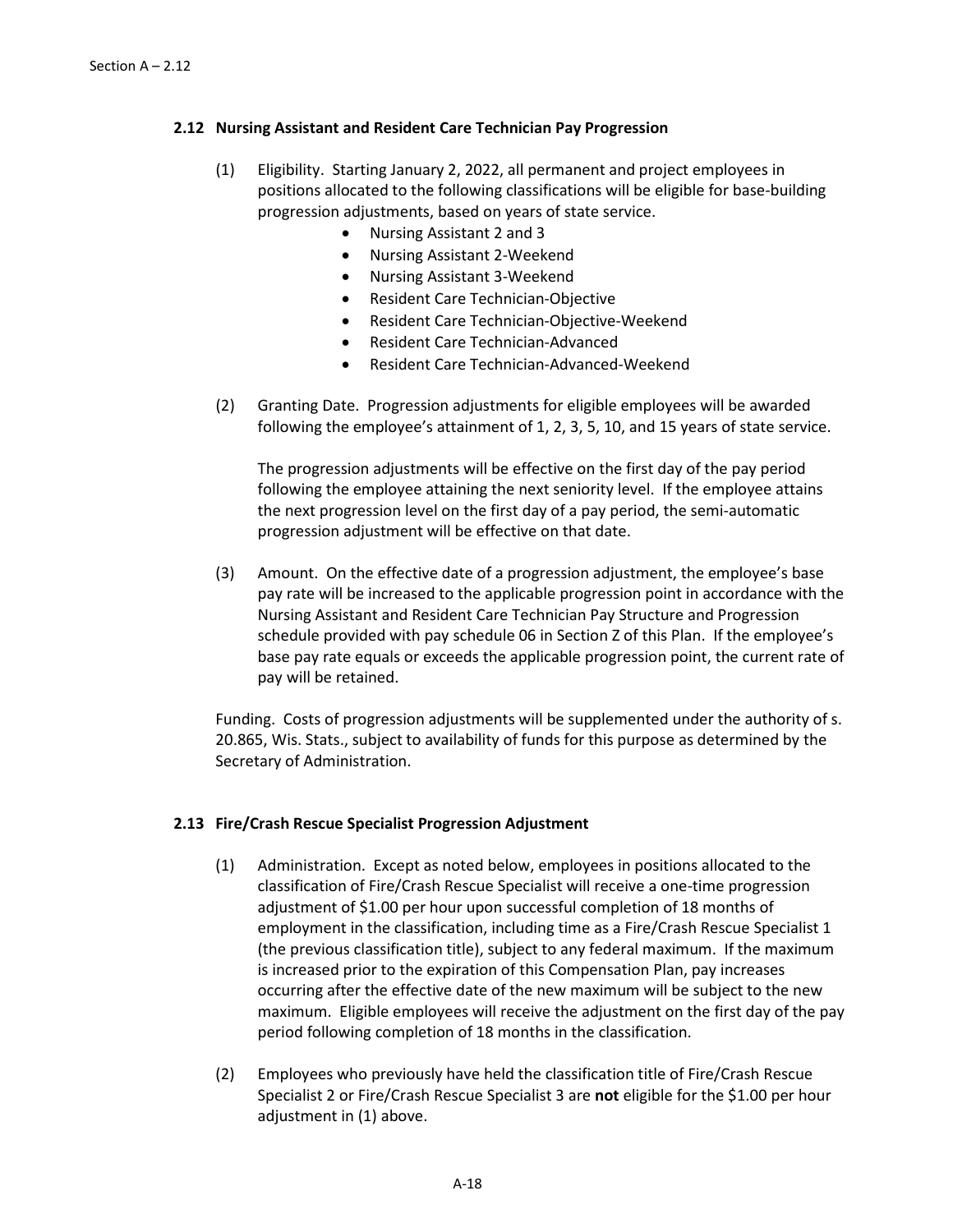### 2.12 Nursing Assistant and Resident Care Technician Pay Progression

(1) Eligibility. Starting January 2, 2022, all permanent and project employees in positions allocated to the following classifications will be eligible for base-building progression adjustments, based on years of state service.

- Nursing Assistant 2 and 3
- Nursing Assistant 2-Weekend
- Nursing Assistant 3-Weekend
- Resident Care Technician-Objective
- Resident Care Technician-Objective-Weekend
- Resident Care Technician-Advanced
- Resident Care Technician-Advanced-Weekend

(2) Granting Date. Progression adjustments for eligible employees will be awarded following the employee's attainment of 1, 2, 3, 5, 10, and 15 years of state service.

The progression adjustments will be effective on the first day of the pay period following the employee attaining the next seniority level. If the employee attains the next progression level on the first day of a pay period, the semi-automatic progression adjustment will be effective on that date.

(3) Amount. On the effective date of a progression adjustment, the employee's base pay rate will be increased to the applicable progression point in accordance with the Nursing Assistant and Resident Care Technician Pay Structure and Progression schedule provided with pay schedule 06 in Section Z of this Plan. If the employee's base pay rate equals or exceeds the applicable progression point, the current rate of pay will be retained.

Funding. Costs of progression adjustments will be supplemented under the authority of s. 20.865, Wis. Stats., subject to availability of funds for this purpose as determined by the Secretary of Administration.

### 2.13 Fire/Crash Rescue Specialist Progression Adjustment

(1) Administration. Except as noted below, employees in positions allocated to the classification of Fire/Crash Rescue Specialist will receive a one-time progression adjustment of $1.00 per hour upon successful completion of 18 months of employment in the classification, including time as a Fire/Crash Rescue Specialist 1 (the previous classification title), subject to any federal maximum. If the maximum is increased prior to the expiration of this Compensation Plan, pay increases occurring after the effective date of the new maximum will be subject to the new maximum. Eligible employees will receive the adjustment on the first day of the pay period following completion of 18 months in the classification.

(2) Employees who previously have held the classification title of Fire/Crash Rescue Specialist 2 or Fire/Crash Rescue Specialist 3 are **not** eligible for the $1.00 per hour adjustment in (1) above.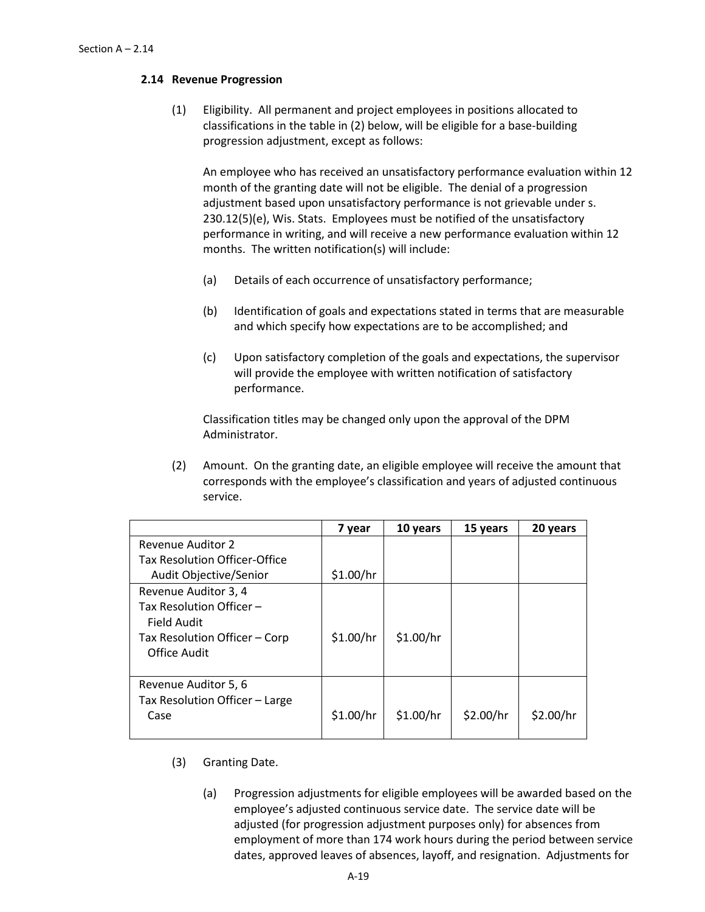### 2.14 Revenue Progression

(1) Eligibility. All permanent and project employees in positions allocated to classifications in the table in (2) below, will be eligible for a base-building progression adjustment, except as follows:

An employee who has received an unsatisfactory performance evaluation within 12 month of the granting date will not be eligible. The denial of a progression adjustment based upon unsatisfactory performance is not grievable under s. 230.12(5)(e), Wis. Stats. Employees must be notified of the unsatisfactory performance in writing, and will receive a new performance evaluation within 12 months. The written notification(s) will include:

(a) Details of each occurrence of unsatisfactory performance;

(b) Identification of goals and expectations stated in terms that are measurable and which specify how expectations are to be accomplished; and

(c) Upon satisfactory completion of the goals and expectations, the supervisor will provide the employee with written notification of satisfactory performance.

Classification titles may be changed only upon the approval of the DPM Administrator.

(2) Amount. On the granting date, an eligible employee will receive the amount that corresponds with the employee's classification and years of adjusted continuous service.

| | 7 year | 10 years | 15 years | 20 years |
|---|---|---|---|---|
| Revenue Auditor 2<br>Tax Resolution Officer-Office Audit Objective/Senior | $1.00/hr | | | |
| Revenue Auditor 3, 4<br>Tax Resolution Officer – Field Audit<br>Tax Resolution Officer – Corp Office Audit | $1.00/hr | $1.00/hr | | |
| Revenue Auditor 5, 6<br>Tax Resolution Officer – Large Case | $1.00/hr | $1.00/hr | $2.00/hr | $2.00/hr |

(3) Granting Date.

(a) Progression adjustments for eligible employees will be awarded based on the employee's adjusted continuous service date. The service date will be adjusted (for progression adjustment purposes only) for absences from employment of more than 174 work hours during the period between service dates, approved leaves of absences, layoff, and resignation. Adjustments for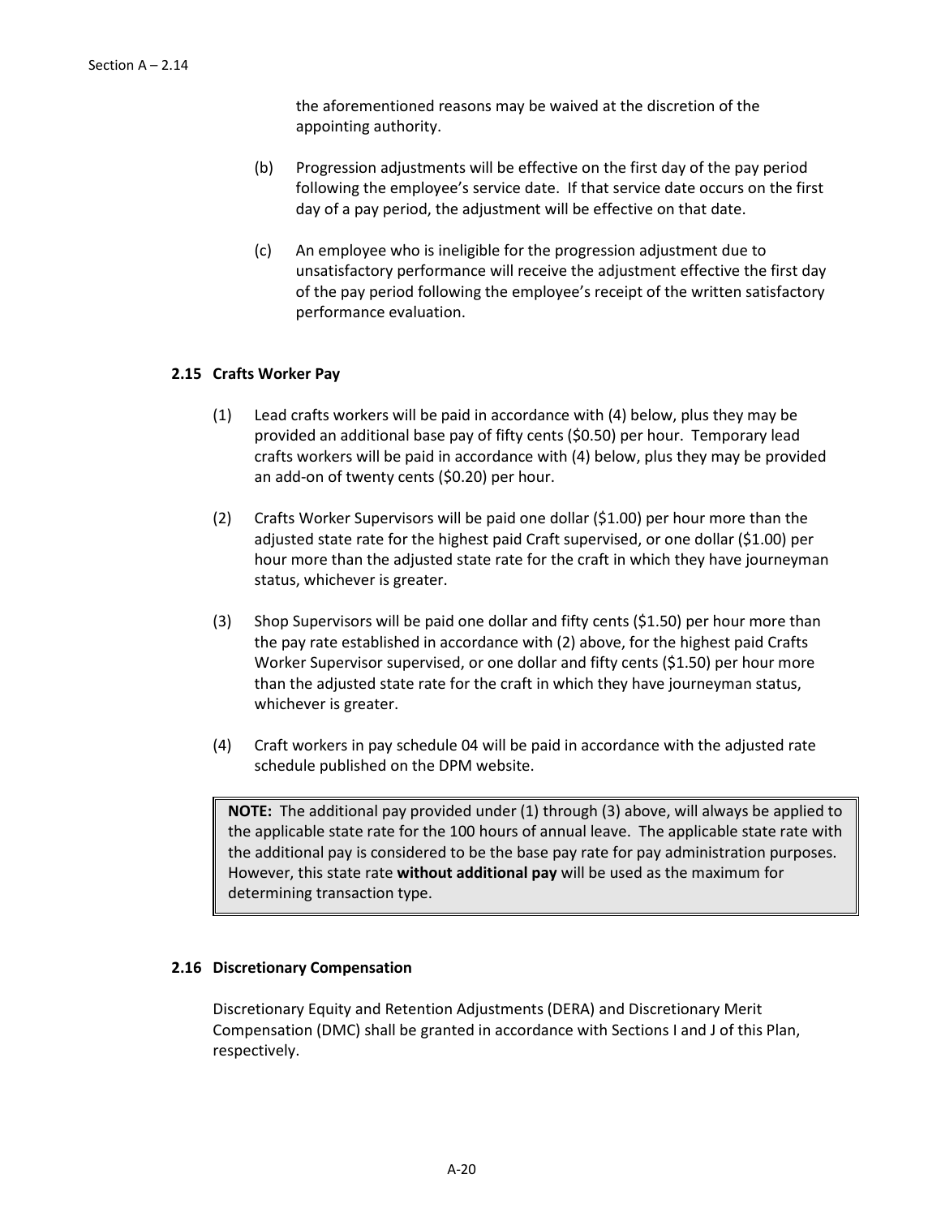the aforementioned reasons may be waived at the discretion of the appointing authority.

(b) Progression adjustments will be effective on the first day of the pay period following the employee's service date. If that service date occurs on the first day of a pay period, the adjustment will be effective on that date.

(c) An employee who is ineligible for the progression adjustment due to unsatisfactory performance will receive the adjustment effective the first day of the pay period following the employee's receipt of the written satisfactory performance evaluation.

### 2.15 Crafts Worker Pay

(1) Lead crafts workers will be paid in accordance with (4) below, plus they may be provided an additional base pay of fifty cents ($0.50) per hour. Temporary lead crafts workers will be paid in accordance with (4) below, plus they may be provided an add-on of twenty cents ($0.20) per hour.

(2) Crafts Worker Supervisors will be paid one dollar ($1.00) per hour more than the adjusted state rate for the highest paid Craft supervised, or one dollar ($1.00) per hour more than the adjusted state rate for the craft in which they have journeyman status, whichever is greater.

(3) Shop Supervisors will be paid one dollar and fifty cents ($1.50) per hour more than the pay rate established in accordance with (2) above, for the highest paid Crafts Worker Supervisor supervised, or one dollar and fifty cents ($1.50) per hour more than the adjusted state rate for the craft in which they have journeyman status, whichever is greater.

(4) Craft workers in pay schedule 04 will be paid in accordance with the adjusted rate schedule published on the DPM website.

> **NOTE:** The additional pay provided under (1) through (3) above, will always be applied to the applicable state rate for the 100 hours of annual leave. The applicable state rate with the additional pay is considered to be the base pay rate for pay administration purposes. However, this state rate **without additional pay** will be used as the maximum for determining transaction type.

### 2.16 Discretionary Compensation

Discretionary Equity and Retention Adjustments (DERA) and Discretionary Merit Compensation (DMC) shall be granted in accordance with Sections I and J of this Plan, respectively.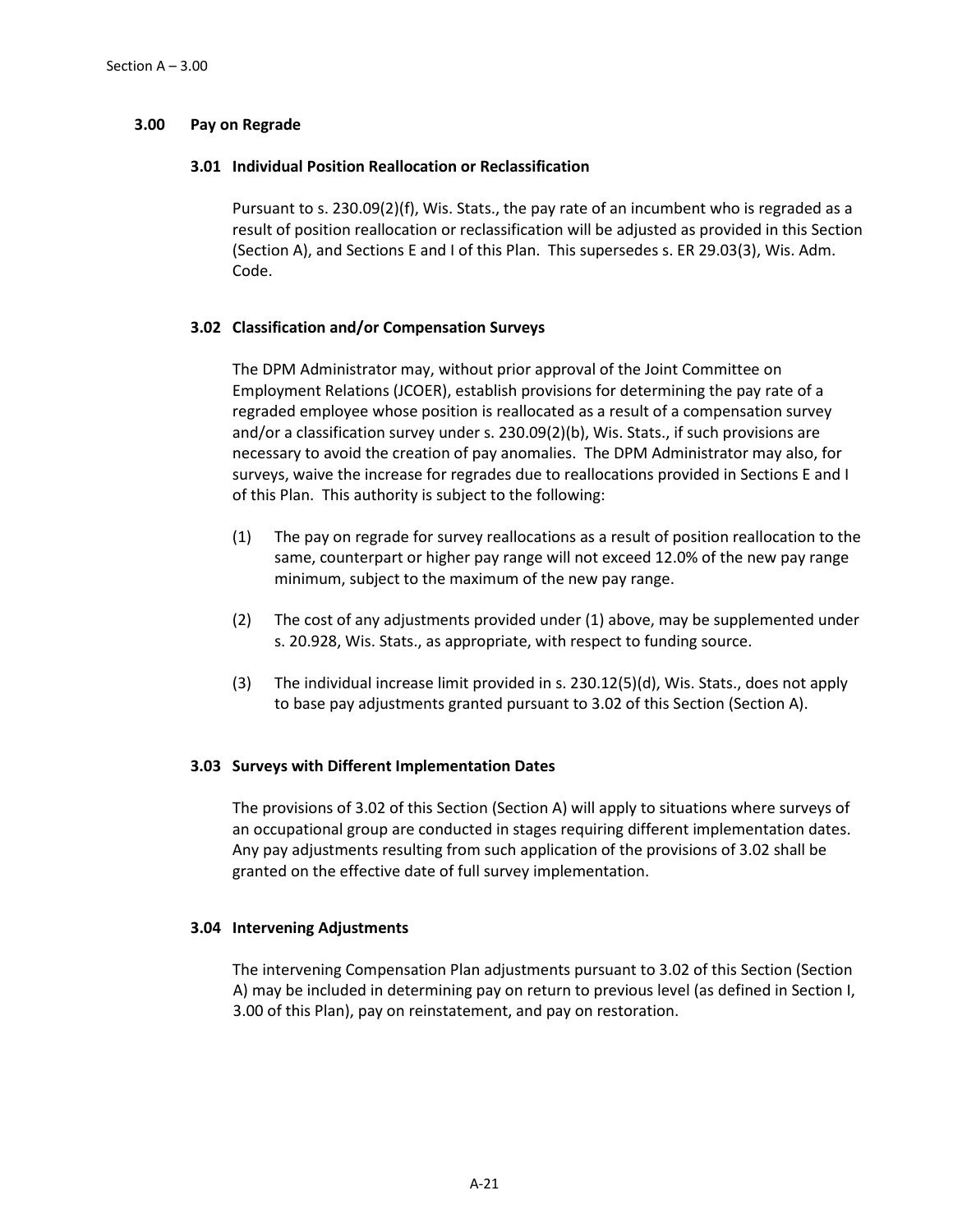## 3.00 Pay on Regrade

### 3.01 Individual Position Reallocation or Reclassification

Pursuant to s. 230.09(2)(f), Wis. Stats., the pay rate of an incumbent who is regraded as a result of position reallocation or reclassification will be adjusted as provided in this Section (Section A), and Sections E and I of this Plan. This supersedes s. ER 29.03(3), Wis. Adm. Code.

### 3.02 Classification and/or Compensation Surveys

The DPM Administrator may, without prior approval of the Joint Committee on Employment Relations (JCOER), establish provisions for determining the pay rate of a regraded employee whose position is reallocated as a result of a compensation survey and/or a classification survey under s. 230.09(2)(b), Wis. Stats., if such provisions are necessary to avoid the creation of pay anomalies. The DPM Administrator may also, for surveys, waive the increase for regrades due to reallocations provided in Sections E and I of this Plan. This authority is subject to the following:

(1) The pay on regrade for survey reallocations as a result of position reallocation to the same, counterpart or higher pay range will not exceed 12.0% of the new pay range minimum, subject to the maximum of the new pay range.

(2) The cost of any adjustments provided under (1) above, may be supplemented under s. 20.928, Wis. Stats., as appropriate, with respect to funding source.

(3) The individual increase limit provided in s. 230.12(5)(d), Wis. Stats., does not apply to base pay adjustments granted pursuant to 3.02 of this Section (Section A).

### 3.03 Surveys with Different Implementation Dates

The provisions of 3.02 of this Section (Section A) will apply to situations where surveys of an occupational group are conducted in stages requiring different implementation dates. Any pay adjustments resulting from such application of the provisions of 3.02 shall be granted on the effective date of full survey implementation.

### 3.04 Intervening Adjustments

The intervening Compensation Plan adjustments pursuant to 3.02 of this Section (Section A) may be included in determining pay on return to previous level (as defined in Section I, 3.00 of this Plan), pay on reinstatement, and pay on restoration.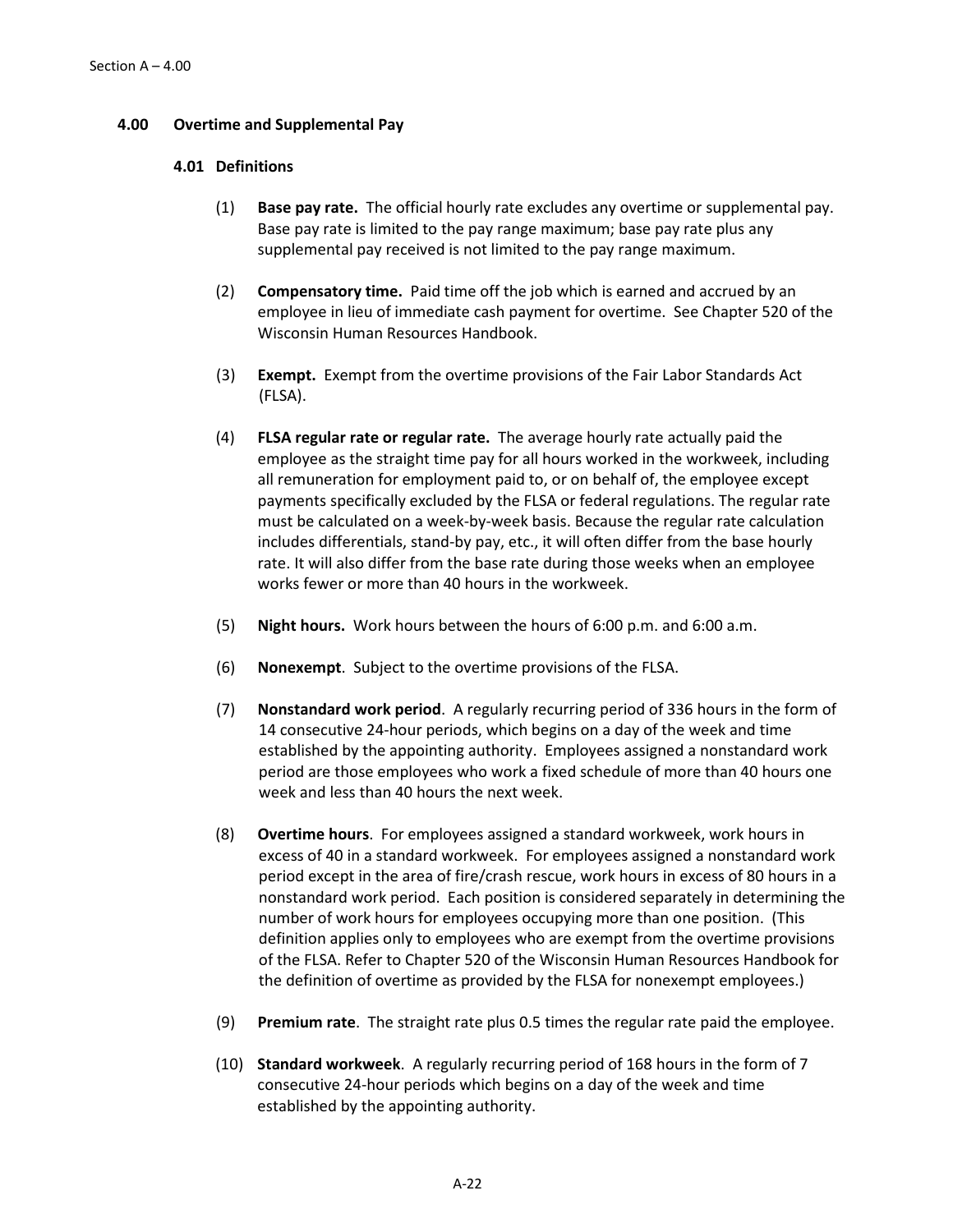## 4.00 Overtime and Supplemental Pay

### 4.01 Definitions

(1) **Base pay rate.** The official hourly rate excludes any overtime or supplemental pay. Base pay rate is limited to the pay range maximum; base pay rate plus any supplemental pay received is not limited to the pay range maximum.

(2) **Compensatory time.** Paid time off the job which is earned and accrued by an employee in lieu of immediate cash payment for overtime. See Chapter 520 of the Wisconsin Human Resources Handbook.

(3) **Exempt.** Exempt from the overtime provisions of the Fair Labor Standards Act (FLSA).

(4) **FLSA regular rate or regular rate.** The average hourly rate actually paid the employee as the straight time pay for all hours worked in the workweek, including all remuneration for employment paid to, or on behalf of, the employee except payments specifically excluded by the FLSA or federal regulations. The regular rate must be calculated on a week-by-week basis. Because the regular rate calculation includes differentials, stand-by pay, etc., it will often differ from the base hourly rate. It will also differ from the base rate during those weeks when an employee works fewer or more than 40 hours in the workweek.

(5) **Night hours.** Work hours between the hours of 6:00 p.m. and 6:00 a.m.

(6) **Nonexempt**. Subject to the overtime provisions of the FLSA.

(7) **Nonstandard work period**. A regularly recurring period of 336 hours in the form of 14 consecutive 24-hour periods, which begins on a day of the week and time established by the appointing authority. Employees assigned a nonstandard work period are those employees who work a fixed schedule of more than 40 hours one week and less than 40 hours the next week.

(8) **Overtime hours**. For employees assigned a standard workweek, work hours in excess of 40 in a standard workweek. For employees assigned a nonstandard work period except in the area of fire/crash rescue, work hours in excess of 80 hours in a nonstandard work period. Each position is considered separately in determining the number of work hours for employees occupying more than one position. (This definition applies only to employees who are exempt from the overtime provisions of the FLSA. Refer to Chapter 520 of the Wisconsin Human Resources Handbook for the definition of overtime as provided by the FLSA for nonexempt employees.)

(9) **Premium rate**. The straight rate plus 0.5 times the regular rate paid the employee.

(10) **Standard workweek**. A regularly recurring period of 168 hours in the form of 7 consecutive 24-hour periods which begins on a day of the week and time established by the appointing authority.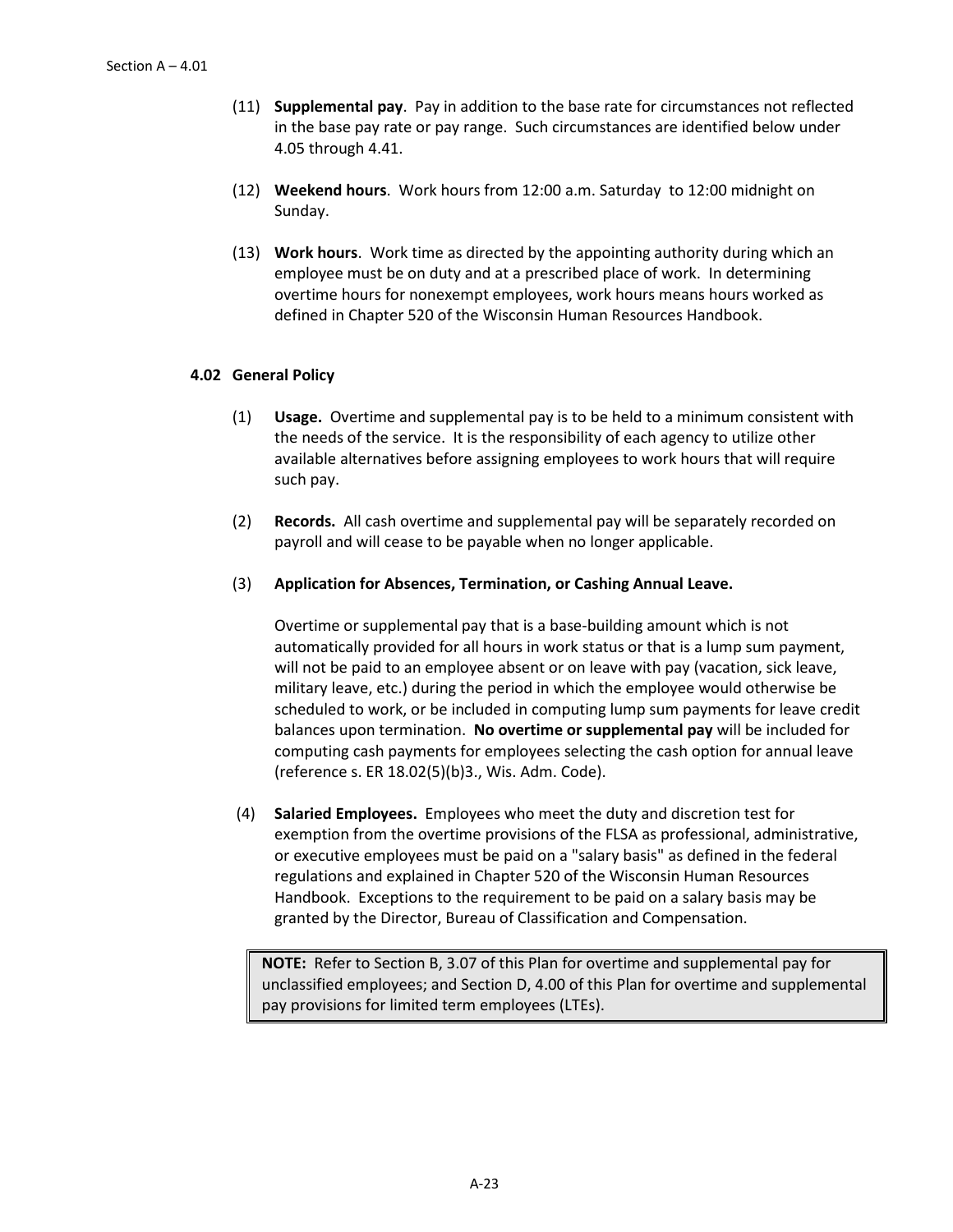(11) **Supplemental pay**. Pay in addition to the base rate for circumstances not reflected in the base pay rate or pay range. Such circumstances are identified below under 4.05 through 4.41.

(12) **Weekend hours**. Work hours from 12:00 a.m. Saturday to 12:00 midnight on Sunday.

(13) **Work hours**. Work time as directed by the appointing authority during which an employee must be on duty and at a prescribed place of work. In determining overtime hours for nonexempt employees, work hours means hours worked as defined in Chapter 520 of the Wisconsin Human Resources Handbook.

### 4.02 General Policy

(1) **Usage.** Overtime and supplemental pay is to be held to a minimum consistent with the needs of the service. It is the responsibility of each agency to utilize other available alternatives before assigning employees to work hours that will require such pay.

(2) **Records.** All cash overtime and supplemental pay will be separately recorded on payroll and will cease to be payable when no longer applicable.

(3) **Application for Absences, Termination, or Cashing Annual Leave.**

Overtime or supplemental pay that is a base-building amount which is not automatically provided for all hours in work status or that is a lump sum payment, will not be paid to an employee absent or on leave with pay (vacation, sick leave, military leave, etc.) during the period in which the employee would otherwise be scheduled to work, or be included in computing lump sum payments for leave credit balances upon termination. **No overtime or supplemental pay** will be included for computing cash payments for employees selecting the cash option for annual leave (reference s. ER 18.02(5)(b)3., Wis. Adm. Code).

(4) **Salaried Employees.** Employees who meet the duty and discretion test for exemption from the overtime provisions of the FLSA as professional, administrative, or executive employees must be paid on a "salary basis" as defined in the federal regulations and explained in Chapter 520 of the Wisconsin Human Resources Handbook. Exceptions to the requirement to be paid on a salary basis may be granted by the Director, Bureau of Classification and Compensation.

> **NOTE:** Refer to Section B, 3.07 of this Plan for overtime and supplemental pay for unclassified employees; and Section D, 4.00 of this Plan for overtime and supplemental pay provisions for limited term employees (LTEs).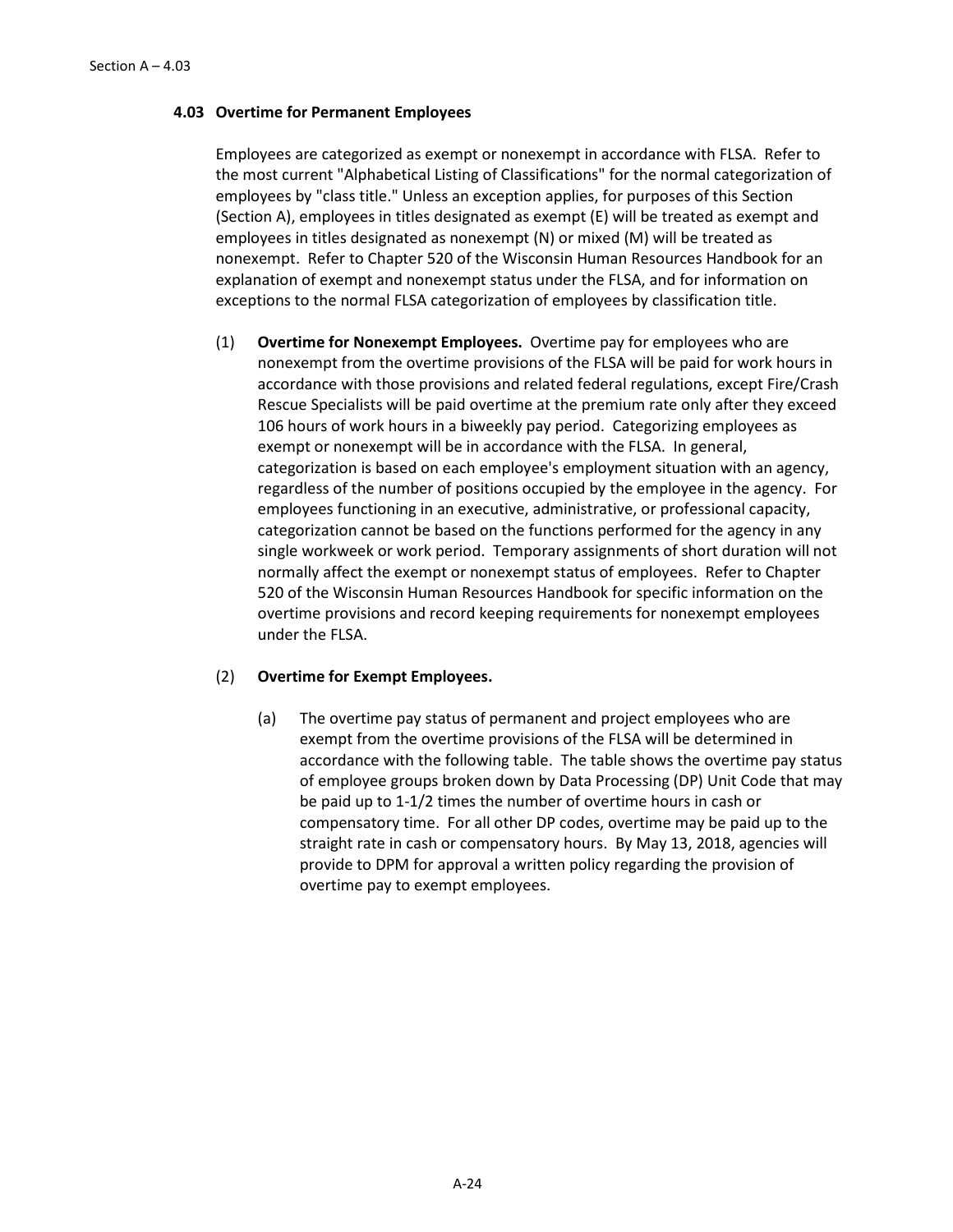### 4.03 Overtime for Permanent Employees

Employees are categorized as exempt or nonexempt in accordance with FLSA. Refer to the most current "Alphabetical Listing of Classifications" for the normal categorization of employees by "class title." Unless an exception applies, for purposes of this Section (Section A), employees in titles designated as exempt (E) will be treated as exempt and employees in titles designated as nonexempt (N) or mixed (M) will be treated as nonexempt. Refer to Chapter 520 of the Wisconsin Human Resources Handbook for an explanation of exempt and nonexempt status under the FLSA, and for information on exceptions to the normal FLSA categorization of employees by classification title.

(1) **Overtime for Nonexempt Employees.** Overtime pay for employees who are nonexempt from the overtime provisions of the FLSA will be paid for work hours in accordance with those provisions and related federal regulations, except Fire/Crash Rescue Specialists will be paid overtime at the premium rate only after they exceed 106 hours of work hours in a biweekly pay period. Categorizing employees as exempt or nonexempt will be in accordance with the FLSA. In general, categorization is based on each employee's employment situation with an agency, regardless of the number of positions occupied by the employee in the agency. For employees functioning in an executive, administrative, or professional capacity, categorization cannot be based on the functions performed for the agency in any single workweek or work period. Temporary assignments of short duration will not normally affect the exempt or nonexempt status of employees. Refer to Chapter 520 of the Wisconsin Human Resources Handbook for specific information on the overtime provisions and record keeping requirements for nonexempt employees under the FLSA.

(2) **Overtime for Exempt Employees.**

(a) The overtime pay status of permanent and project employees who are exempt from the overtime provisions of the FLSA will be determined in accordance with the following table. The table shows the overtime pay status of employee groups broken down by Data Processing (DP) Unit Code that may be paid up to 1-1/2 times the number of overtime hours in cash or compensatory time. For all other DP codes, overtime may be paid up to the straight rate in cash or compensatory hours. By May 13, 2018, agencies will provide to DPM for approval a written policy regarding the provision of overtime pay to exempt employees.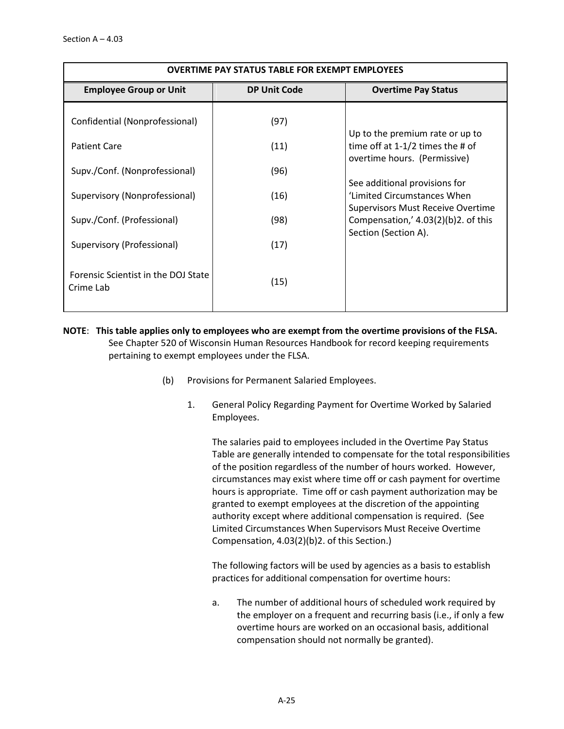| OVERTIME PAY STATUS TABLE FOR EXEMPT EMPLOYEES | | |
|---|---|---|
| **Employee Group or Unit** | **DP Unit Code** | **Overtime Pay Status** |
| Confidential (Nonprofessional) | (97) | Up to the premium rate or up to time off at 1-1/2 times the # of overtime hours. (Permissive)<br><br>See additional provisions for 'Limited Circumstances When Supervisors Must Receive Overtime Compensation,' 4.03(2)(b)2. of this Section (Section A). |
| Patient Care | (11) | |
| Supv./Conf. (Nonprofessional) | (96) | |
| Supervisory (Nonprofessional) | (16) | |
| Supv./Conf. (Professional) | (98) | |
| Supervisory (Professional) | (17) | |
| Forensic Scientist in the DOJ State Crime Lab | (15) | |

**NOTE**: **This table applies only to employees who are exempt from the overtime provisions of the FLSA.** See Chapter 520 of Wisconsin Human Resources Handbook for record keeping requirements pertaining to exempt employees under the FLSA.

(b) Provisions for Permanent Salaried Employees.

1. General Policy Regarding Payment for Overtime Worked by Salaried Employees.

   The salaries paid to employees included in the Overtime Pay Status Table are generally intended to compensate for the total responsibilities of the position regardless of the number of hours worked. However, circumstances may exist where time off or cash payment for overtime hours is appropriate. Time off or cash payment authorization may be granted to exempt employees at the discretion of the appointing authority except where additional compensation is required. (See Limited Circumstances When Supervisors Must Receive Overtime Compensation, 4.03(2)(b)2. of this Section.)

   The following factors will be used by agencies as a basis to establish practices for additional compensation for overtime hours:

   a. The number of additional hours of scheduled work required by the employer on a frequent and recurring basis (i.e., if only a few overtime hours are worked on an occasional basis, additional compensation should not normally be granted).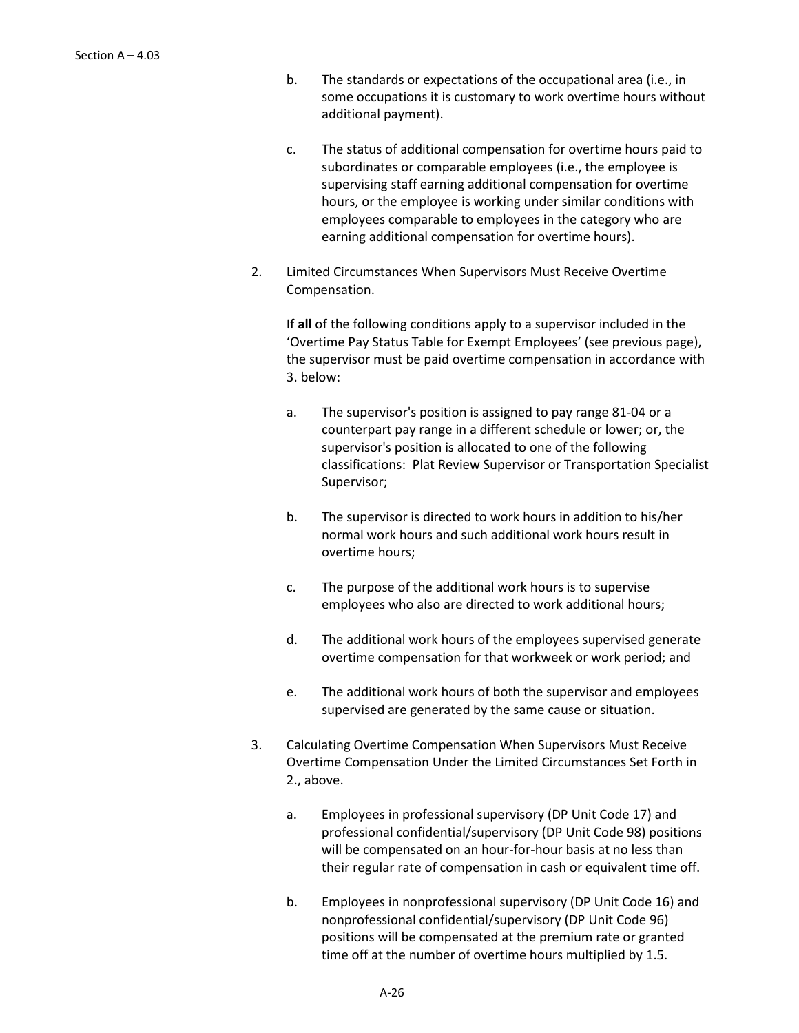b. The standards or expectations of the occupational area (i.e., in some occupations it is customary to work overtime hours without additional payment).

c. The status of additional compensation for overtime hours paid to subordinates or comparable employees (i.e., the employee is supervising staff earning additional compensation for overtime hours, or the employee is working under similar conditions with employees comparable to employees in the category who are earning additional compensation for overtime hours).

2. Limited Circumstances When Supervisors Must Receive Overtime Compensation.

   If **all** of the following conditions apply to a supervisor included in the 'Overtime Pay Status Table for Exempt Employees' (see previous page), the supervisor must be paid overtime compensation in accordance with 3. below:

   a. The supervisor's position is assigned to pay range 81-04 or a counterpart pay range in a different schedule or lower; or, the supervisor's position is allocated to one of the following classifications: Plat Review Supervisor or Transportation Specialist Supervisor;

   b. The supervisor is directed to work hours in addition to his/her normal work hours and such additional work hours result in overtime hours;

   c. The purpose of the additional work hours is to supervise employees who also are directed to work additional hours;

   d. The additional work hours of the employees supervised generate overtime compensation for that workweek or work period; and

   e. The additional work hours of both the supervisor and employees supervised are generated by the same cause or situation.

3. Calculating Overtime Compensation When Supervisors Must Receive Overtime Compensation Under the Limited Circumstances Set Forth in 2., above.

   a. Employees in professional supervisory (DP Unit Code 17) and professional confidential/supervisory (DP Unit Code 98) positions will be compensated on an hour-for-hour basis at no less than their regular rate of compensation in cash or equivalent time off.

   b. Employees in nonprofessional supervisory (DP Unit Code 16) and nonprofessional confidential/supervisory (DP Unit Code 96) positions will be compensated at the premium rate or granted time off at the number of overtime hours multiplied by 1.5.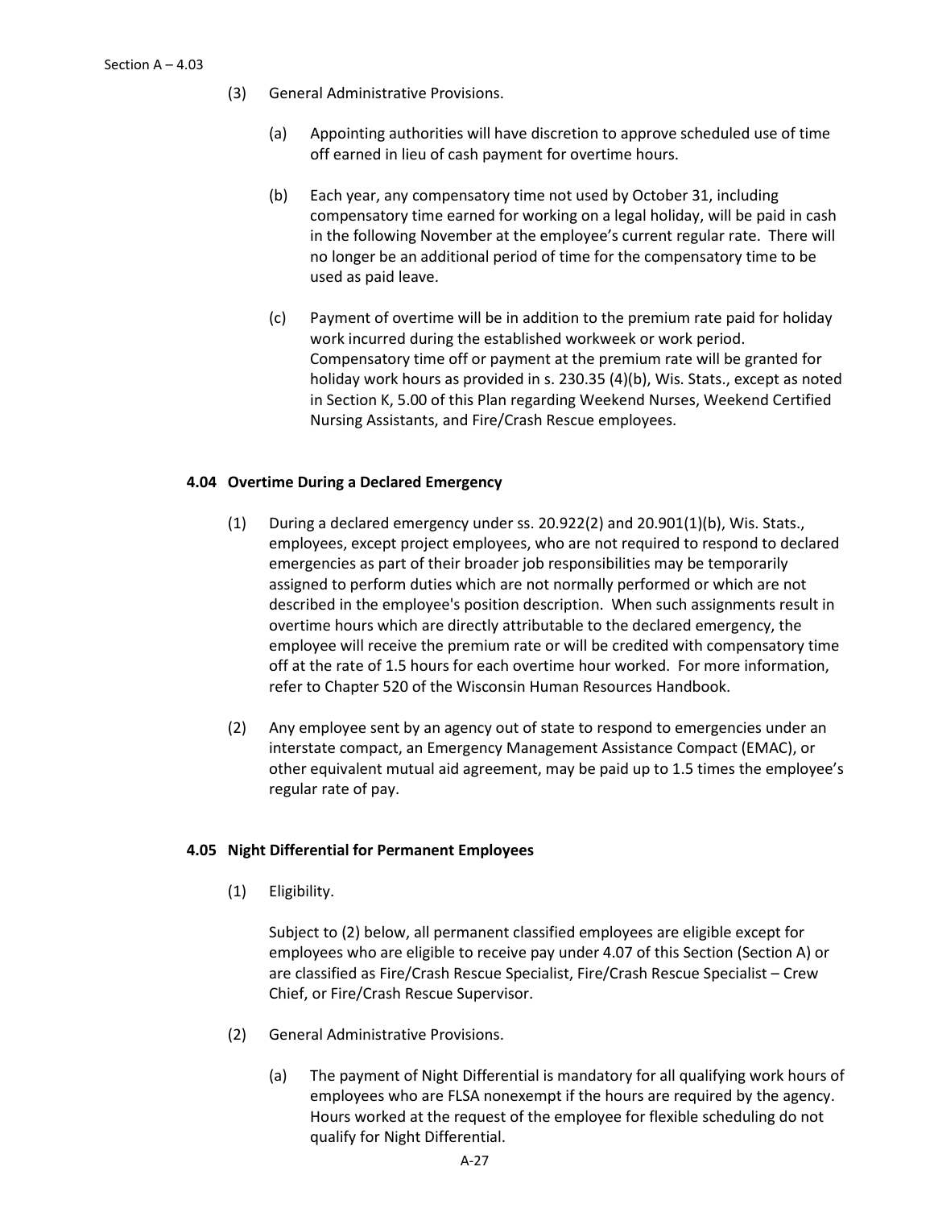(3) General Administrative Provisions.

(a) Appointing authorities will have discretion to approve scheduled use of time off earned in lieu of cash payment for overtime hours.

(b) Each year, any compensatory time not used by October 31, including compensatory time earned for working on a legal holiday, will be paid in cash in the following November at the employee's current regular rate. There will no longer be an additional period of time for the compensatory time to be used as paid leave.

(c) Payment of overtime will be in addition to the premium rate paid for holiday work incurred during the established workweek or work period. Compensatory time off or payment at the premium rate will be granted for holiday work hours as provided in s. 230.35 (4)(b), Wis. Stats., except as noted in Section K, 5.00 of this Plan regarding Weekend Nurses, Weekend Certified Nursing Assistants, and Fire/Crash Rescue employees.

### 4.04 Overtime During a Declared Emergency

(1) During a declared emergency under ss. 20.922(2) and 20.901(1)(b), Wis. Stats., employees, except project employees, who are not required to respond to declared emergencies as part of their broader job responsibilities may be temporarily assigned to perform duties which are not normally performed or which are not described in the employee's position description. When such assignments result in overtime hours which are directly attributable to the declared emergency, the employee will receive the premium rate or will be credited with compensatory time off at the rate of 1.5 hours for each overtime hour worked. For more information, refer to Chapter 520 of the Wisconsin Human Resources Handbook.

(2) Any employee sent by an agency out of state to respond to emergencies under an interstate compact, an Emergency Management Assistance Compact (EMAC), or other equivalent mutual aid agreement, may be paid up to 1.5 times the employee's regular rate of pay.

### 4.05 Night Differential for Permanent Employees

(1) Eligibility.

Subject to (2) below, all permanent classified employees are eligible except for employees who are eligible to receive pay under 4.07 of this Section (Section A) or are classified as Fire/Crash Rescue Specialist, Fire/Crash Rescue Specialist – Crew Chief, or Fire/Crash Rescue Supervisor.

(2) General Administrative Provisions.

(a) The payment of Night Differential is mandatory for all qualifying work hours of employees who are FLSA nonexempt if the hours are required by the agency. Hours worked at the request of the employee for flexible scheduling do not qualify for Night Differential.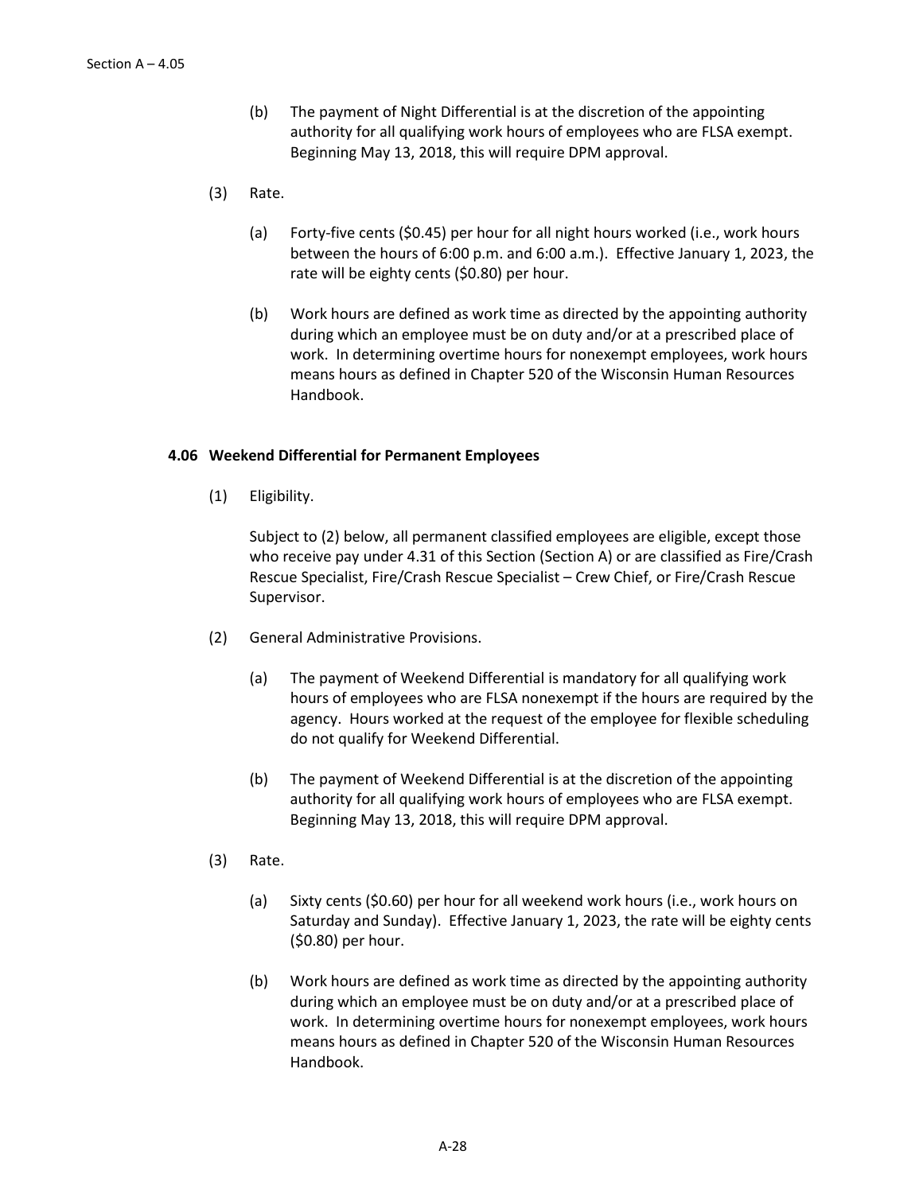(b) The payment of Night Differential is at the discretion of the appointing authority for all qualifying work hours of employees who are FLSA exempt. Beginning May 13, 2018, this will require DPM approval.

(3) Rate.

(a) Forty-five cents ($0.45) per hour for all night hours worked (i.e., work hours between the hours of 6:00 p.m. and 6:00 a.m.). Effective January 1, 2023, the rate will be eighty cents ($0.80) per hour.

(b) Work hours are defined as work time as directed by the appointing authority during which an employee must be on duty and/or at a prescribed place of work. In determining overtime hours for nonexempt employees, work hours means hours as defined in Chapter 520 of the Wisconsin Human Resources Handbook.

**4.06 Weekend Differential for Permanent Employees**

(1) Eligibility.

Subject to (2) below, all permanent classified employees are eligible, except those who receive pay under 4.31 of this Section (Section A) or are classified as Fire/Crash Rescue Specialist, Fire/Crash Rescue Specialist – Crew Chief, or Fire/Crash Rescue Supervisor.

(2) General Administrative Provisions.

(a) The payment of Weekend Differential is mandatory for all qualifying work hours of employees who are FLSA nonexempt if the hours are required by the agency. Hours worked at the request of the employee for flexible scheduling do not qualify for Weekend Differential.

(b) The payment of Weekend Differential is at the discretion of the appointing authority for all qualifying work hours of employees who are FLSA exempt. Beginning May 13, 2018, this will require DPM approval.

(3) Rate.

(a) Sixty cents ($0.60) per hour for all weekend work hours (i.e., work hours on Saturday and Sunday). Effective January 1, 2023, the rate will be eighty cents ($0.80) per hour.

(b) Work hours are defined as work time as directed by the appointing authority during which an employee must be on duty and/or at a prescribed place of work. In determining overtime hours for nonexempt employees, work hours means hours as defined in Chapter 520 of the Wisconsin Human Resources Handbook.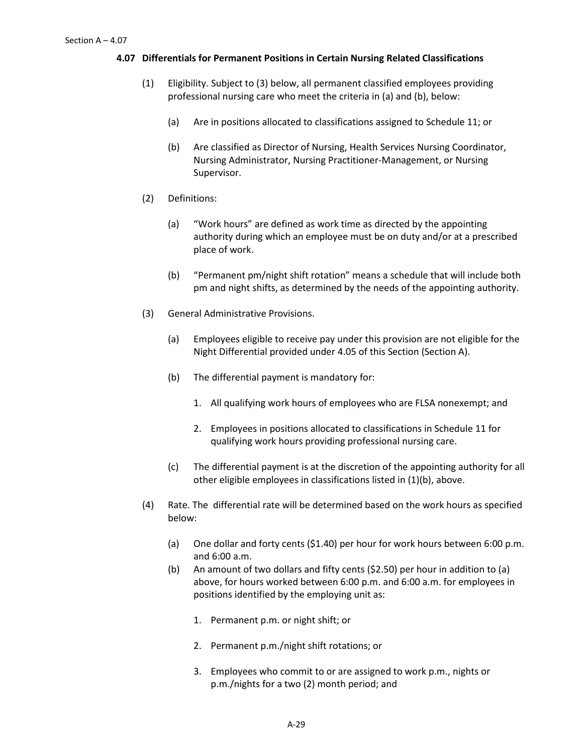### 4.07 Differentials for Permanent Positions in Certain Nursing Related Classifications

(1) Eligibility. Subject to (3) below, all permanent classified employees providing professional nursing care who meet the criteria in (a) and (b), below:

(a) Are in positions allocated to classifications assigned to Schedule 11; or

(b) Are classified as Director of Nursing, Health Services Nursing Coordinator, Nursing Administrator, Nursing Practitioner-Management, or Nursing Supervisor.

(2) Definitions:

(a) "Work hours" are defined as work time as directed by the appointing authority during which an employee must be on duty and/or at a prescribed place of work.

(b) "Permanent pm/night shift rotation" means a schedule that will include both pm and night shifts, as determined by the needs of the appointing authority.

(3) General Administrative Provisions.

(a) Employees eligible to receive pay under this provision are not eligible for the Night Differential provided under 4.05 of this Section (Section A).

(b) The differential payment is mandatory for:

1. All qualifying work hours of employees who are FLSA nonexempt; and

2. Employees in positions allocated to classifications in Schedule 11 for qualifying work hours providing professional nursing care.

(c) The differential payment is at the discretion of the appointing authority for all other eligible employees in classifications listed in (1)(b), above.

(4) Rate. The differential rate will be determined based on the work hours as specified below:

(a) One dollar and forty cents ($1.40) per hour for work hours between 6:00 p.m. and 6:00 a.m.

(b) An amount of two dollars and fifty cents ($2.50) per hour in addition to (a) above, for hours worked between 6:00 p.m. and 6:00 a.m. for employees in positions identified by the employing unit as:

1. Permanent p.m. or night shift; or

2. Permanent p.m./night shift rotations; or

3. Employees who commit to or are assigned to work p.m., nights or p.m./nights for a two (2) month period; and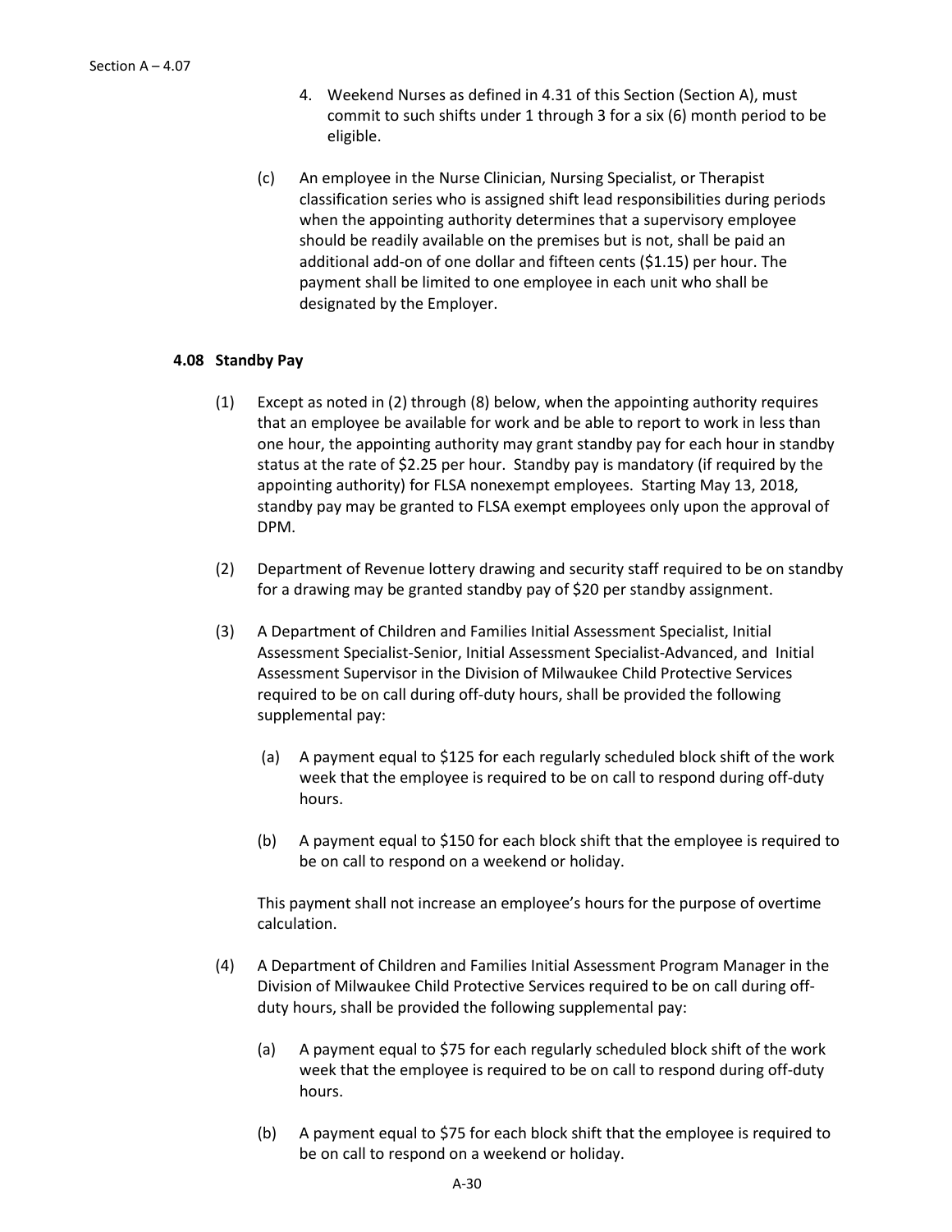4. Weekend Nurses as defined in 4.31 of this Section (Section A), must commit to such shifts under 1 through 3 for a six (6) month period to be eligible.

(c) An employee in the Nurse Clinician, Nursing Specialist, or Therapist classification series who is assigned shift lead responsibilities during periods when the appointing authority determines that a supervisory employee should be readily available on the premises but is not, shall be paid an additional add-on of one dollar and fifteen cents ($1.15) per hour. The payment shall be limited to one employee in each unit who shall be designated by the Employer.

**4.08 Standby Pay**

(1) Except as noted in (2) through (8) below, when the appointing authority requires that an employee be available for work and be able to report to work in less than one hour, the appointing authority may grant standby pay for each hour in standby status at the rate of $2.25 per hour. Standby pay is mandatory (if required by the appointing authority) for FLSA nonexempt employees. Starting May 13, 2018, standby pay may be granted to FLSA exempt employees only upon the approval of DPM.

(2) Department of Revenue lottery drawing and security staff required to be on standby for a drawing may be granted standby pay of $20 per standby assignment.

(3) A Department of Children and Families Initial Assessment Specialist, Initial Assessment Specialist-Senior, Initial Assessment Specialist-Advanced, and Initial Assessment Supervisor in the Division of Milwaukee Child Protective Services required to be on call during off-duty hours, shall be provided the following supplemental pay:

(a) A payment equal to $125 for each regularly scheduled block shift of the work week that the employee is required to be on call to respond during off-duty hours.

(b) A payment equal to $150 for each block shift that the employee is required to be on call to respond on a weekend or holiday.

This payment shall not increase an employee's hours for the purpose of overtime calculation.

(4) A Department of Children and Families Initial Assessment Program Manager in the Division of Milwaukee Child Protective Services required to be on call during off-duty hours, shall be provided the following supplemental pay:

(a) A payment equal to $75 for each regularly scheduled block shift of the work week that the employee is required to be on call to respond during off-duty hours.

(b) A payment equal to $75 for each block shift that the employee is required to be on call to respond on a weekend or holiday.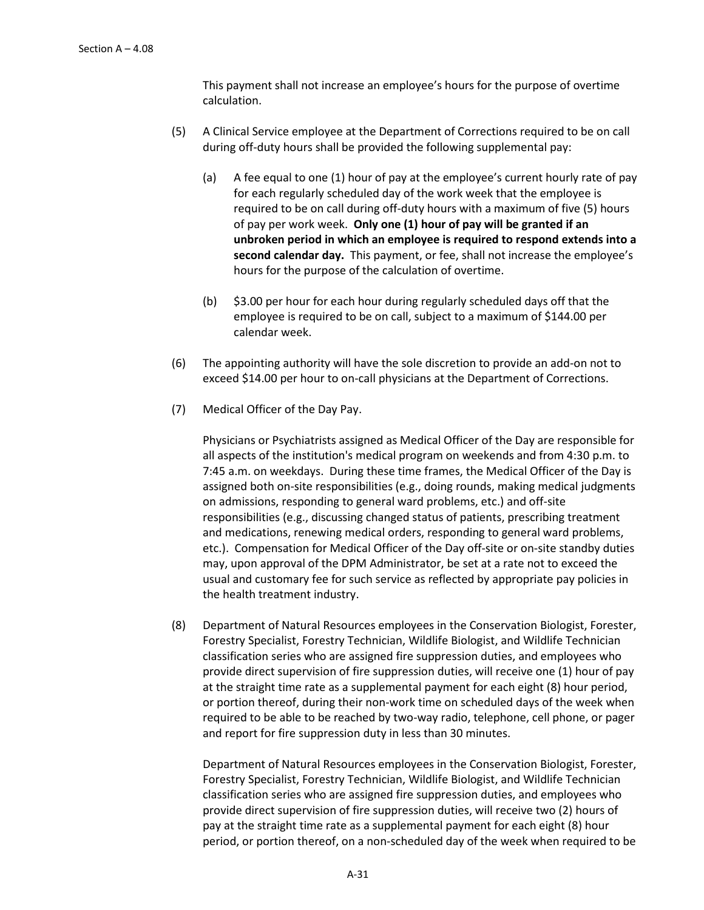This payment shall not increase an employee's hours for the purpose of overtime calculation.

(5) A Clinical Service employee at the Department of Corrections required to be on call during off-duty hours shall be provided the following supplemental pay:

   (a) A fee equal to one (1) hour of pay at the employee's current hourly rate of pay for each regularly scheduled day of the work week that the employee is required to be on call during off-duty hours with a maximum of five (5) hours of pay per work week. **Only one (1) hour of pay will be granted if an unbroken period in which an employee is required to respond extends into a second calendar day.** This payment, or fee, shall not increase the employee's hours for the purpose of the calculation of overtime.

   (b) $3.00 per hour for each hour during regularly scheduled days off that the employee is required to be on call, subject to a maximum of $144.00 per calendar week.

(6) The appointing authority will have the sole discretion to provide an add-on not to exceed $14.00 per hour to on-call physicians at the Department of Corrections.

(7) Medical Officer of the Day Pay.

   Physicians or Psychiatrists assigned as Medical Officer of the Day are responsible for all aspects of the institution's medical program on weekends and from 4:30 p.m. to 7:45 a.m. on weekdays. During these time frames, the Medical Officer of the Day is assigned both on-site responsibilities (e.g., doing rounds, making medical judgments on admissions, responding to general ward problems, etc.) and off-site responsibilities (e.g., discussing changed status of patients, prescribing treatment and medications, renewing medical orders, responding to general ward problems, etc.). Compensation for Medical Officer of the Day off-site or on-site standby duties may, upon approval of the DPM Administrator, be set at a rate not to exceed the usual and customary fee for such service as reflected by appropriate pay policies in the health treatment industry.

(8) Department of Natural Resources employees in the Conservation Biologist, Forester, Forestry Specialist, Forestry Technician, Wildlife Biologist, and Wildlife Technician classification series who are assigned fire suppression duties, and employees who provide direct supervision of fire suppression duties, will receive one (1) hour of pay at the straight time rate as a supplemental payment for each eight (8) hour period, or portion thereof, during their non-work time on scheduled days of the week when required to be able to be reached by two-way radio, telephone, cell phone, or pager and report for fire suppression duty in less than 30 minutes.

   Department of Natural Resources employees in the Conservation Biologist, Forester, Forestry Specialist, Forestry Technician, Wildlife Biologist, and Wildlife Technician classification series who are assigned fire suppression duties, and employees who provide direct supervision of fire suppression duties, will receive two (2) hours of pay at the straight time rate as a supplemental payment for each eight (8) hour period, or portion thereof, on a non-scheduled day of the week when required to be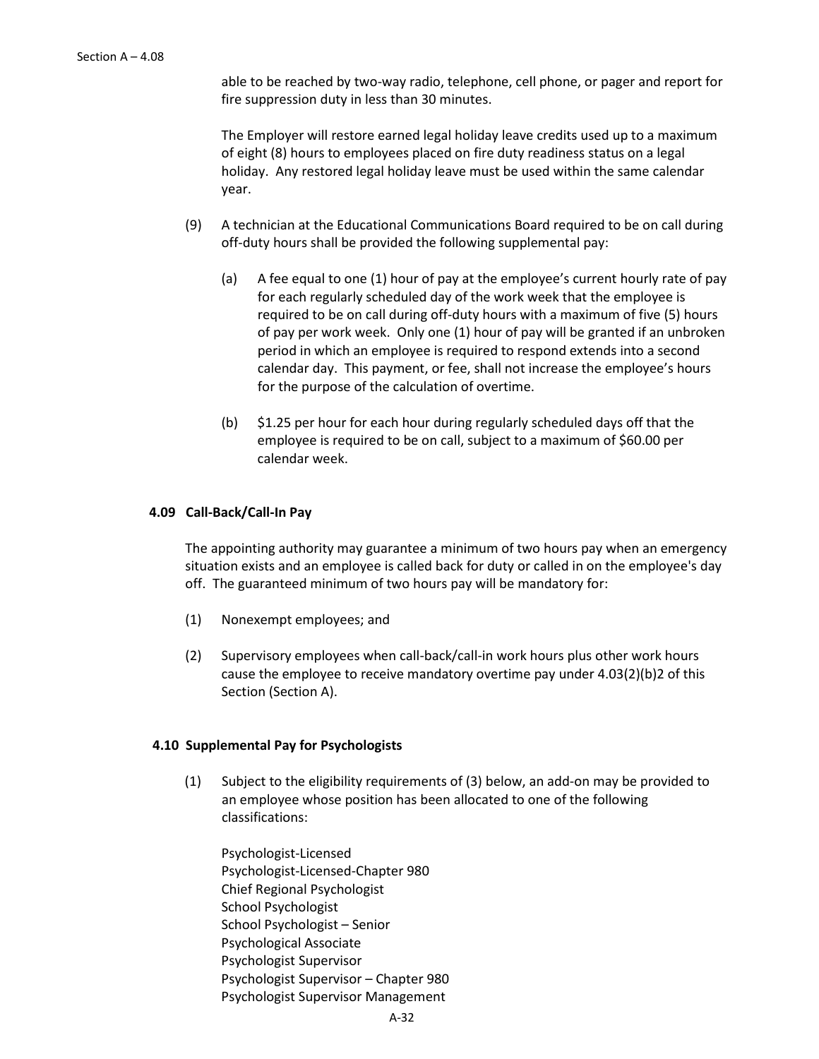able to be reached by two-way radio, telephone, cell phone, or pager and report for fire suppression duty in less than 30 minutes.

The Employer will restore earned legal holiday leave credits used up to a maximum of eight (8) hours to employees placed on fire duty readiness status on a legal holiday. Any restored legal holiday leave must be used within the same calendar year.

(9) A technician at the Educational Communications Board required to be on call during off-duty hours shall be provided the following supplemental pay:

(a) A fee equal to one (1) hour of pay at the employee's current hourly rate of pay for each regularly scheduled day of the work week that the employee is required to be on call during off-duty hours with a maximum of five (5) hours of pay per work week. Only one (1) hour of pay will be granted if an unbroken period in which an employee is required to respond extends into a second calendar day. This payment, or fee, shall not increase the employee's hours for the purpose of the calculation of overtime.

(b) $1.25 per hour for each hour during regularly scheduled days off that the employee is required to be on call, subject to a maximum of $60.00 per calendar week.

### 4.09 Call-Back/Call-In Pay

The appointing authority may guarantee a minimum of two hours pay when an emergency situation exists and an employee is called back for duty or called in on the employee's day off. The guaranteed minimum of two hours pay will be mandatory for:

(1) Nonexempt employees; and

(2) Supervisory employees when call-back/call-in work hours plus other work hours cause the employee to receive mandatory overtime pay under 4.03(2)(b)2 of this Section (Section A).

### 4.10 Supplemental Pay for Psychologists

(1) Subject to the eligibility requirements of (3) below, an add-on may be provided to an employee whose position has been allocated to one of the following classifications:

Psychologist-Licensed
Psychologist-Licensed-Chapter 980
Chief Regional Psychologist
School Psychologist
School Psychologist – Senior
Psychological Associate
Psychologist Supervisor
Psychologist Supervisor – Chapter 980
Psychologist Supervisor Management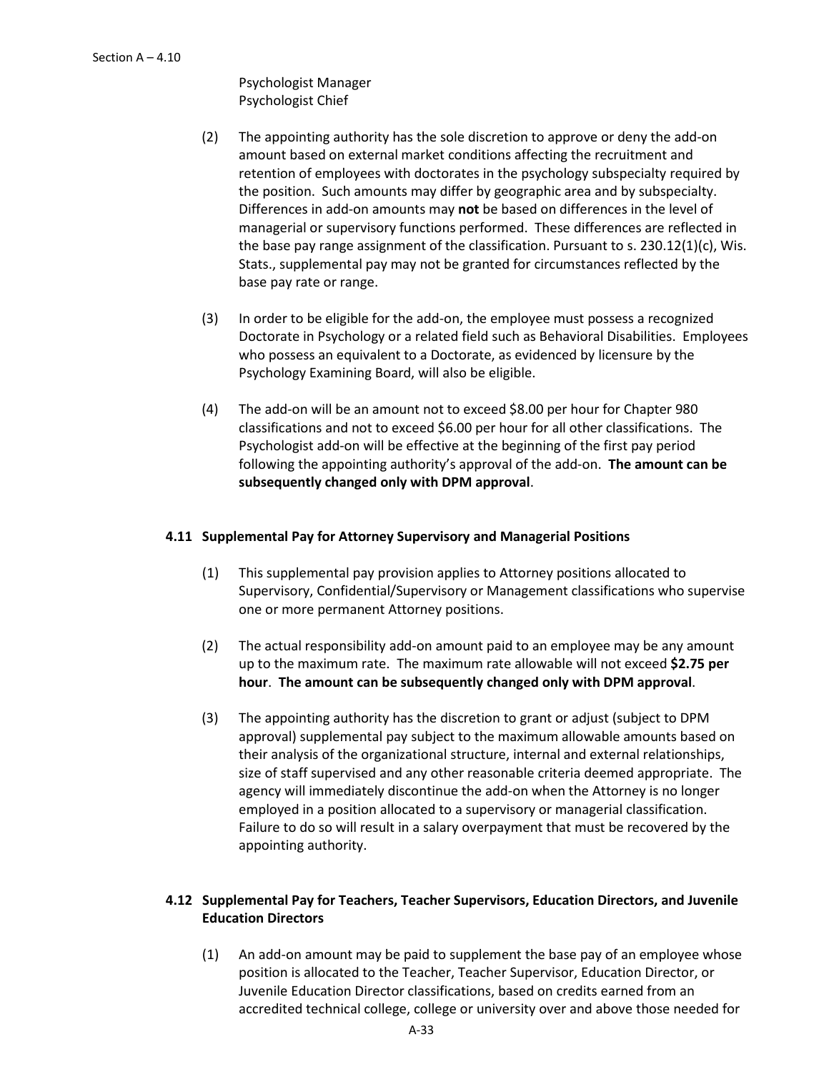Psychologist Manager
Psychologist Chief

(2) The appointing authority has the sole discretion to approve or deny the add-on amount based on external market conditions affecting the recruitment and retention of employees with doctorates in the psychology subspecialty required by the position. Such amounts may differ by geographic area and by subspecialty. Differences in add-on amounts may **not** be based on differences in the level of managerial or supervisory functions performed. These differences are reflected in the base pay range assignment of the classification. Pursuant to s. 230.12(1)(c), Wis. Stats., supplemental pay may not be granted for circumstances reflected by the base pay rate or range.

(3) In order to be eligible for the add-on, the employee must possess a recognized Doctorate in Psychology or a related field such as Behavioral Disabilities. Employees who possess an equivalent to a Doctorate, as evidenced by licensure by the Psychology Examining Board, will also be eligible.

(4) The add-on will be an amount not to exceed $8.00 per hour for Chapter 980 classifications and not to exceed $6.00 per hour for all other classifications. The Psychologist add-on will be effective at the beginning of the first pay period following the appointing authority's approval of the add-on. **The amount can be subsequently changed only with DPM approval**.

### 4.11 Supplemental Pay for Attorney Supervisory and Managerial Positions

(1) This supplemental pay provision applies to Attorney positions allocated to Supervisory, Confidential/Supervisory or Management classifications who supervise one or more permanent Attorney positions.

(2) The actual responsibility add-on amount paid to an employee may be any amount up to the maximum rate. The maximum rate allowable will not exceed **$2.75 per hour**. **The amount can be subsequently changed only with DPM approval**.

(3) The appointing authority has the discretion to grant or adjust (subject to DPM approval) supplemental pay subject to the maximum allowable amounts based on their analysis of the organizational structure, internal and external relationships, size of staff supervised and any other reasonable criteria deemed appropriate. The agency will immediately discontinue the add-on when the Attorney is no longer employed in a position allocated to a supervisory or managerial classification. Failure to do so will result in a salary overpayment that must be recovered by the appointing authority.

### 4.12 Supplemental Pay for Teachers, Teacher Supervisors, Education Directors, and Juvenile Education Directors

(1) An add-on amount may be paid to supplement the base pay of an employee whose position is allocated to the Teacher, Teacher Supervisor, Education Director, or Juvenile Education Director classifications, based on credits earned from an accredited technical college, college or university over and above those needed for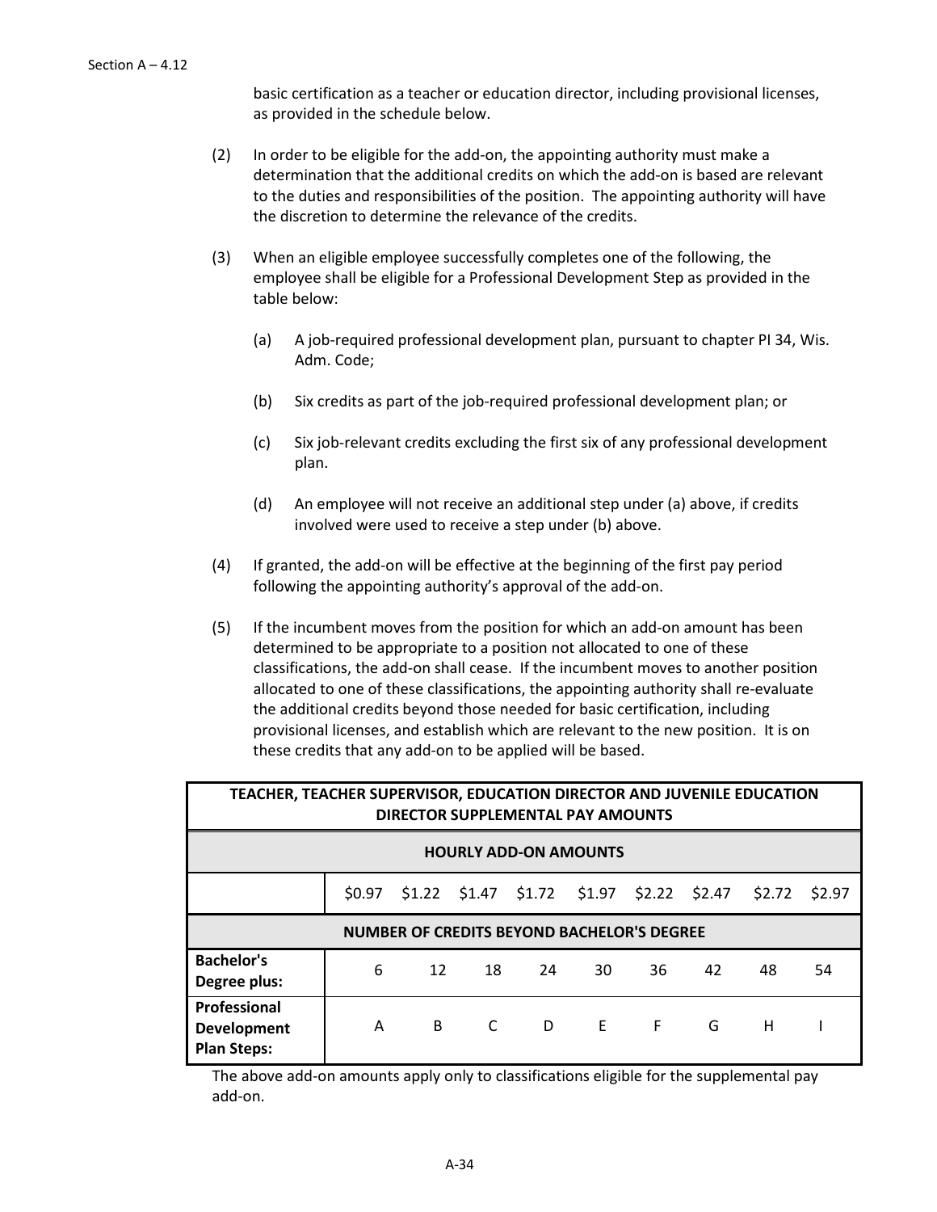basic certification as a teacher or education director, including provisional licenses, as provided in the schedule below.

(2) In order to be eligible for the add-on, the appointing authority must make a determination that the additional credits on which the add-on is based are relevant to the duties and responsibilities of the position. The appointing authority will have the discretion to determine the relevance of the credits.

(3) When an eligible employee successfully completes one of the following, the employee shall be eligible for a Professional Development Step as provided in the table below:

(a) A job-required professional development plan, pursuant to chapter PI 34, Wis. Adm. Code;

(b) Six credits as part of the job-required professional development plan; or

(c) Six job-relevant credits excluding the first six of any professional development plan.

(d) An employee will not receive an additional step under (a) above, if credits involved were used to receive a step under (b) above.

(4) If granted, the add-on will be effective at the beginning of the first pay period following the appointing authority's approval of the add-on.

(5) If the incumbent moves from the position for which an add-on amount has been determined to be appropriate to a position not allocated to one of these classifications, the add-on shall cease. If the incumbent moves to another position allocated to one of these classifications, the appointing authority shall re-evaluate the additional credits beyond those needed for basic certification, including provisional licenses, and establish which are relevant to the new position. It is on these credits that any add-on to be applied will be based.

| TEACHER, TEACHER SUPERVISOR, EDUCATION DIRECTOR AND JUVENILE EDUCATION DIRECTOR SUPPLEMENTAL PAY AMOUNTS | | | | | | | | | |
|---|---|---|---|---|---|---|---|---|---|
| **HOURLY ADD-ON AMOUNTS** | | | | | | | | | |
| | $0.97 | $1.22 | $1.47 | $1.72 | $1.97 | $2.22 | $2.47 | $2.72 | $2.97 |
| **NUMBER OF CREDITS BEYOND BACHELOR'S DEGREE** | | | | | | | | | |
| **Bachelor's Degree plus:** | 6 | 12 | 18 | 24 | 30 | 36 | 42 | 48 | 54 |
| **Professional Development Plan Steps:** | A | B | C | D | E | F | G | H | I |

The above add-on amounts apply only to classifications eligible for the supplemental pay add-on.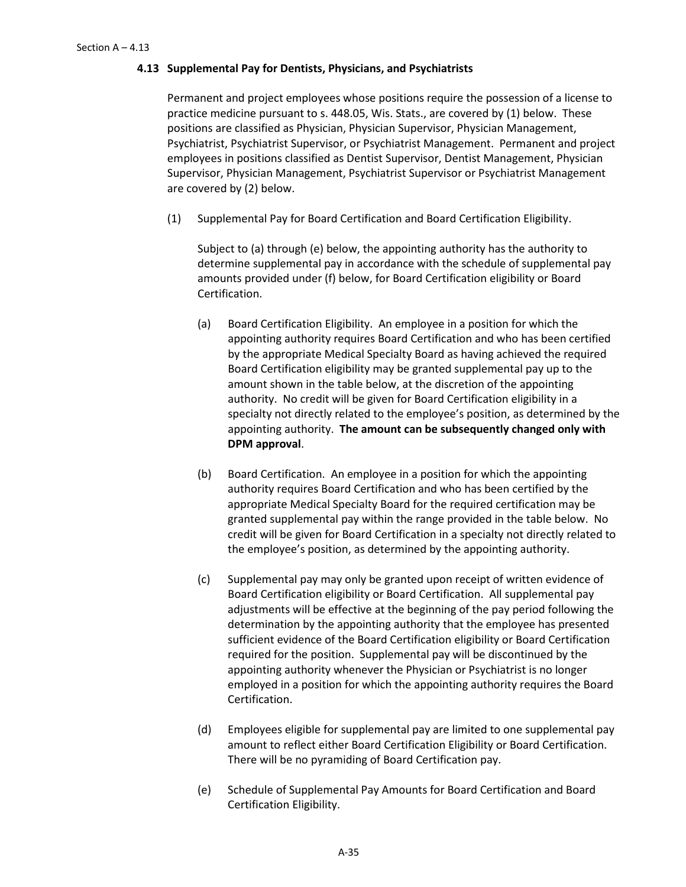### 4.13 Supplemental Pay for Dentists, Physicians, and Psychiatrists

Permanent and project employees whose positions require the possession of a license to practice medicine pursuant to s. 448.05, Wis. Stats., are covered by (1) below. These positions are classified as Physician, Physician Supervisor, Physician Management, Psychiatrist, Psychiatrist Supervisor, or Psychiatrist Management. Permanent and project employees in positions classified as Dentist Supervisor, Dentist Management, Physician Supervisor, Physician Management, Psychiatrist Supervisor or Psychiatrist Management are covered by (2) below.

(1) Supplemental Pay for Board Certification and Board Certification Eligibility.

Subject to (a) through (e) below, the appointing authority has the authority to determine supplemental pay in accordance with the schedule of supplemental pay amounts provided under (f) below, for Board Certification eligibility or Board Certification.

(a) Board Certification Eligibility. An employee in a position for which the appointing authority requires Board Certification and who has been certified by the appropriate Medical Specialty Board as having achieved the required Board Certification eligibility may be granted supplemental pay up to the amount shown in the table below, at the discretion of the appointing authority. No credit will be given for Board Certification eligibility in a specialty not directly related to the employee's position, as determined by the appointing authority. **The amount can be subsequently changed only with DPM approval**.

(b) Board Certification. An employee in a position for which the appointing authority requires Board Certification and who has been certified by the appropriate Medical Specialty Board for the required certification may be granted supplemental pay within the range provided in the table below. No credit will be given for Board Certification in a specialty not directly related to the employee's position, as determined by the appointing authority.

(c) Supplemental pay may only be granted upon receipt of written evidence of Board Certification eligibility or Board Certification. All supplemental pay adjustments will be effective at the beginning of the pay period following the determination by the appointing authority that the employee has presented sufficient evidence of the Board Certification eligibility or Board Certification required for the position. Supplemental pay will be discontinued by the appointing authority whenever the Physician or Psychiatrist is no longer employed in a position for which the appointing authority requires the Board Certification.

(d) Employees eligible for supplemental pay are limited to one supplemental pay amount to reflect either Board Certification Eligibility or Board Certification. There will be no pyramiding of Board Certification pay.

(e) Schedule of Supplemental Pay Amounts for Board Certification and Board Certification Eligibility.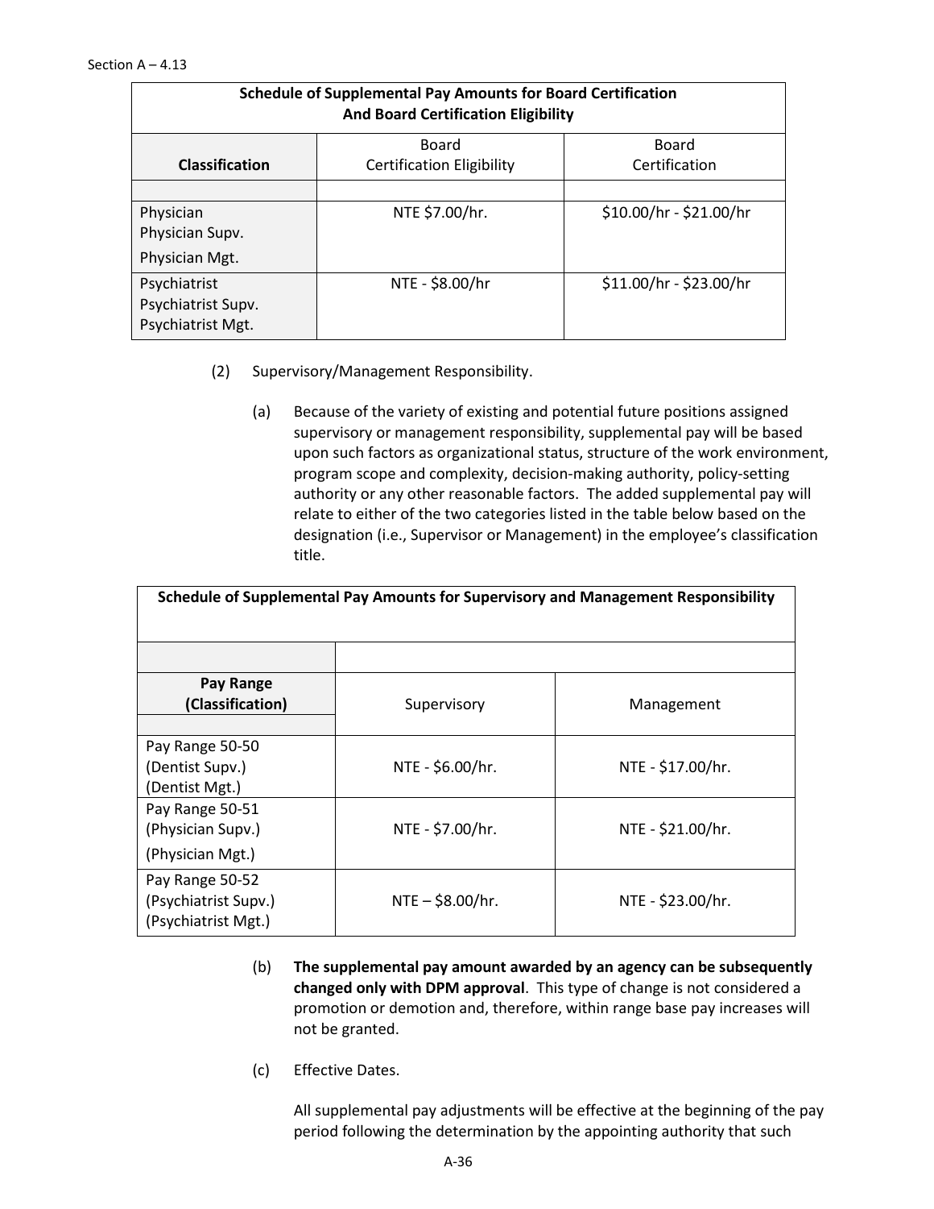Section A – 4.13

| Schedule of Supplemental Pay Amounts for Board Certification And Board Certification Eligibility | | |
|---|---|---|
| **Classification** | Board Certification Eligibility | Board Certification |
| | | |
| Physician<br>Physician Supv.<br>Physician Mgt. | NTE $7.00/hr. | $10.00/hr - $21.00/hr |
| Psychiatrist<br>Psychiatrist Supv.<br>Psychiatrist Mgt. | NTE - $8.00/hr | $11.00/hr - $23.00/hr |

(2) Supervisory/Management Responsibility.

(a) Because of the variety of existing and potential future positions assigned supervisory or management responsibility, supplemental pay will be based upon such factors as organizational status, structure of the work environment, program scope and complexity, decision-making authority, policy-setting authority or any other reasonable factors. The added supplemental pay will relate to either of the two categories listed in the table below based on the designation (i.e., Supervisor or Management) in the employee's classification title.

| Schedule of Supplemental Pay Amounts for Supervisory and Management Responsibility | | |
|---|---|---|
| | | |
| **Pay Range (Classification)** | Supervisory | Management |
| Pay Range 50-50<br>(Dentist Supv.)<br>(Dentist Mgt.) | NTE - $6.00/hr. | NTE - $17.00/hr. |
| Pay Range 50-51<br>(Physician Supv.)<br>(Physician Mgt.) | NTE - $7.00/hr. | NTE - $21.00/hr. |
| Pay Range 50-52<br>(Psychiatrist Supv.)<br>(Psychiatrist Mgt.) | NTE – $8.00/hr. | NTE - $23.00/hr. |

(b) **The supplemental pay amount awarded by an agency can be subsequently changed only with DPM approval**. This type of change is not considered a promotion or demotion and, therefore, within range base pay increases will not be granted.

(c) Effective Dates.

All supplemental pay adjustments will be effective at the beginning of the pay period following the determination by the appointing authority that such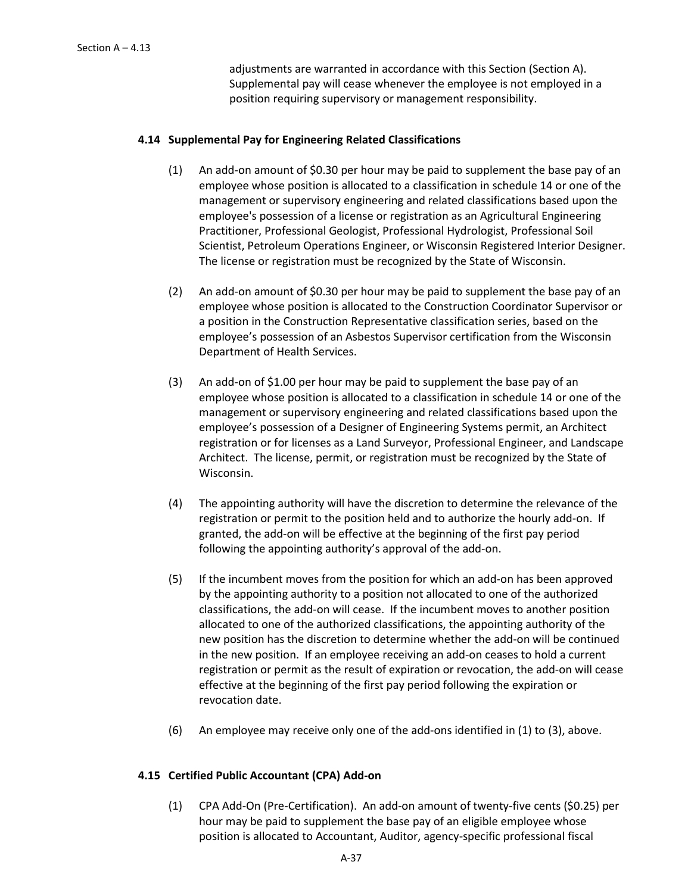adjustments are warranted in accordance with this Section (Section A). Supplemental pay will cease whenever the employee is not employed in a position requiring supervisory or management responsibility.

### 4.14 Supplemental Pay for Engineering Related Classifications

(1) An add-on amount of $0.30 per hour may be paid to supplement the base pay of an employee whose position is allocated to a classification in schedule 14 or one of the management or supervisory engineering and related classifications based upon the employee's possession of a license or registration as an Agricultural Engineering Practitioner, Professional Geologist, Professional Hydrologist, Professional Soil Scientist, Petroleum Operations Engineer, or Wisconsin Registered Interior Designer. The license or registration must be recognized by the State of Wisconsin.

(2) An add-on amount of $0.30 per hour may be paid to supplement the base pay of an employee whose position is allocated to the Construction Coordinator Supervisor or a position in the Construction Representative classification series, based on the employee's possession of an Asbestos Supervisor certification from the Wisconsin Department of Health Services.

(3) An add-on of $1.00 per hour may be paid to supplement the base pay of an employee whose position is allocated to a classification in schedule 14 or one of the management or supervisory engineering and related classifications based upon the employee's possession of a Designer of Engineering Systems permit, an Architect registration or for licenses as a Land Surveyor, Professional Engineer, and Landscape Architect. The license, permit, or registration must be recognized by the State of Wisconsin.

(4) The appointing authority will have the discretion to determine the relevance of the registration or permit to the position held and to authorize the hourly add-on. If granted, the add-on will be effective at the beginning of the first pay period following the appointing authority's approval of the add-on.

(5) If the incumbent moves from the position for which an add-on has been approved by the appointing authority to a position not allocated to one of the authorized classifications, the add-on will cease. If the incumbent moves to another position allocated to one of the authorized classifications, the appointing authority of the new position has the discretion to determine whether the add-on will be continued in the new position. If an employee receiving an add-on ceases to hold a current registration or permit as the result of expiration or revocation, the add-on will cease effective at the beginning of the first pay period following the expiration or revocation date.

(6) An employee may receive only one of the add-ons identified in (1) to (3), above.

### 4.15 Certified Public Accountant (CPA) Add-on

(1) CPA Add-On (Pre-Certification). An add-on amount of twenty-five cents ($0.25) per hour may be paid to supplement the base pay of an eligible employee whose position is allocated to Accountant, Auditor, agency-specific professional fiscal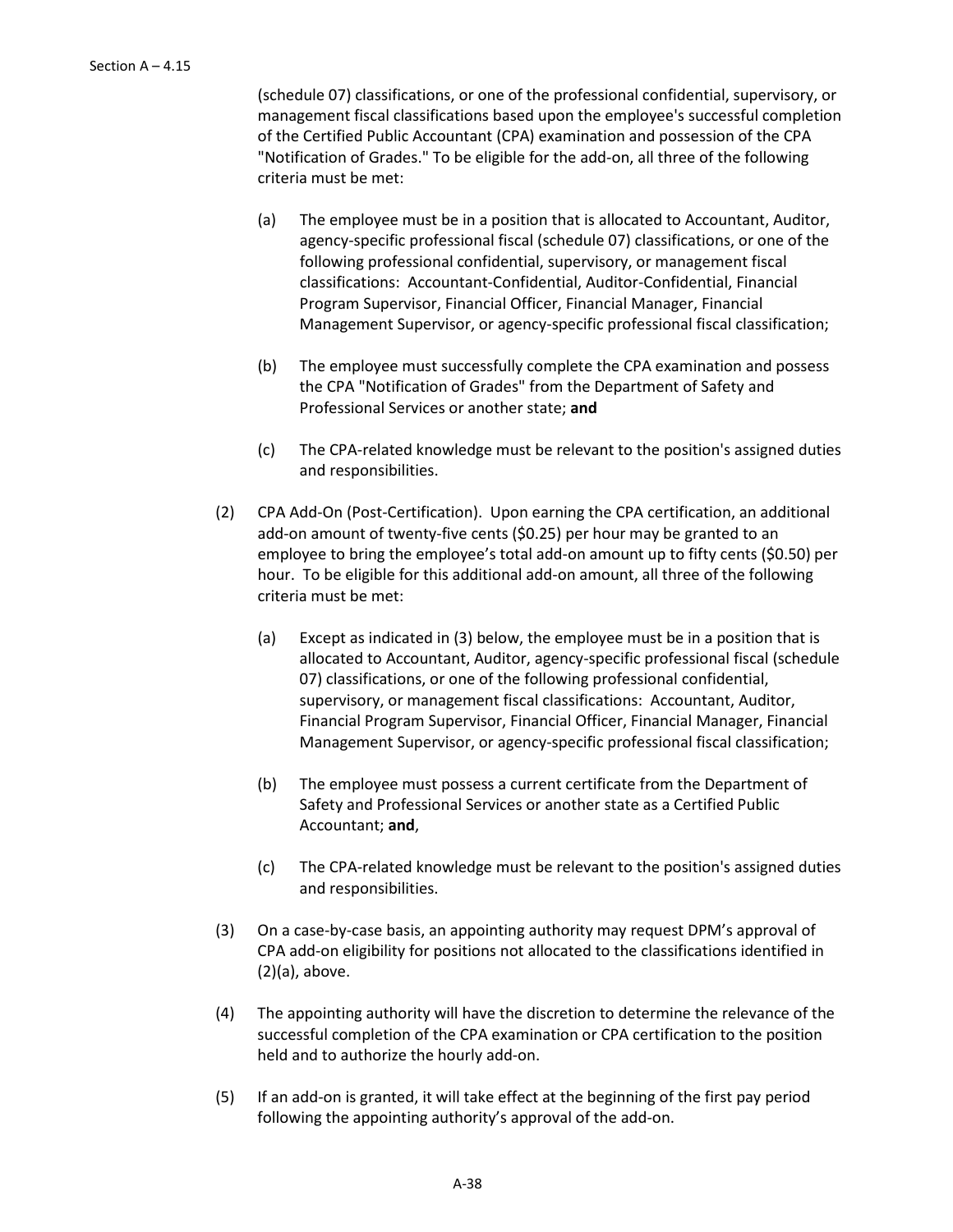(schedule 07) classifications, or one of the professional confidential, supervisory, or management fiscal classifications based upon the employee's successful completion of the Certified Public Accountant (CPA) examination and possession of the CPA "Notification of Grades." To be eligible for the add-on, all three of the following criteria must be met:

(a) The employee must be in a position that is allocated to Accountant, Auditor, agency-specific professional fiscal (schedule 07) classifications, or one of the following professional confidential, supervisory, or management fiscal classifications: Accountant-Confidential, Auditor-Confidential, Financial Program Supervisor, Financial Officer, Financial Manager, Financial Management Supervisor, or agency-specific professional fiscal classification;

(b) The employee must successfully complete the CPA examination and possess the CPA "Notification of Grades" from the Department of Safety and Professional Services or another state; **and**

(c) The CPA-related knowledge must be relevant to the position's assigned duties and responsibilities.

(2) CPA Add-On (Post-Certification). Upon earning the CPA certification, an additional add-on amount of twenty-five cents ($0.25) per hour may be granted to an employee to bring the employee's total add-on amount up to fifty cents ($0.50) per hour. To be eligible for this additional add-on amount, all three of the following criteria must be met:

(a) Except as indicated in (3) below, the employee must be in a position that is allocated to Accountant, Auditor, agency-specific professional fiscal (schedule 07) classifications, or one of the following professional confidential, supervisory, or management fiscal classifications: Accountant, Auditor, Financial Program Supervisor, Financial Officer, Financial Manager, Financial Management Supervisor, or agency-specific professional fiscal classification;

(b) The employee must possess a current certificate from the Department of Safety and Professional Services or another state as a Certified Public Accountant; **and**,

(c) The CPA-related knowledge must be relevant to the position's assigned duties and responsibilities.

(3) On a case-by-case basis, an appointing authority may request DPM's approval of CPA add-on eligibility for positions not allocated to the classifications identified in (2)(a), above.

(4) The appointing authority will have the discretion to determine the relevance of the successful completion of the CPA examination or CPA certification to the position held and to authorize the hourly add-on.

(5) If an add-on is granted, it will take effect at the beginning of the first pay period following the appointing authority's approval of the add-on.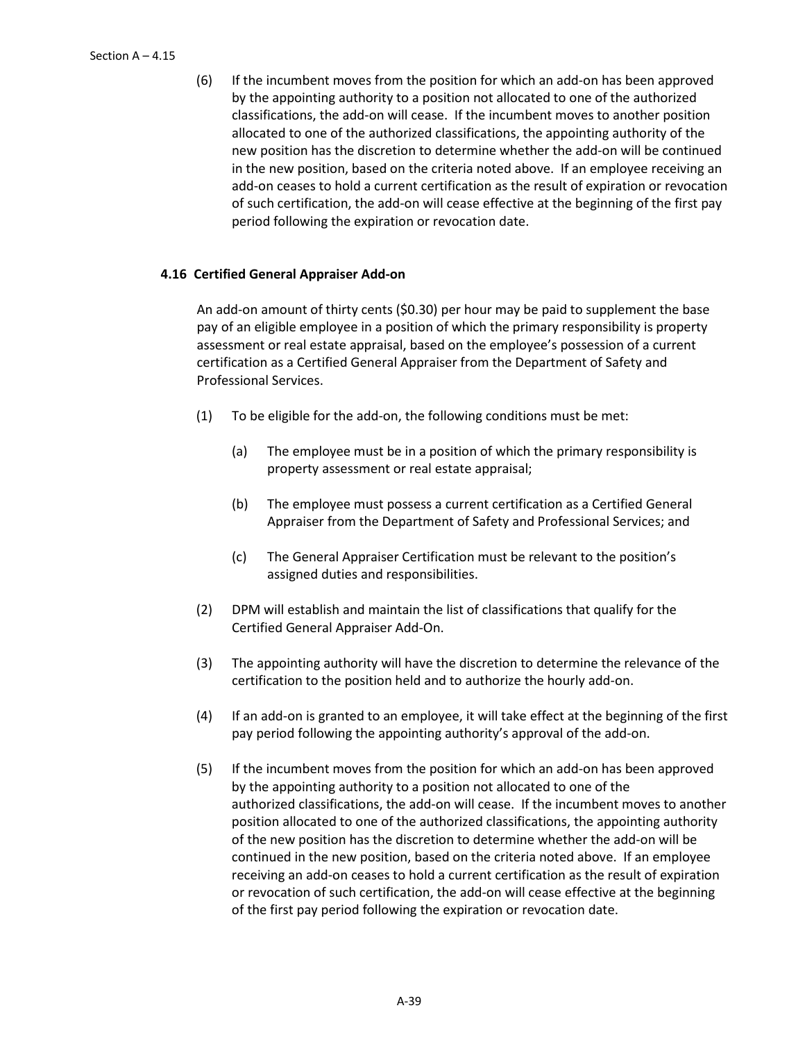(6) If the incumbent moves from the position for which an add-on has been approved by the appointing authority to a position not allocated to one of the authorized classifications, the add-on will cease. If the incumbent moves to another position allocated to one of the authorized classifications, the appointing authority of the new position has the discretion to determine whether the add-on will be continued in the new position, based on the criteria noted above. If an employee receiving an add-on ceases to hold a current certification as the result of expiration or revocation of such certification, the add-on will cease effective at the beginning of the first pay period following the expiration or revocation date.

### 4.16 Certified General Appraiser Add-on

An add-on amount of thirty cents ($0.30) per hour may be paid to supplement the base pay of an eligible employee in a position of which the primary responsibility is property assessment or real estate appraisal, based on the employee's possession of a current certification as a Certified General Appraiser from the Department of Safety and Professional Services.

(1) To be eligible for the add-on, the following conditions must be met:

   (a) The employee must be in a position of which the primary responsibility is property assessment or real estate appraisal;

   (b) The employee must possess a current certification as a Certified General Appraiser from the Department of Safety and Professional Services; and

   (c) The General Appraiser Certification must be relevant to the position's assigned duties and responsibilities.

(2) DPM will establish and maintain the list of classifications that qualify for the Certified General Appraiser Add-On.

(3) The appointing authority will have the discretion to determine the relevance of the certification to the position held and to authorize the hourly add-on.

(4) If an add-on is granted to an employee, it will take effect at the beginning of the first pay period following the appointing authority's approval of the add-on.

(5) If the incumbent moves from the position for which an add-on has been approved by the appointing authority to a position not allocated to one of the authorized classifications, the add-on will cease. If the incumbent moves to another position allocated to one of the authorized classifications, the appointing authority of the new position has the discretion to determine whether the add-on will be continued in the new position, based on the criteria noted above. If an employee receiving an add-on ceases to hold a current certification as the result of expiration or revocation of such certification, the add-on will cease effective at the beginning of the first pay period following the expiration or revocation date.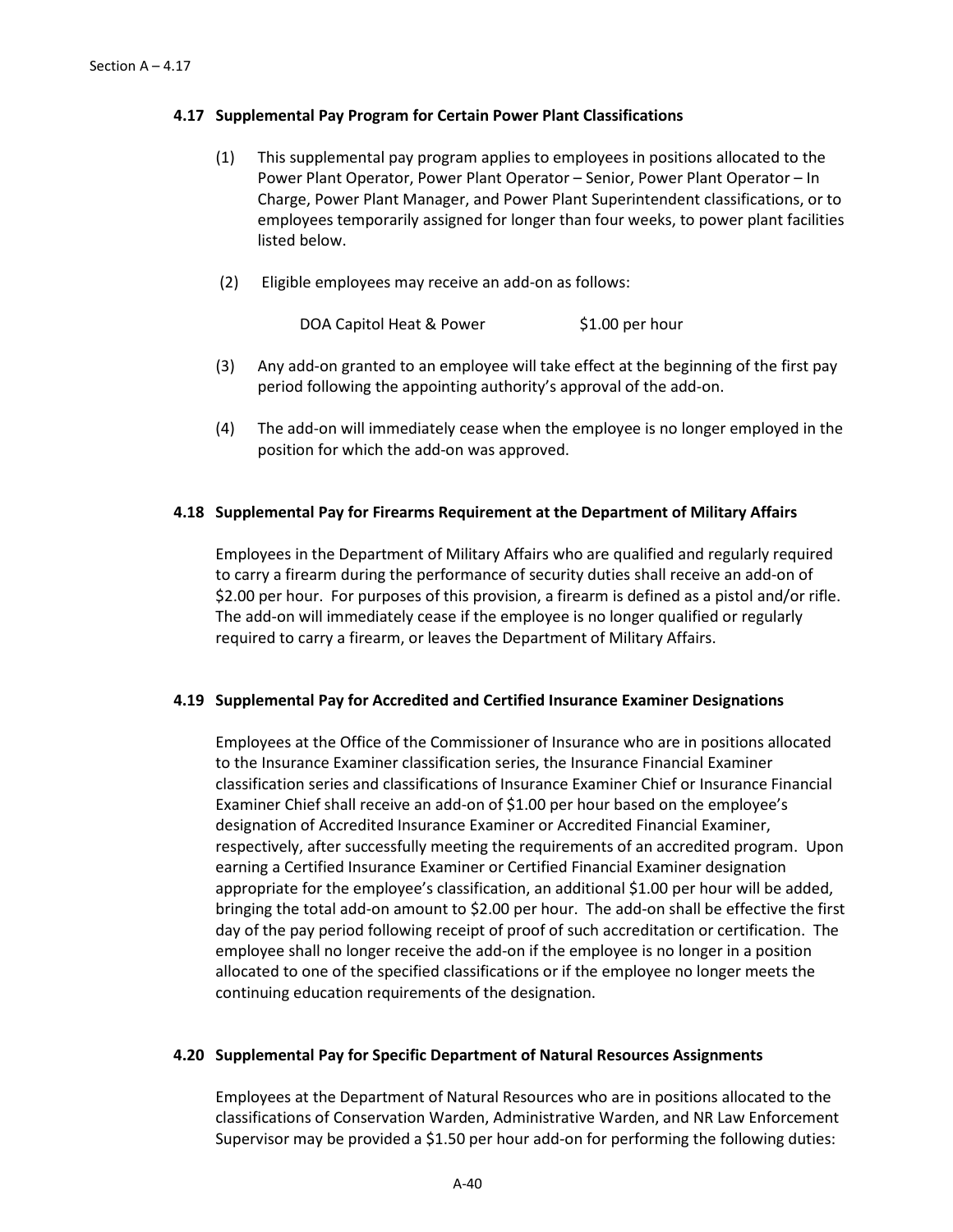### 4.17 Supplemental Pay Program for Certain Power Plant Classifications

(1) This supplemental pay program applies to employees in positions allocated to the Power Plant Operator, Power Plant Operator – Senior, Power Plant Operator – In Charge, Power Plant Manager, and Power Plant Superintendent classifications, or to employees temporarily assigned for longer than four weeks, to power plant facilities listed below.

(2) Eligible employees may receive an add-on as follows:

| | |
|---|---|
| DOA Capitol Heat & Power | $1.00 per hour |

(3) Any add-on granted to an employee will take effect at the beginning of the first pay period following the appointing authority's approval of the add-on.

(4) The add-on will immediately cease when the employee is no longer employed in the position for which the add-on was approved.

### 4.18 Supplemental Pay for Firearms Requirement at the Department of Military Affairs

Employees in the Department of Military Affairs who are qualified and regularly required to carry a firearm during the performance of security duties shall receive an add-on of $2.00 per hour. For purposes of this provision, a firearm is defined as a pistol and/or rifle. The add-on will immediately cease if the employee is no longer qualified or regularly required to carry a firearm, or leaves the Department of Military Affairs.

### 4.19 Supplemental Pay for Accredited and Certified Insurance Examiner Designations

Employees at the Office of the Commissioner of Insurance who are in positions allocated to the Insurance Examiner classification series, the Insurance Financial Examiner classification series and classifications of Insurance Examiner Chief or Insurance Financial Examiner Chief shall receive an add-on of $1.00 per hour based on the employee's designation of Accredited Insurance Examiner or Accredited Financial Examiner, respectively, after successfully meeting the requirements of an accredited program. Upon earning a Certified Insurance Examiner or Certified Financial Examiner designation appropriate for the employee's classification, an additional $1.00 per hour will be added, bringing the total add-on amount to $2.00 per hour. The add-on shall be effective the first day of the pay period following receipt of proof of such accreditation or certification. The employee shall no longer receive the add-on if the employee is no longer in a position allocated to one of the specified classifications or if the employee no longer meets the continuing education requirements of the designation.

### 4.20 Supplemental Pay for Specific Department of Natural Resources Assignments

Employees at the Department of Natural Resources who are in positions allocated to the classifications of Conservation Warden, Administrative Warden, and NR Law Enforcement Supervisor may be provided a $1.50 per hour add-on for performing the following duties: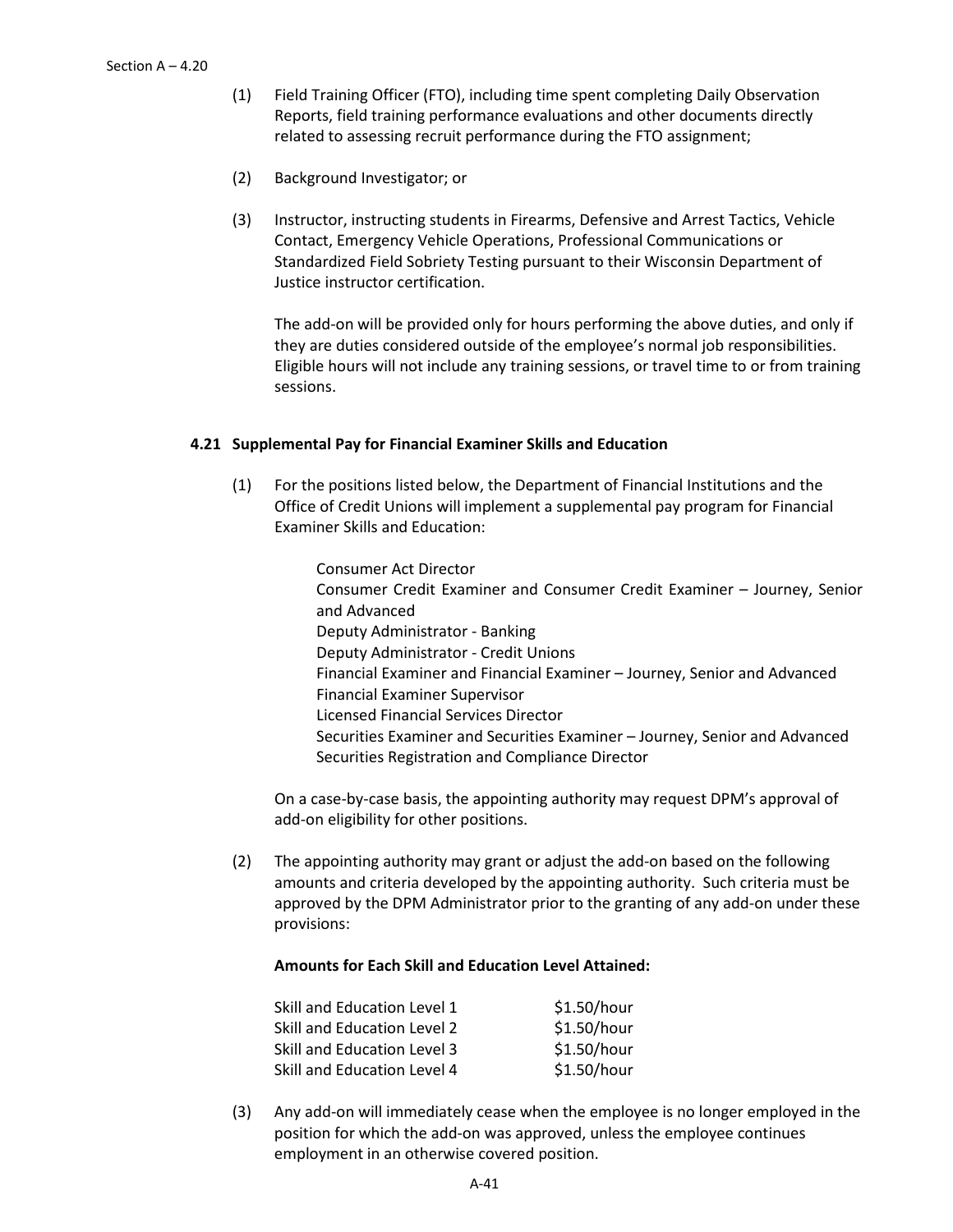(1) Field Training Officer (FTO), including time spent completing Daily Observation Reports, field training performance evaluations and other documents directly related to assessing recruit performance during the FTO assignment;

(2) Background Investigator; or

(3) Instructor, instructing students in Firearms, Defensive and Arrest Tactics, Vehicle Contact, Emergency Vehicle Operations, Professional Communications or Standardized Field Sobriety Testing pursuant to their Wisconsin Department of Justice instructor certification.

The add-on will be provided only for hours performing the above duties, and only if they are duties considered outside of the employee's normal job responsibilities. Eligible hours will not include any training sessions, or travel time to or from training sessions.

### 4.21 Supplemental Pay for Financial Examiner Skills and Education

(1) For the positions listed below, the Department of Financial Institutions and the Office of Credit Unions will implement a supplemental pay program for Financial Examiner Skills and Education:

Consumer Act Director
Consumer Credit Examiner and Consumer Credit Examiner – Journey, Senior and Advanced
Deputy Administrator - Banking
Deputy Administrator - Credit Unions
Financial Examiner and Financial Examiner – Journey, Senior and Advanced
Financial Examiner Supervisor
Licensed Financial Services Director
Securities Examiner and Securities Examiner – Journey, Senior and Advanced
Securities Registration and Compliance Director

On a case-by-case basis, the appointing authority may request DPM's approval of add-on eligibility for other positions.

(2) The appointing authority may grant or adjust the add-on based on the following amounts and criteria developed by the appointing authority. Such criteria must be approved by the DPM Administrator prior to the granting of any add-on under these provisions:

**Amounts for Each Skill and Education Level Attained:**

| | |
|---|---|
| Skill and Education Level 1 | $1.50/hour |
| Skill and Education Level 2 | $1.50/hour |
| Skill and Education Level 3 | $1.50/hour |
| Skill and Education Level 4 | $1.50/hour |

(3) Any add-on will immediately cease when the employee is no longer employed in the position for which the add-on was approved, unless the employee continues employment in an otherwise covered position.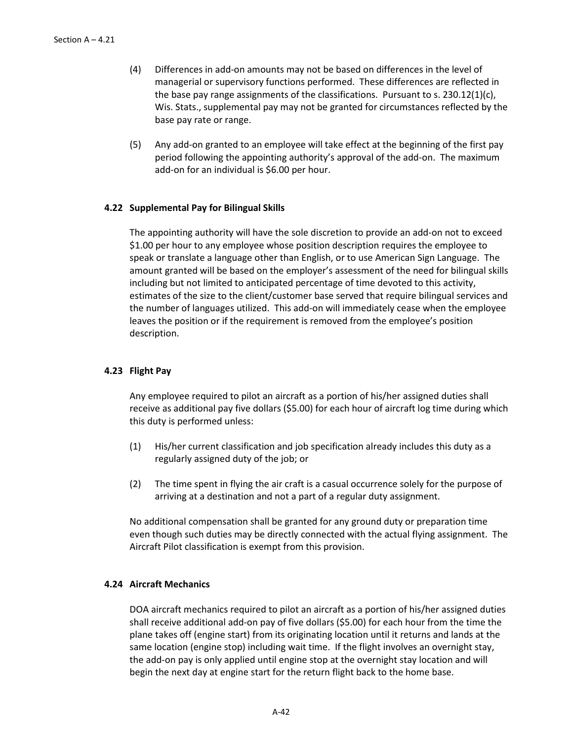(4) Differences in add-on amounts may not be based on differences in the level of managerial or supervisory functions performed. These differences are reflected in the base pay range assignments of the classifications. Pursuant to s. 230.12(1)(c), Wis. Stats., supplemental pay may not be granted for circumstances reflected by the base pay rate or range.

(5) Any add-on granted to an employee will take effect at the beginning of the first pay period following the appointing authority's approval of the add-on. The maximum add-on for an individual is $6.00 per hour.

## 4.22 Supplemental Pay for Bilingual Skills

The appointing authority will have the sole discretion to provide an add-on not to exceed $1.00 per hour to any employee whose position description requires the employee to speak or translate a language other than English, or to use American Sign Language. The amount granted will be based on the employer's assessment of the need for bilingual skills including but not limited to anticipated percentage of time devoted to this activity, estimates of the size to the client/customer base served that require bilingual services and the number of languages utilized. This add-on will immediately cease when the employee leaves the position or if the requirement is removed from the employee's position description.

## 4.23 Flight Pay

Any employee required to pilot an aircraft as a portion of his/her assigned duties shall receive as additional pay five dollars ($5.00) for each hour of aircraft log time during which this duty is performed unless:

(1) His/her current classification and job specification already includes this duty as a regularly assigned duty of the job; or

(2) The time spent in flying the air craft is a casual occurrence solely for the purpose of arriving at a destination and not a part of a regular duty assignment.

No additional compensation shall be granted for any ground duty or preparation time even though such duties may be directly connected with the actual flying assignment. The Aircraft Pilot classification is exempt from this provision.

## 4.24 Aircraft Mechanics

DOA aircraft mechanics required to pilot an aircraft as a portion of his/her assigned duties shall receive additional add-on pay of five dollars ($5.00) for each hour from the time the plane takes off (engine start) from its originating location until it returns and lands at the same location (engine stop) including wait time. If the flight involves an overnight stay, the add-on pay is only applied until engine stop at the overnight stay location and will begin the next day at engine start for the return flight back to the home base.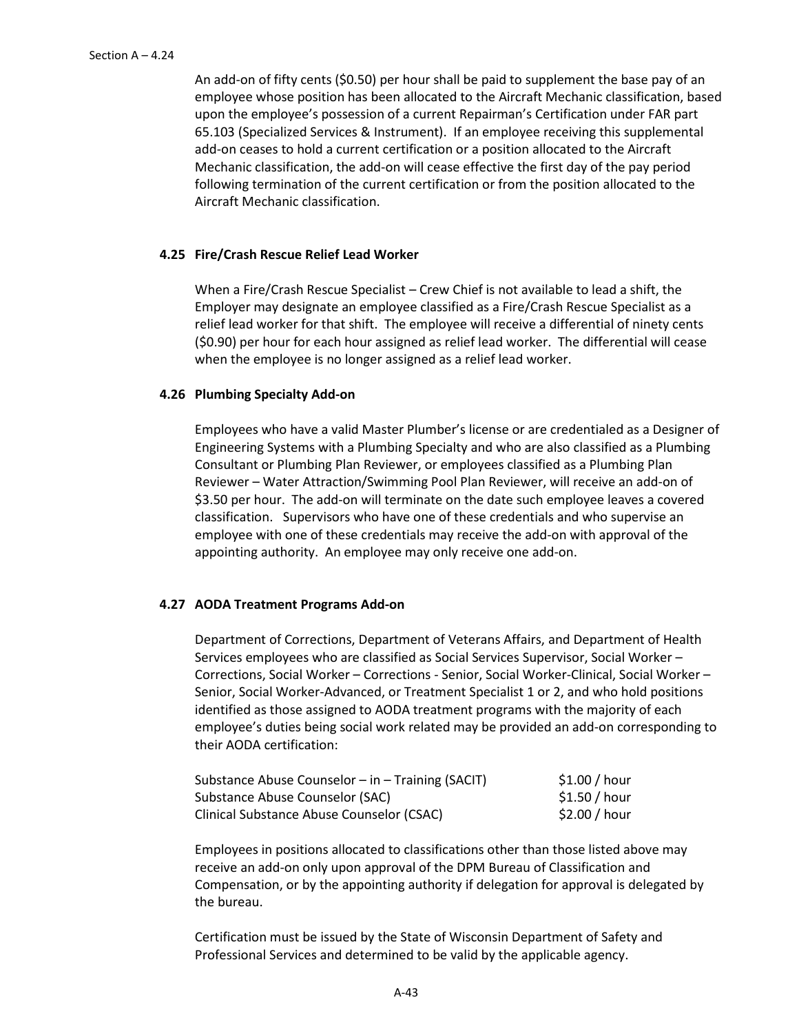An add-on of fifty cents ($0.50) per hour shall be paid to supplement the base pay of an employee whose position has been allocated to the Aircraft Mechanic classification, based upon the employee's possession of a current Repairman's Certification under FAR part 65.103 (Specialized Services & Instrument). If an employee receiving this supplemental add-on ceases to hold a current certification or a position allocated to the Aircraft Mechanic classification, the add-on will cease effective the first day of the pay period following termination of the current certification or from the position allocated to the Aircraft Mechanic classification.

### 4.25 Fire/Crash Rescue Relief Lead Worker

When a Fire/Crash Rescue Specialist – Crew Chief is not available to lead a shift, the Employer may designate an employee classified as a Fire/Crash Rescue Specialist as a relief lead worker for that shift. The employee will receive a differential of ninety cents ($0.90) per hour for each hour assigned as relief lead worker. The differential will cease when the employee is no longer assigned as a relief lead worker.

### 4.26 Plumbing Specialty Add-on

Employees who have a valid Master Plumber's license or are credentialed as a Designer of Engineering Systems with a Plumbing Specialty and who are also classified as a Plumbing Consultant or Plumbing Plan Reviewer, or employees classified as a Plumbing Plan Reviewer – Water Attraction/Swimming Pool Plan Reviewer, will receive an add-on of $3.50 per hour. The add-on will terminate on the date such employee leaves a covered classification. Supervisors who have one of these credentials and who supervise an employee with one of these credentials may receive the add-on with approval of the appointing authority. An employee may only receive one add-on.

### 4.27 AODA Treatment Programs Add-on

Department of Corrections, Department of Veterans Affairs, and Department of Health Services employees who are classified as Social Services Supervisor, Social Worker – Corrections, Social Worker – Corrections - Senior, Social Worker-Clinical, Social Worker – Senior, Social Worker-Advanced, or Treatment Specialist 1 or 2, and who hold positions identified as those assigned to AODA treatment programs with the majority of each employee's duties being social work related may be provided an add-on corresponding to their AODA certification:

| Certification | Add-on |
|---|---|
| Substance Abuse Counselor – in – Training (SACIT) | $1.00 / hour |
| Substance Abuse Counselor (SAC) | $1.50 / hour |
| Clinical Substance Abuse Counselor (CSAC) | $2.00 / hour |

Employees in positions allocated to classifications other than those listed above may receive an add-on only upon approval of the DPM Bureau of Classification and Compensation, or by the appointing authority if delegation for approval is delegated by the bureau.

Certification must be issued by the State of Wisconsin Department of Safety and Professional Services and determined to be valid by the applicable agency.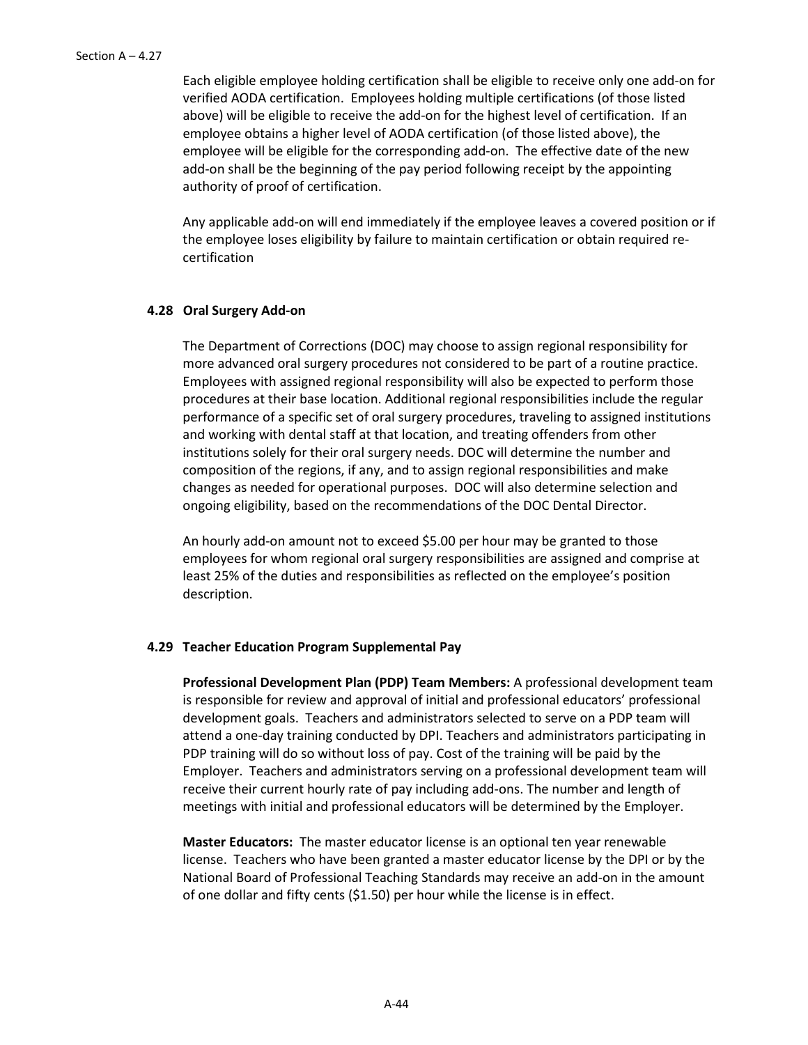Each eligible employee holding certification shall be eligible to receive only one add-on for verified AODA certification. Employees holding multiple certifications (of those listed above) will be eligible to receive the add-on for the highest level of certification. If an employee obtains a higher level of AODA certification (of those listed above), the employee will be eligible for the corresponding add-on. The effective date of the new add-on shall be the beginning of the pay period following receipt by the appointing authority of proof of certification.

Any applicable add-on will end immediately if the employee leaves a covered position or if the employee loses eligibility by failure to maintain certification or obtain required re-certification

### 4.28 Oral Surgery Add-on

The Department of Corrections (DOC) may choose to assign regional responsibility for more advanced oral surgery procedures not considered to be part of a routine practice. Employees with assigned regional responsibility will also be expected to perform those procedures at their base location. Additional regional responsibilities include the regular performance of a specific set of oral surgery procedures, traveling to assigned institutions and working with dental staff at that location, and treating offenders from other institutions solely for their oral surgery needs. DOC will determine the number and composition of the regions, if any, and to assign regional responsibilities and make changes as needed for operational purposes. DOC will also determine selection and ongoing eligibility, based on the recommendations of the DOC Dental Director.

An hourly add-on amount not to exceed $5.00 per hour may be granted to those employees for whom regional oral surgery responsibilities are assigned and comprise at least 25% of the duties and responsibilities as reflected on the employee's position description.

### 4.29 Teacher Education Program Supplemental Pay

**Professional Development Plan (PDP) Team Members:** A professional development team is responsible for review and approval of initial and professional educators' professional development goals. Teachers and administrators selected to serve on a PDP team will attend a one-day training conducted by DPI. Teachers and administrators participating in PDP training will do so without loss of pay. Cost of the training will be paid by the Employer. Teachers and administrators serving on a professional development team will receive their current hourly rate of pay including add-ons. The number and length of meetings with initial and professional educators will be determined by the Employer.

**Master Educators:** The master educator license is an optional ten year renewable license. Teachers who have been granted a master educator license by the DPI or by the National Board of Professional Teaching Standards may receive an add-on in the amount of one dollar and fifty cents ($1.50) per hour while the license is in effect.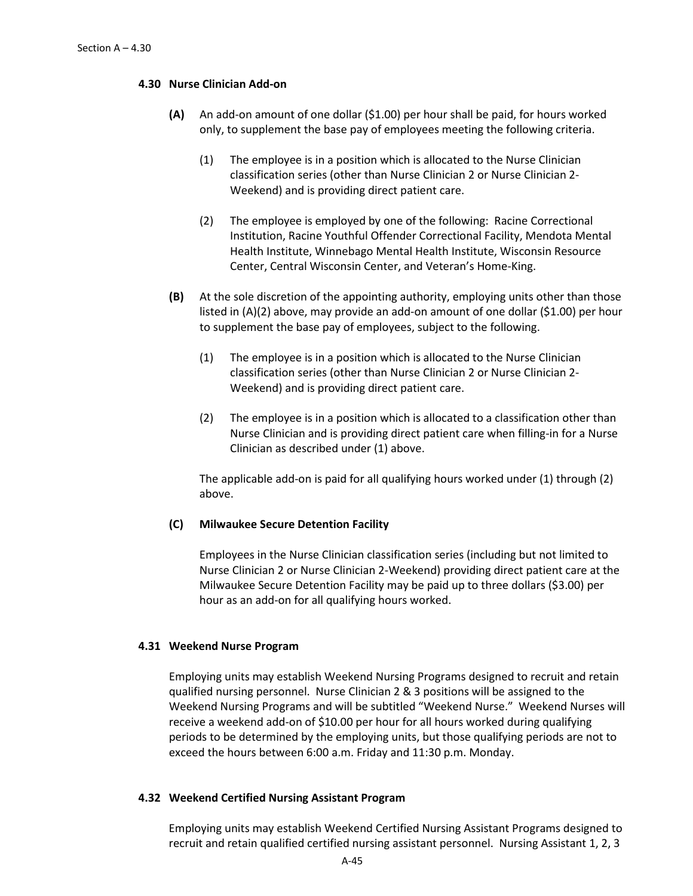### 4.30 Nurse Clinician Add-on

**(A)** An add-on amount of one dollar ($1.00) per hour shall be paid, for hours worked only, to supplement the base pay of employees meeting the following criteria.

(1) The employee is in a position which is allocated to the Nurse Clinician classification series (other than Nurse Clinician 2 or Nurse Clinician 2-Weekend) and is providing direct patient care.

(2) The employee is employed by one of the following: Racine Correctional Institution, Racine Youthful Offender Correctional Facility, Mendota Mental Health Institute, Winnebago Mental Health Institute, Wisconsin Resource Center, Central Wisconsin Center, and Veteran's Home-King.

**(B)** At the sole discretion of the appointing authority, employing units other than those listed in (A)(2) above, may provide an add-on amount of one dollar ($1.00) per hour to supplement the base pay of employees, subject to the following.

(1) The employee is in a position which is allocated to the Nurse Clinician classification series (other than Nurse Clinician 2 or Nurse Clinician 2-Weekend) and is providing direct patient care.

(2) The employee is in a position which is allocated to a classification other than Nurse Clinician and is providing direct patient care when filling-in for a Nurse Clinician as described under (1) above.

The applicable add-on is paid for all qualifying hours worked under (1) through (2) above.

**(C) Milwaukee Secure Detention Facility**

Employees in the Nurse Clinician classification series (including but not limited to Nurse Clinician 2 or Nurse Clinician 2-Weekend) providing direct patient care at the Milwaukee Secure Detention Facility may be paid up to three dollars ($3.00) per hour as an add-on for all qualifying hours worked.

### 4.31 Weekend Nurse Program

Employing units may establish Weekend Nursing Programs designed to recruit and retain qualified nursing personnel. Nurse Clinician 2 & 3 positions will be assigned to the Weekend Nursing Programs and will be subtitled "Weekend Nurse." Weekend Nurses will receive a weekend add-on of $10.00 per hour for all hours worked during qualifying periods to be determined by the employing units, but those qualifying periods are not to exceed the hours between 6:00 a.m. Friday and 11:30 p.m. Monday.

### 4.32 Weekend Certified Nursing Assistant Program

Employing units may establish Weekend Certified Nursing Assistant Programs designed to recruit and retain qualified certified nursing assistant personnel. Nursing Assistant 1, 2, 3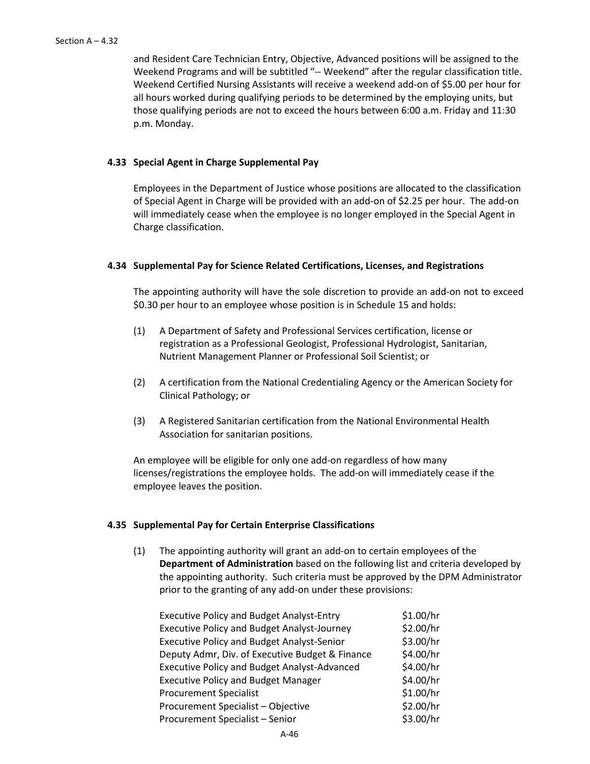and Resident Care Technician Entry, Objective, Advanced positions will be assigned to the Weekend Programs and will be subtitled "-- Weekend" after the regular classification title. Weekend Certified Nursing Assistants will receive a weekend add-on of $5.00 per hour for all hours worked during qualifying periods to be determined by the employing units, but those qualifying periods are not to exceed the hours between 6:00 a.m. Friday and 11:30 p.m. Monday.

### 4.33 Special Agent in Charge Supplemental Pay

Employees in the Department of Justice whose positions are allocated to the classification of Special Agent in Charge will be provided with an add-on of $2.25 per hour. The add-on will immediately cease when the employee is no longer employed in the Special Agent in Charge classification.

### 4.34 Supplemental Pay for Science Related Certifications, Licenses, and Registrations

The appointing authority will have the sole discretion to provide an add-on not to exceed $0.30 per hour to an employee whose position is in Schedule 15 and holds:

(1) A Department of Safety and Professional Services certification, license or registration as a Professional Geologist, Professional Hydrologist, Sanitarian, Nutrient Management Planner or Professional Soil Scientist; or

(2) A certification from the National Credentialing Agency or the American Society for Clinical Pathology; or

(3) A Registered Sanitarian certification from the National Environmental Health Association for sanitarian positions.

An employee will be eligible for only one add-on regardless of how many licenses/registrations the employee holds. The add-on will immediately cease if the employee leaves the position.

### 4.35 Supplemental Pay for Certain Enterprise Classifications

(1) The appointing authority will grant an add-on to certain employees of the **Department of Administration** based on the following list and criteria developed by the appointing authority. Such criteria must be approved by the DPM Administrator prior to the granting of any add-on under these provisions:

| | |
|---|---|
| Executive Policy and Budget Analyst-Entry | $1.00/hr |
| Executive Policy and Budget Analyst-Journey | $2.00/hr |
| Executive Policy and Budget Analyst-Senior | $3.00/hr |
| Deputy Admr, Div. of Executive Budget & Finance | $4.00/hr |
| Executive Policy and Budget Analyst-Advanced | $4.00/hr |
| Executive Policy and Budget Manager | $4.00/hr |
| Procurement Specialist | $1.00/hr |
| Procurement Specialist – Objective | $2.00/hr |
| Procurement Specialist – Senior | $3.00/hr |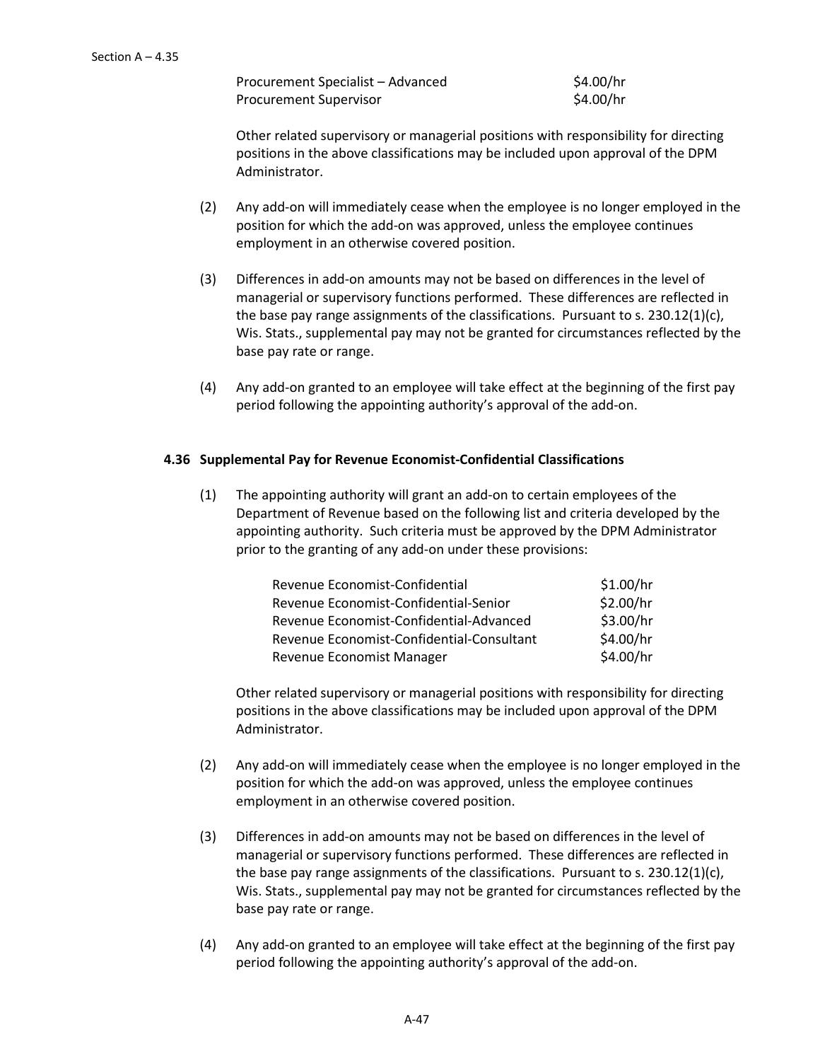| | |
|---|---|
| Procurement Specialist – Advanced | $4.00/hr |
| Procurement Supervisor | $4.00/hr |

Other related supervisory or managerial positions with responsibility for directing positions in the above classifications may be included upon approval of the DPM Administrator.

(2) Any add-on will immediately cease when the employee is no longer employed in the position for which the add-on was approved, unless the employee continues employment in an otherwise covered position.

(3) Differences in add-on amounts may not be based on differences in the level of managerial or supervisory functions performed. These differences are reflected in the base pay range assignments of the classifications. Pursuant to s. 230.12(1)(c), Wis. Stats., supplemental pay may not be granted for circumstances reflected by the base pay rate or range.

(4) Any add-on granted to an employee will take effect at the beginning of the first pay period following the appointing authority's approval of the add-on.

### 4.36 Supplemental Pay for Revenue Economist-Confidential Classifications

(1) The appointing authority will grant an add-on to certain employees of the Department of Revenue based on the following list and criteria developed by the appointing authority. Such criteria must be approved by the DPM Administrator prior to the granting of any add-on under these provisions:

| | |
|---|---|
| Revenue Economist-Confidential | $1.00/hr |
| Revenue Economist-Confidential-Senior | $2.00/hr |
| Revenue Economist-Confidential-Advanced | $3.00/hr |
| Revenue Economist-Confidential-Consultant | $4.00/hr |
| Revenue Economist Manager | $4.00/hr |

Other related supervisory or managerial positions with responsibility for directing positions in the above classifications may be included upon approval of the DPM Administrator.

(2) Any add-on will immediately cease when the employee is no longer employed in the position for which the add-on was approved, unless the employee continues employment in an otherwise covered position.

(3) Differences in add-on amounts may not be based on differences in the level of managerial or supervisory functions performed. These differences are reflected in the base pay range assignments of the classifications. Pursuant to s. 230.12(1)(c), Wis. Stats., supplemental pay may not be granted for circumstances reflected by the base pay rate or range.

(4) Any add-on granted to an employee will take effect at the beginning of the first pay period following the appointing authority's approval of the add-on.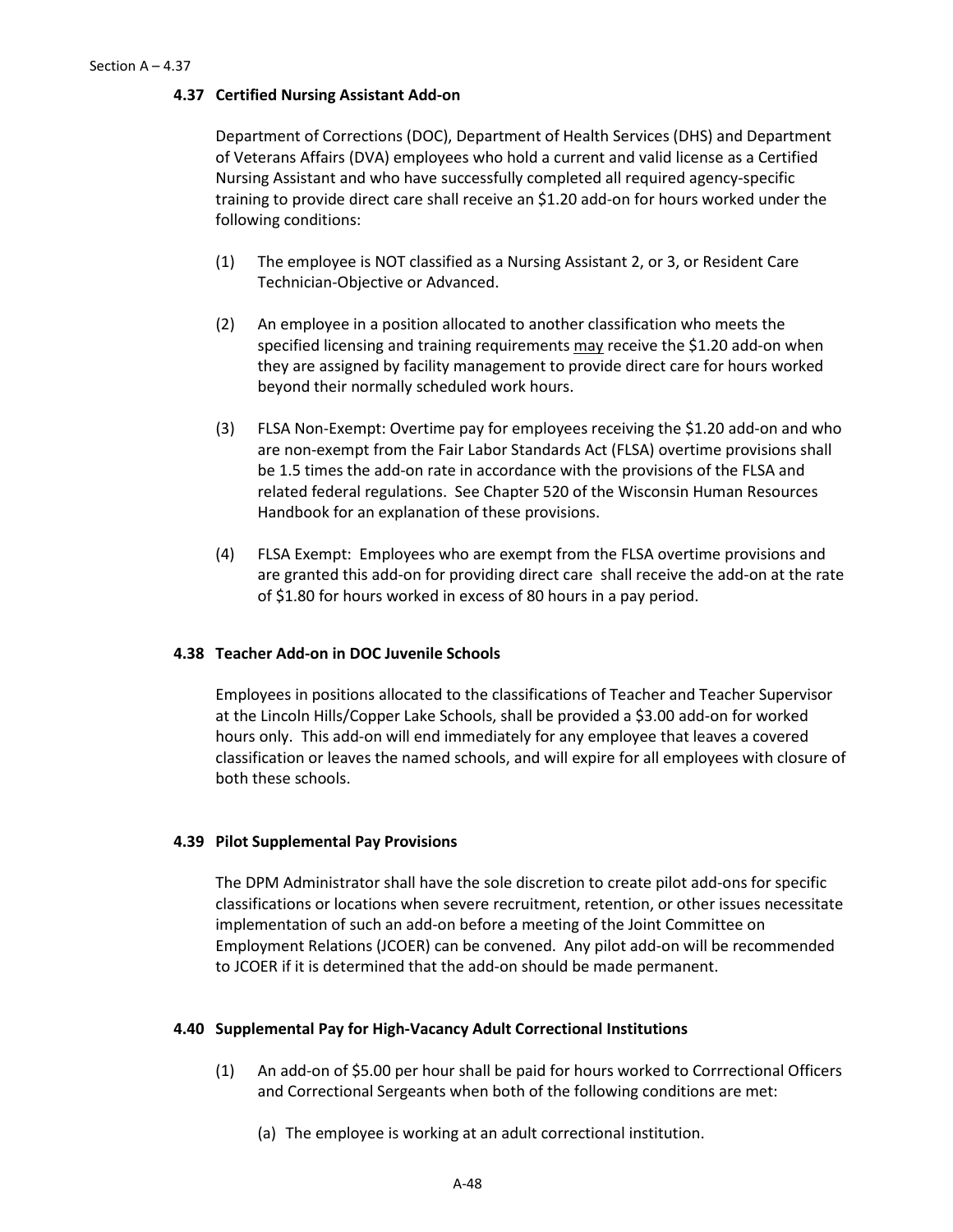### 4.37 Certified Nursing Assistant Add-on

Department of Corrections (DOC), Department of Health Services (DHS) and Department of Veterans Affairs (DVA) employees who hold a current and valid license as a Certified Nursing Assistant and who have successfully completed all required agency-specific training to provide direct care shall receive an $1.20 add-on for hours worked under the following conditions:

(1) The employee is NOT classified as a Nursing Assistant 2, or 3, or Resident Care Technician-Objective or Advanced.

(2) An employee in a position allocated to another classification who meets the specified licensing and training requirements may receive the $1.20 add-on when they are assigned by facility management to provide direct care for hours worked beyond their normally scheduled work hours.

(3) FLSA Non-Exempt: Overtime pay for employees receiving the $1.20 add-on and who are non-exempt from the Fair Labor Standards Act (FLSA) overtime provisions shall be 1.5 times the add-on rate in accordance with the provisions of the FLSA and related federal regulations. See Chapter 520 of the Wisconsin Human Resources Handbook for an explanation of these provisions.

(4) FLSA Exempt: Employees who are exempt from the FLSA overtime provisions and are granted this add-on for providing direct care shall receive the add-on at the rate of $1.80 for hours worked in excess of 80 hours in a pay period.

### 4.38 Teacher Add-on in DOC Juvenile Schools

Employees in positions allocated to the classifications of Teacher and Teacher Supervisor at the Lincoln Hills/Copper Lake Schools, shall be provided a $3.00 add-on for worked hours only. This add-on will end immediately for any employee that leaves a covered classification or leaves the named schools, and will expire for all employees with closure of both these schools.

### 4.39 Pilot Supplemental Pay Provisions

The DPM Administrator shall have the sole discretion to create pilot add-ons for specific classifications or locations when severe recruitment, retention, or other issues necessitate implementation of such an add-on before a meeting of the Joint Committee on Employment Relations (JCOER) can be convened. Any pilot add-on will be recommended to JCOER if it is determined that the add-on should be made permanent.

### 4.40 Supplemental Pay for High-Vacancy Adult Correctional Institutions

(1) An add-on of $5.00 per hour shall be paid for hours worked to Corrrectional Officers and Correctional Sergeants when both of the following conditions are met:

(a) The employee is working at an adult correctional institution.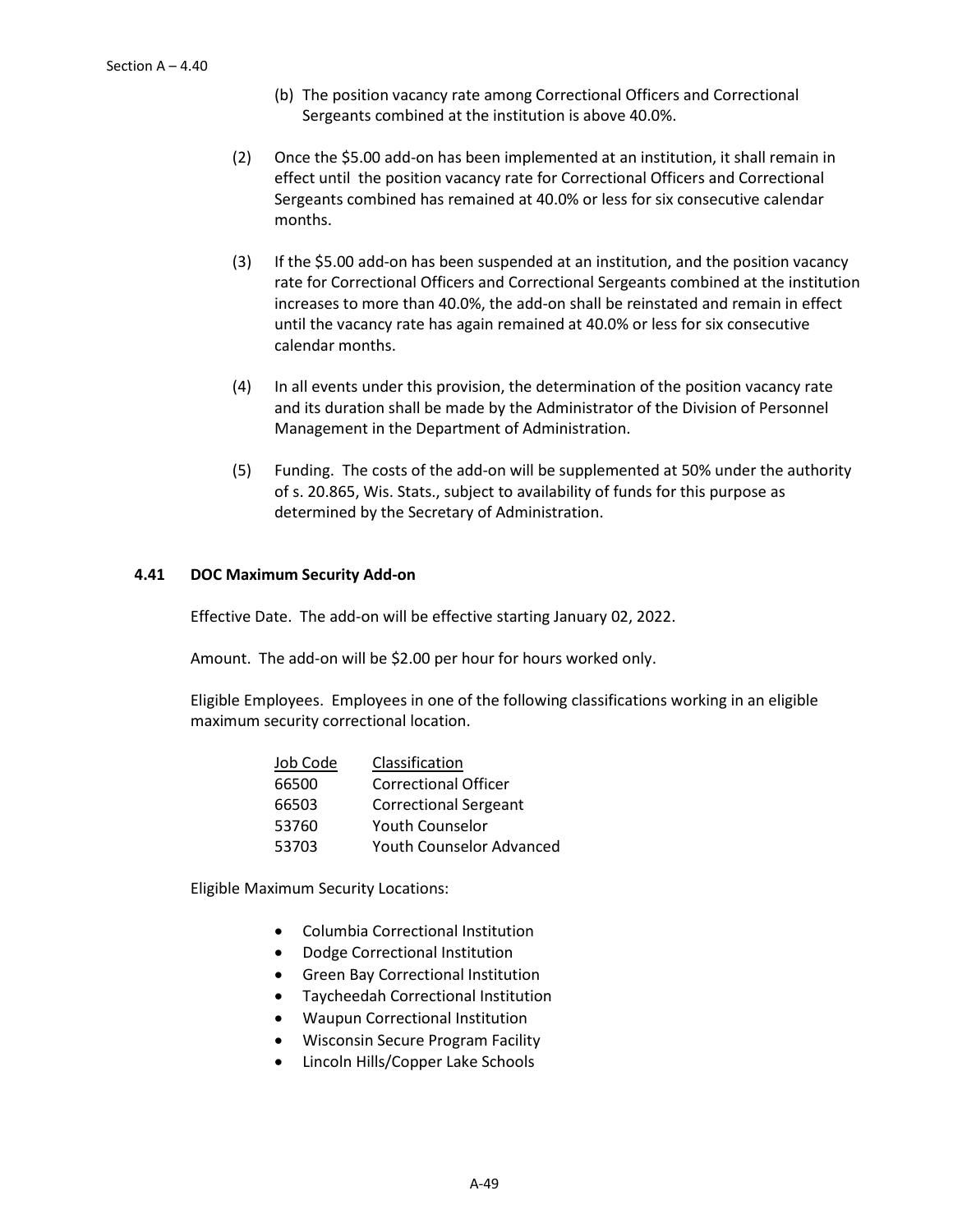(b) The position vacancy rate among Correctional Officers and Correctional Sergeants combined at the institution is above 40.0%.

(2) Once the $5.00 add-on has been implemented at an institution, it shall remain in effect until the position vacancy rate for Correctional Officers and Correctional Sergeants combined has remained at 40.0% or less for six consecutive calendar months.

(3) If the $5.00 add-on has been suspended at an institution, and the position vacancy rate for Correctional Officers and Correctional Sergeants combined at the institution increases to more than 40.0%, the add-on shall be reinstated and remain in effect until the vacancy rate has again remained at 40.0% or less for six consecutive calendar months.

(4) In all events under this provision, the determination of the position vacancy rate and its duration shall be made by the Administrator of the Division of Personnel Management in the Department of Administration.

(5) Funding. The costs of the add-on will be supplemented at 50% under the authority of s. 20.865, Wis. Stats., subject to availability of funds for this purpose as determined by the Secretary of Administration.

### 4.41 DOC Maximum Security Add-on

Effective Date. The add-on will be effective starting January 02, 2022.

Amount. The add-on will be $2.00 per hour for hours worked only.

Eligible Employees. Employees in one of the following classifications working in an eligible maximum security correctional location.

| Job Code | Classification |
|---|---|
| 66500 | Correctional Officer |
| 66503 | Correctional Sergeant |
| 53760 | Youth Counselor |
| 53703 | Youth Counselor Advanced |

Eligible Maximum Security Locations:

- Columbia Correctional Institution
- Dodge Correctional Institution
- Green Bay Correctional Institution
- Taycheedah Correctional Institution
- Waupun Correctional Institution
- Wisconsin Secure Program Facility
- Lincoln Hills/Copper Lake Schools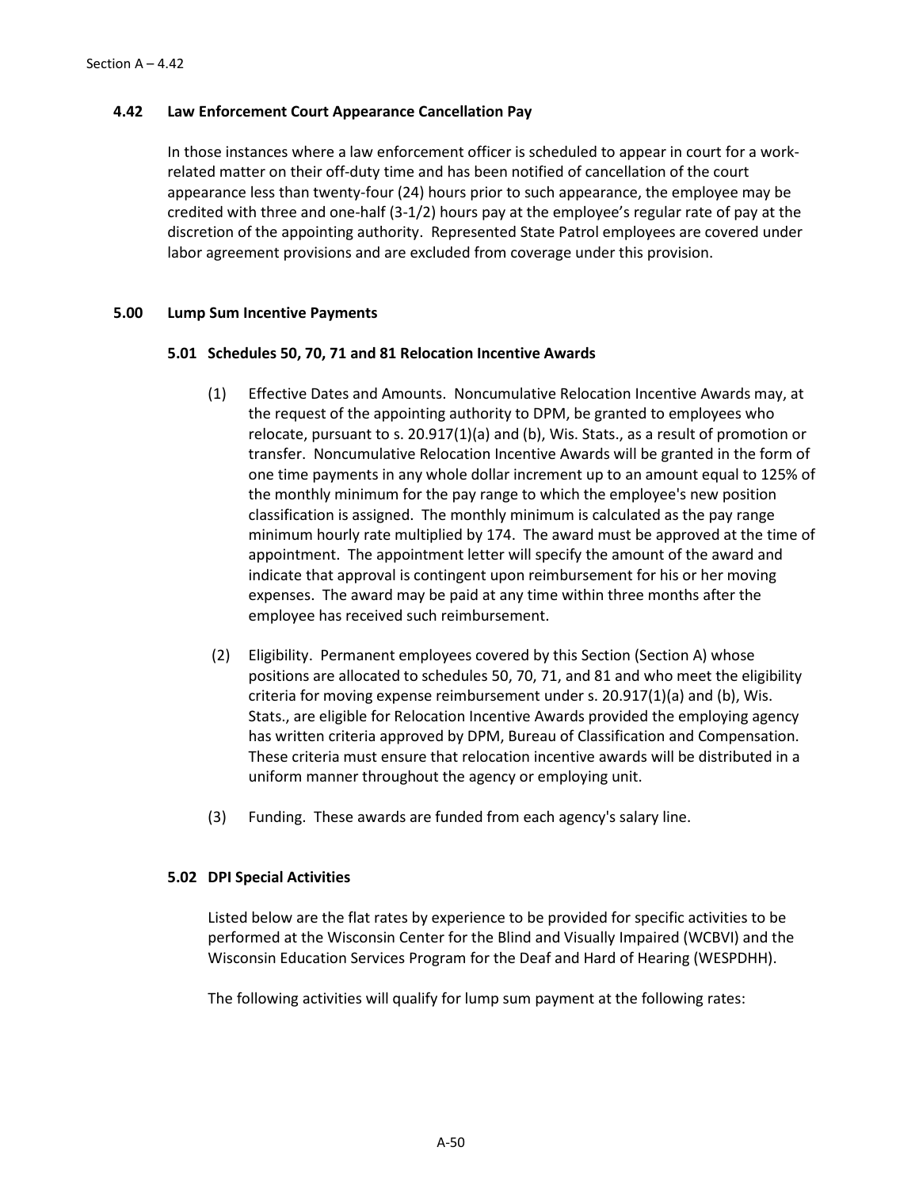### 4.42 Law Enforcement Court Appearance Cancellation Pay

In those instances where a law enforcement officer is scheduled to appear in court for a work-related matter on their off-duty time and has been notified of cancellation of the court appearance less than twenty-four (24) hours prior to such appearance, the employee may be credited with three and one-half (3-1/2) hours pay at the employee's regular rate of pay at the discretion of the appointing authority. Represented State Patrol employees are covered under labor agreement provisions and are excluded from coverage under this provision.

## 5.00 Lump Sum Incentive Payments

### 5.01 Schedules 50, 70, 71 and 81 Relocation Incentive Awards

(1) Effective Dates and Amounts. Noncumulative Relocation Incentive Awards may, at the request of the appointing authority to DPM, be granted to employees who relocate, pursuant to s. 20.917(1)(a) and (b), Wis. Stats., as a result of promotion or transfer. Noncumulative Relocation Incentive Awards will be granted in the form of one time payments in any whole dollar increment up to an amount equal to 125% of the monthly minimum for the pay range to which the employee's new position classification is assigned. The monthly minimum is calculated as the pay range minimum hourly rate multiplied by 174. The award must be approved at the time of appointment. The appointment letter will specify the amount of the award and indicate that approval is contingent upon reimbursement for his or her moving expenses. The award may be paid at any time within three months after the employee has received such reimbursement.

(2) Eligibility. Permanent employees covered by this Section (Section A) whose positions are allocated to schedules 50, 70, 71, and 81 and who meet the eligibility criteria for moving expense reimbursement under s. 20.917(1)(a) and (b), Wis. Stats., are eligible for Relocation Incentive Awards provided the employing agency has written criteria approved by DPM, Bureau of Classification and Compensation. These criteria must ensure that relocation incentive awards will be distributed in a uniform manner throughout the agency or employing unit.

(3) Funding. These awards are funded from each agency's salary line.

### 5.02 DPI Special Activities

Listed below are the flat rates by experience to be provided for specific activities to be performed at the Wisconsin Center for the Blind and Visually Impaired (WCBVI) and the Wisconsin Education Services Program for the Deaf and Hard of Hearing (WESPDHH).

The following activities will qualify for lump sum payment at the following rates: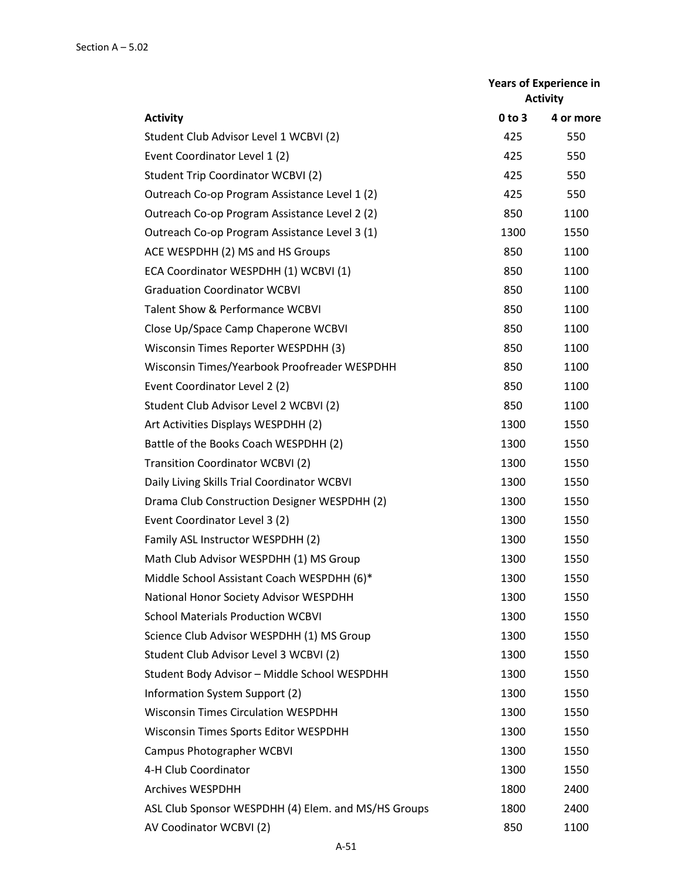Section A – 5.02

| Activity | Years of Experience in Activity | |
|---|---|---|
| | 0 to 3 | 4 or more |
| Student Club Advisor Level 1 WCBVI (2) | 425 | 550 |
| Event Coordinator Level 1 (2) | 425 | 550 |
| Student Trip Coordinator WCBVI (2) | 425 | 550 |
| Outreach Co-op Program Assistance Level 1 (2) | 425 | 550 |
| Outreach Co-op Program Assistance Level 2 (2) | 850 | 1100 |
| Outreach Co-op Program Assistance Level 3 (1) | 1300 | 1550 |
| ACE WESPDHH (2) MS and HS Groups | 850 | 1100 |
| ECA Coordinator WESPDHH (1) WCBVI (1) | 850 | 1100 |
| Graduation Coordinator WCBVI | 850 | 1100 |
| Talent Show & Performance WCBVI | 850 | 1100 |
| Close Up/Space Camp Chaperone WCBVI | 850 | 1100 |
| Wisconsin Times Reporter WESPDHH (3) | 850 | 1100 |
| Wisconsin Times/Yearbook Proofreader WESPDHH | 850 | 1100 |
| Event Coordinator Level 2 (2) | 850 | 1100 |
| Student Club Advisor Level 2 WCBVI (2) | 850 | 1100 |
| Art Activities Displays WESPDHH (2) | 1300 | 1550 |
| Battle of the Books Coach WESPDHH (2) | 1300 | 1550 |
| Transition Coordinator WCBVI (2) | 1300 | 1550 |
| Daily Living Skills Trial Coordinator WCBVI | 1300 | 1550 |
| Drama Club Construction Designer WESPDHH (2) | 1300 | 1550 |
| Event Coordinator Level 3 (2) | 1300 | 1550 |
| Family ASL Instructor WESPDHH (2) | 1300 | 1550 |
| Math Club Advisor WESPDHH (1) MS Group | 1300 | 1550 |
| Middle School Assistant Coach WESPDHH (6)* | 1300 | 1550 |
| National Honor Society Advisor WESPDHH | 1300 | 1550 |
| School Materials Production WCBVI | 1300 | 1550 |
| Science Club Advisor WESPDHH (1) MS Group | 1300 | 1550 |
| Student Club Advisor Level 3 WCBVI (2) | 1300 | 1550 |
| Student Body Advisor – Middle School WESPDHH | 1300 | 1550 |
| Information System Support (2) | 1300 | 1550 |
| Wisconsin Times Circulation WESPDHH | 1300 | 1550 |
| Wisconsin Times Sports Editor WESPDHH | 1300 | 1550 |
| Campus Photographer WCBVI | 1300 | 1550 |
| 4-H Club Coordinator | 1300 | 1550 |
| Archives WESPDHH | 1800 | 2400 |
| ASL Club Sponsor WESPDHH (4) Elem. and MS/HS Groups | 1800 | 2400 |
| AV Coodinator WCBVI (2) | 850 | 1100 |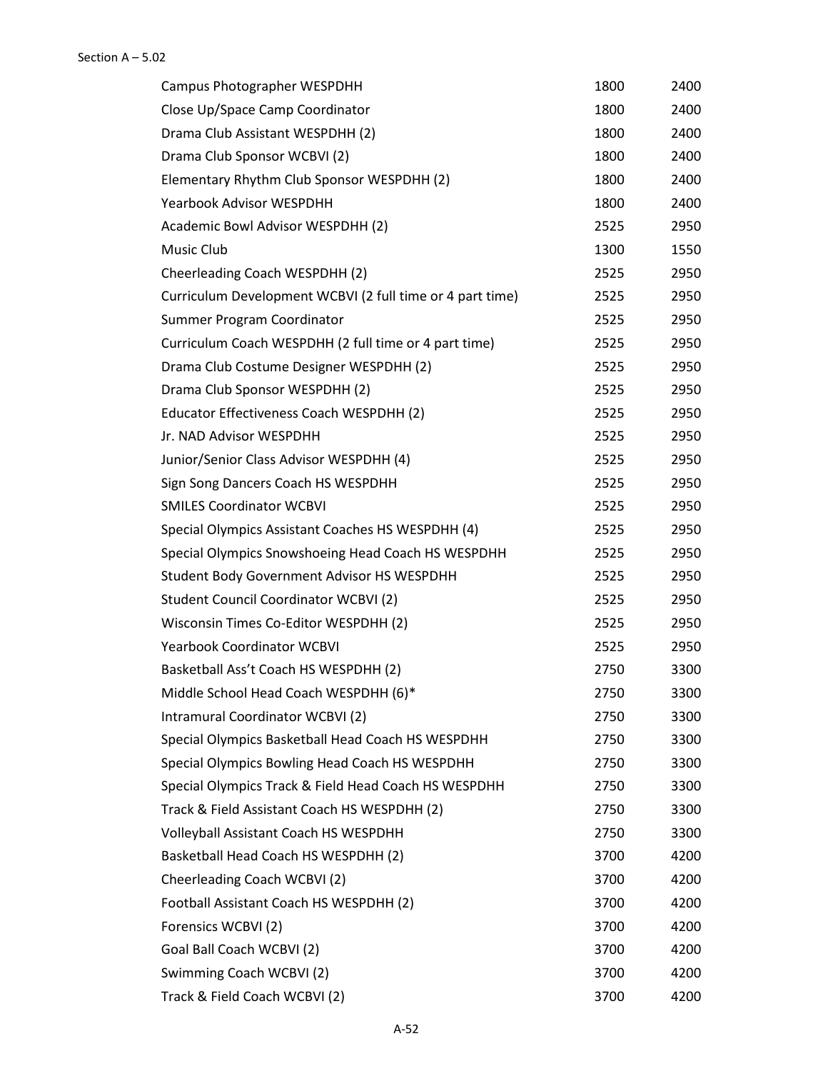| | | |
|---|---|---|
| Campus Photographer WESPDHH | 1800 | 2400 |
| Close Up/Space Camp Coordinator | 1800 | 2400 |
| Drama Club Assistant WESPDHH (2) | 1800 | 2400 |
| Drama Club Sponsor WCBVI (2) | 1800 | 2400 |
| Elementary Rhythm Club Sponsor WESPDHH (2) | 1800 | 2400 |
| Yearbook Advisor WESPDHH | 1800 | 2400 |
| Academic Bowl Advisor WESPDHH (2) | 2525 | 2950 |
| Music Club | 1300 | 1550 |
| Cheerleading Coach WESPDHH (2) | 2525 | 2950 |
| Curriculum Development WCBVI (2 full time or 4 part time) | 2525 | 2950 |
| Summer Program Coordinator | 2525 | 2950 |
| Curriculum Coach WESPDHH (2 full time or 4 part time) | 2525 | 2950 |
| Drama Club Costume Designer WESPDHH (2) | 2525 | 2950 |
| Drama Club Sponsor WESPDHH (2) | 2525 | 2950 |
| Educator Effectiveness Coach WESPDHH (2) | 2525 | 2950 |
| Jr. NAD Advisor WESPDHH | 2525 | 2950 |
| Junior/Senior Class Advisor WESPDHH (4) | 2525 | 2950 |
| Sign Song Dancers Coach HS WESPDHH | 2525 | 2950 |
| SMILES Coordinator WCBVI | 2525 | 2950 |
| Special Olympics Assistant Coaches HS WESPDHH (4) | 2525 | 2950 |
| Special Olympics Snowshoeing Head Coach HS WESPDHH | 2525 | 2950 |
| Student Body Government Advisor HS WESPDHH | 2525 | 2950 |
| Student Council Coordinator WCBVI (2) | 2525 | 2950 |
| Wisconsin Times Co-Editor WESPDHH (2) | 2525 | 2950 |
| Yearbook Coordinator WCBVI | 2525 | 2950 |
| Basketball Ass't Coach HS WESPDHH (2) | 2750 | 3300 |
| Middle School Head Coach WESPDHH (6)* | 2750 | 3300 |
| Intramural Coordinator WCBVI (2) | 2750 | 3300 |
| Special Olympics Basketball Head Coach HS WESPDHH | 2750 | 3300 |
| Special Olympics Bowling Head Coach HS WESPDHH | 2750 | 3300 |
| Special Olympics Track & Field Head Coach HS WESPDHH | 2750 | 3300 |
| Track & Field Assistant Coach HS WESPDHH (2) | 2750 | 3300 |
| Volleyball Assistant Coach HS WESPDHH | 2750 | 3300 |
| Basketball Head Coach HS WESPDHH (2) | 3700 | 4200 |
| Cheerleading Coach WCBVI (2) | 3700 | 4200 |
| Football Assistant Coach HS WESPDHH (2) | 3700 | 4200 |
| Forensics WCBVI (2) | 3700 | 4200 |
| Goal Ball Coach WCBVI (2) | 3700 | 4200 |
| Swimming Coach WCBVI (2) | 3700 | 4200 |
| Track & Field Coach WCBVI (2) | 3700 | 4200 |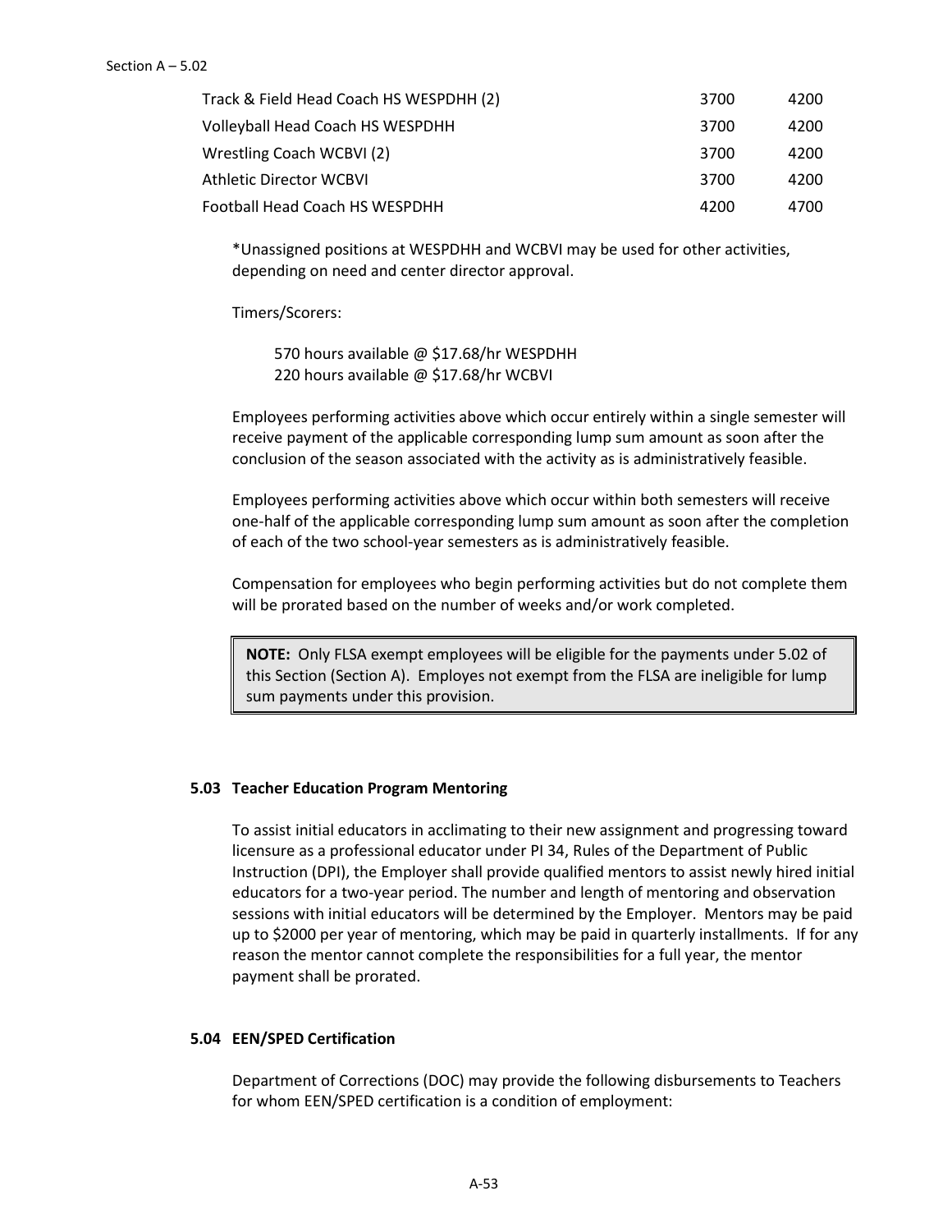| | | |
|---|---|---|
| Track & Field Head Coach HS WESPDHH (2) | 3700 | 4200 |
| Volleyball Head Coach HS WESPDHH | 3700 | 4200 |
| Wrestling Coach WCBVI (2) | 3700 | 4200 |
| Athletic Director WCBVI | 3700 | 4200 |
| Football Head Coach HS WESPDHH | 4200 | 4700 |

*Unassigned positions at WESPDHH and WCBVI may be used for other activities, depending on need and center director approval.

Timers/Scorers:

570 hours available @ $17.68/hr WESPDHH
220 hours available @ $17.68/hr WCBVI

Employees performing activities above which occur entirely within a single semester will receive payment of the applicable corresponding lump sum amount as soon after the conclusion of the season associated with the activity as is administratively feasible.

Employees performing activities above which occur within both semesters will receive one-half of the applicable corresponding lump sum amount as soon after the completion of each of the two school-year semesters as is administratively feasible.

Compensation for employees who begin performing activities but do not complete them will be prorated based on the number of weeks and/or work completed.

> **NOTE:** Only FLSA exempt employees will be eligible for the payments under 5.02 of this Section (Section A). Employes not exempt from the FLSA are ineligible for lump sum payments under this provision.

### 5.03 Teacher Education Program Mentoring

To assist initial educators in acclimating to their new assignment and progressing toward licensure as a professional educator under PI 34, Rules of the Department of Public Instruction (DPI), the Employer shall provide qualified mentors to assist newly hired initial educators for a two-year period. The number and length of mentoring and observation sessions with initial educators will be determined by the Employer. Mentors may be paid up to $2000 per year of mentoring, which may be paid in quarterly installments. If for any reason the mentor cannot complete the responsibilities for a full year, the mentor payment shall be prorated.

### 5.04 EEN/SPED Certification

Department of Corrections (DOC) may provide the following disbursements to Teachers for whom EEN/SPED certification is a condition of employment: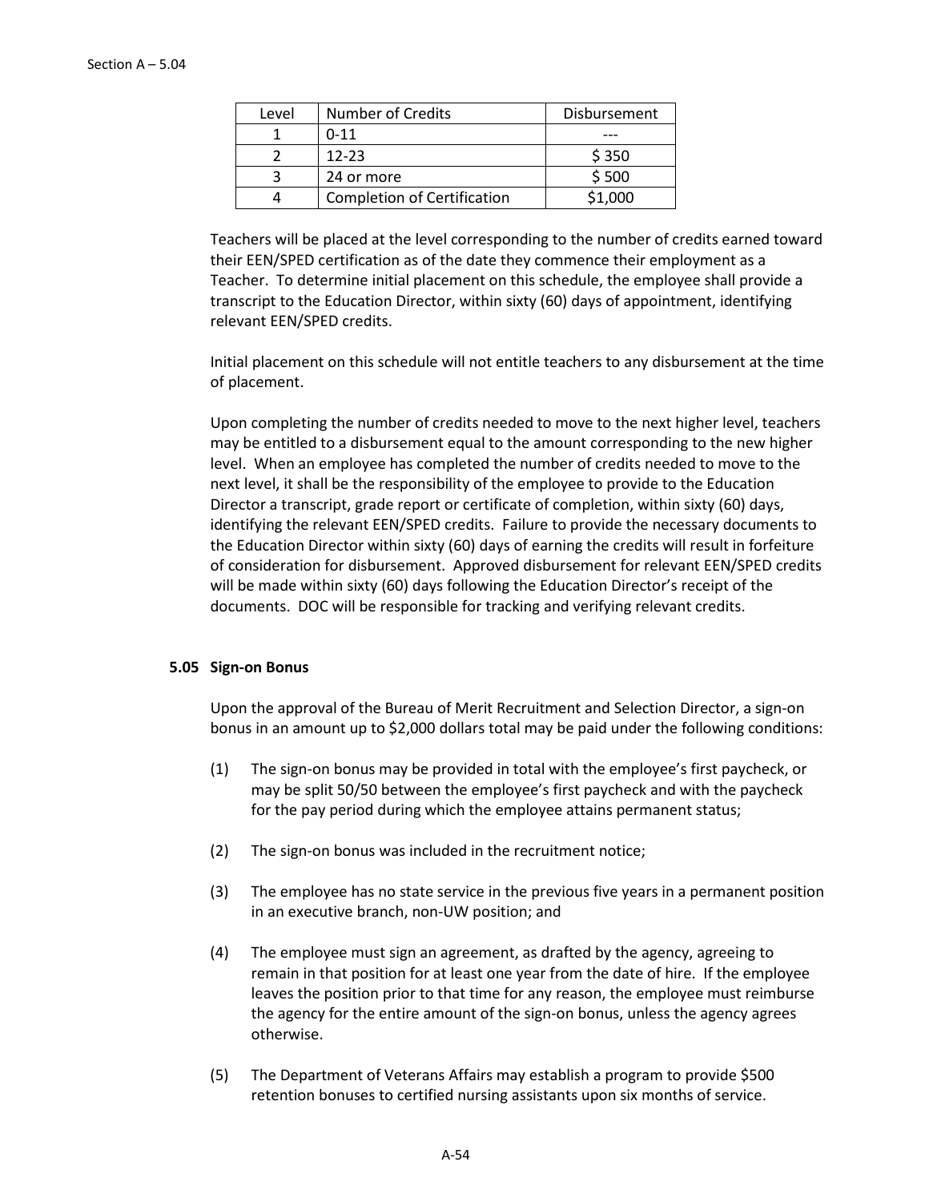| Level | Number of Credits | Disbursement |
|---|---|---|
| 1 | 0-11 | --- |
| 2 | 12-23 | $ 350 |
| 3 | 24 or more | $ 500 |
| 4 | Completion of Certification | $1,000 |

Teachers will be placed at the level corresponding to the number of credits earned toward their EEN/SPED certification as of the date they commence their employment as a Teacher. To determine initial placement on this schedule, the employee shall provide a transcript to the Education Director, within sixty (60) days of appointment, identifying relevant EEN/SPED credits.

Initial placement on this schedule will not entitle teachers to any disbursement at the time of placement.

Upon completing the number of credits needed to move to the next higher level, teachers may be entitled to a disbursement equal to the amount corresponding to the new higher level. When an employee has completed the number of credits needed to move to the next level, it shall be the responsibility of the employee to provide to the Education Director a transcript, grade report or certificate of completion, within sixty (60) days, identifying the relevant EEN/SPED credits. Failure to provide the necessary documents to the Education Director within sixty (60) days of earning the credits will result in forfeiture of consideration for disbursement. Approved disbursement for relevant EEN/SPED credits will be made within sixty (60) days following the Education Director's receipt of the documents. DOC will be responsible for tracking and verifying relevant credits.

### 5.05 Sign-on Bonus

Upon the approval of the Bureau of Merit Recruitment and Selection Director, a sign-on bonus in an amount up to $2,000 dollars total may be paid under the following conditions:

(1) The sign-on bonus may be provided in total with the employee's first paycheck, or may be split 50/50 between the employee's first paycheck and with the paycheck for the pay period during which the employee attains permanent status;

(2) The sign-on bonus was included in the recruitment notice;

(3) The employee has no state service in the previous five years in a permanent position in an executive branch, non-UW position; and

(4) The employee must sign an agreement, as drafted by the agency, agreeing to remain in that position for at least one year from the date of hire. If the employee leaves the position prior to that time for any reason, the employee must reimburse the agency for the entire amount of the sign-on bonus, unless the agency agrees otherwise.

(5) The Department of Veterans Affairs may establish a program to provide $500 retention bonuses to certified nursing assistants upon six months of service.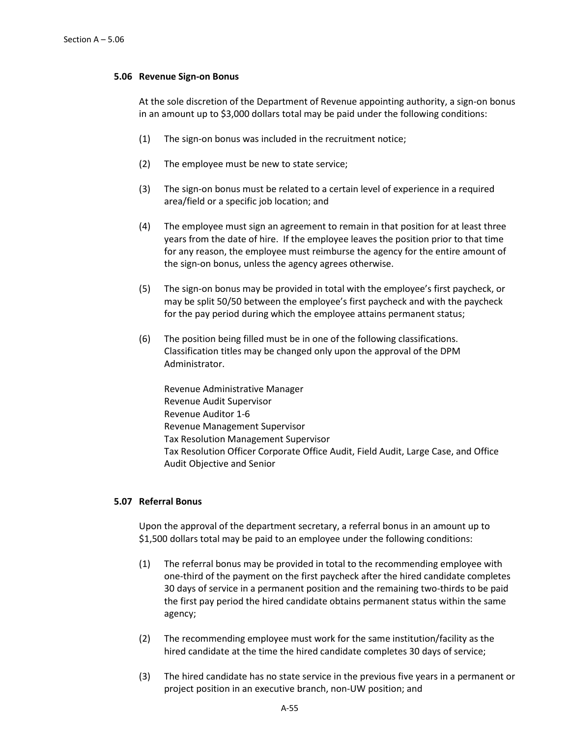### 5.06 Revenue Sign-on Bonus

At the sole discretion of the Department of Revenue appointing authority, a sign-on bonus in an amount up to $3,000 dollars total may be paid under the following conditions:

(1) The sign-on bonus was included in the recruitment notice;

(2) The employee must be new to state service;

(3) The sign-on bonus must be related to a certain level of experience in a required area/field or a specific job location; and

(4) The employee must sign an agreement to remain in that position for at least three years from the date of hire. If the employee leaves the position prior to that time for any reason, the employee must reimburse the agency for the entire amount of the sign-on bonus, unless the agency agrees otherwise.

(5) The sign-on bonus may be provided in total with the employee's first paycheck, or may be split 50/50 between the employee's first paycheck and with the paycheck for the pay period during which the employee attains permanent status;

(6) The position being filled must be in one of the following classifications. Classification titles may be changed only upon the approval of the DPM Administrator.

Revenue Administrative Manager
Revenue Audit Supervisor
Revenue Auditor 1-6
Revenue Management Supervisor
Tax Resolution Management Supervisor
Tax Resolution Officer Corporate Office Audit, Field Audit, Large Case, and Office Audit Objective and Senior

### 5.07 Referral Bonus

Upon the approval of the department secretary, a referral bonus in an amount up to $1,500 dollars total may be paid to an employee under the following conditions:

(1) The referral bonus may be provided in total to the recommending employee with one-third of the payment on the first paycheck after the hired candidate completes 30 days of service in a permanent position and the remaining two-thirds to be paid the first pay period the hired candidate obtains permanent status within the same agency;

(2) The recommending employee must work for the same institution/facility as the hired candidate at the time the hired candidate completes 30 days of service;

(3) The hired candidate has no state service in the previous five years in a permanent or project position in an executive branch, non-UW position; and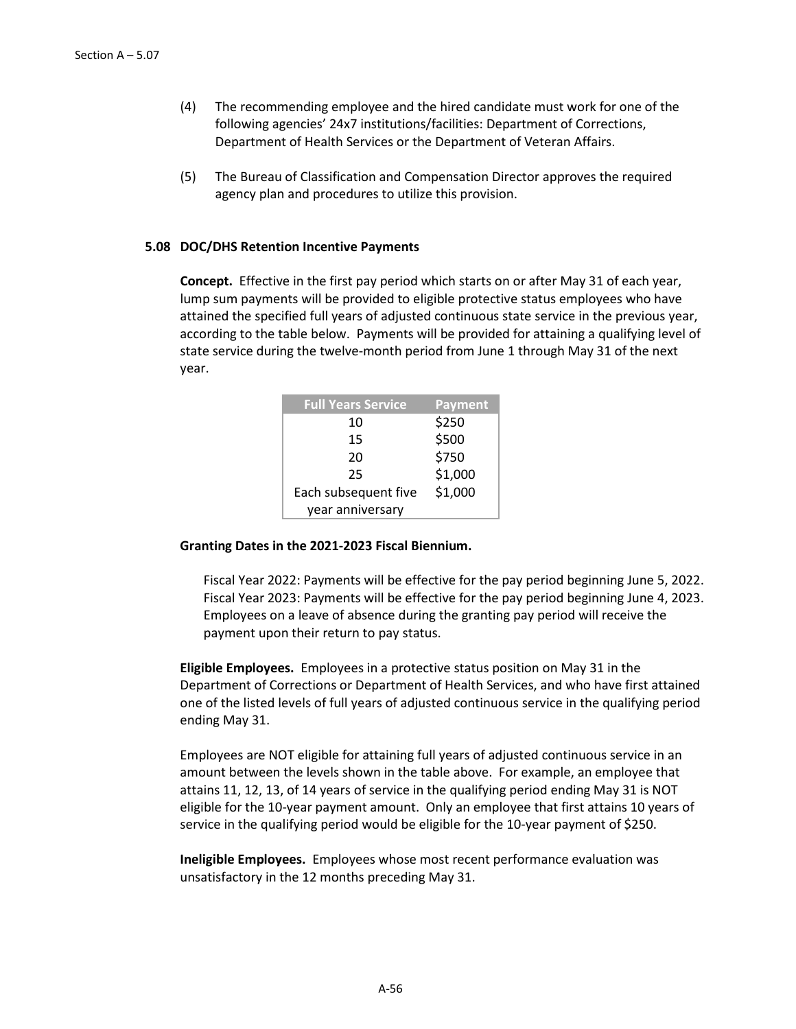Section A – 5.07

(4) The recommending employee and the hired candidate must work for one of the following agencies' 24x7 institutions/facilities: Department of Corrections, Department of Health Services or the Department of Veteran Affairs.

(5) The Bureau of Classification and Compensation Director approves the required agency plan and procedures to utilize this provision.

### 5.08 DOC/DHS Retention Incentive Payments

**Concept.** Effective in the first pay period which starts on or after May 31 of each year, lump sum payments will be provided to eligible protective status employees who have attained the specified full years of adjusted continuous state service in the previous year, according to the table below. Payments will be provided for attaining a qualifying level of state service during the twelve-month period from June 1 through May 31 of the next year.

| Full Years Service | Payment |
|---|---|
| 10 | $250 |
| 15 | $500 |
| 20 | $750 |
| 25 | $1,000 |
| Each subsequent five year anniversary | $1,000 |

**Granting Dates in the 2021-2023 Fiscal Biennium.**

Fiscal Year 2022: Payments will be effective for the pay period beginning June 5, 2022.
Fiscal Year 2023: Payments will be effective for the pay period beginning June 4, 2023.
Employees on a leave of absence during the granting pay period will receive the payment upon their return to pay status.

**Eligible Employees.** Employees in a protective status position on May 31 in the Department of Corrections or Department of Health Services, and who have first attained one of the listed levels of full years of adjusted continuous service in the qualifying period ending May 31.

Employees are NOT eligible for attaining full years of adjusted continuous service in an amount between the levels shown in the table above. For example, an employee that attains 11, 12, 13, of 14 years of service in the qualifying period ending May 31 is NOT eligible for the 10-year payment amount. Only an employee that first attains 10 years of service in the qualifying period would be eligible for the 10-year payment of $250.

**Ineligible Employees.** Employees whose most recent performance evaluation was unsatisfactory in the 12 months preceding May 31.